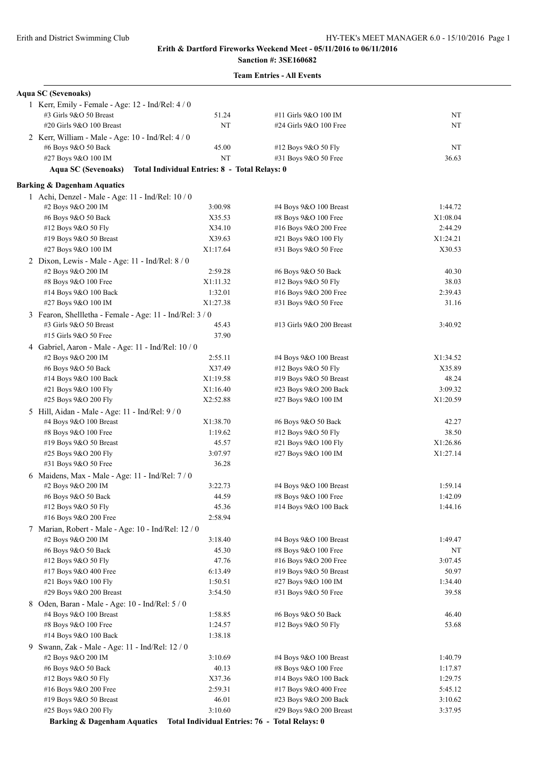**Erith & Dartford Fireworks Weekend Meet - 05/11/2016 to 06/11/2016**

**Sanction #: 3SE160682**

**Team Entries - All Events**

**Aqua SC (Sevenoaks)**

1 Kerr, Emily - Female - Age: 12 - Ind/Rel: 4 / 0

| Event | Time | Event | Time |
|---|---|---|---|
| #3 Girls 9&O 50 Breast | 51.24 | #11 Girls 9&O 100 IM | NT |
| #20 Girls 9&O 100 Breast | NT | #24 Girls 9&O 100 Free | NT |

2 Kerr, William - Male - Age: 10 - Ind/Rel: 4 / 0

| Event | Time | Event | Time |
|---|---|---|---|
| #6 Boys 9&O 50 Back | 45.00 | #12 Boys 9&O 50 Fly | NT |
| #27 Boys 9&O 100 IM | NT | #31 Boys 9&O 50 Free | 36.63 |

**Aqua SC (Sevenoaks) Total Individual Entries: 8 - Total Relays: 0**

**Barking & Dagenham Aquatics**

1 Achi, Denzel - Male - Age: 11 - Ind/Rel: 10 / 0

| Event | Time | Event | Time |
|---|---|---|---|
| #2 Boys 9&O 200 IM | 3:00.98 | #4 Boys 9&O 100 Breast | 1:44.72 |
| #6 Boys 9&O 50 Back | X35.53 | #8 Boys 9&O 100 Free | X1:08.04 |
| #12 Boys 9&O 50 Fly | X34.10 | #16 Boys 9&O 200 Free | 2:44.29 |
| #19 Boys 9&O 50 Breast | X39.63 | #21 Boys 9&O 100 Fly | X1:24.21 |
| #27 Boys 9&O 100 IM | X1:17.64 | #31 Boys 9&O 50 Free | X30.53 |

2 Dixon, Lewis - Male - Age: 11 - Ind/Rel: 8 / 0

| Event | Time | Event | Time |
|---|---|---|---|
| #2 Boys 9&O 200 IM | 2:59.28 | #6 Boys 9&O 50 Back | 40.30 |
| #8 Boys 9&O 100 Free | X1:11.32 | #12 Boys 9&O 50 Fly | 38.03 |
| #14 Boys 9&O 100 Back | 1:32.01 | #16 Boys 9&O 200 Free | 2:39.43 |
| #27 Boys 9&O 100 IM | X1:27.38 | #31 Boys 9&O 50 Free | 31.16 |

3 Fearon, Shellletha - Female - Age: 11 - Ind/Rel: 3 / 0

| Event | Time | Event | Time |
|---|---|---|---|
| #3 Girls 9&O 50 Breast | 45.43 | #13 Girls 9&O 200 Breast | 3:40.92 |
| #15 Girls 9&O 50 Free | 37.90 | | |

4 Gabriel, Aaron - Male - Age: 11 - Ind/Rel: 10 / 0

| Event | Time | Event | Time |
|---|---|---|---|
| #2 Boys 9&O 200 IM | 2:55.11 | #4 Boys 9&O 100 Breast | X1:34.52 |
| #6 Boys 9&O 50 Back | X37.49 | #12 Boys 9&O 50 Fly | X35.89 |
| #14 Boys 9&O 100 Back | X1:19.58 | #19 Boys 9&O 50 Breast | 48.24 |
| #21 Boys 9&O 100 Fly | X1:16.40 | #23 Boys 9&O 200 Back | 3:09.32 |
| #25 Boys 9&O 200 Fly | X2:52.88 | #27 Boys 9&O 100 IM | X1:20.59 |

5 Hill, Aidan - Male - Age: 11 - Ind/Rel: 9 / 0

| Event | Time | Event | Time |
|---|---|---|---|
| #4 Boys 9&O 100 Breast | X1:38.70 | #6 Boys 9&O 50 Back | 42.27 |
| #8 Boys 9&O 100 Free | 1:19.62 | #12 Boys 9&O 50 Fly | 38.50 |
| #19 Boys 9&O 50 Breast | 45.57 | #21 Boys 9&O 100 Fly | X1:26.86 |
| #25 Boys 9&O 200 Fly | 3:07.97 | #27 Boys 9&O 100 IM | X1:27.14 |
| #31 Boys 9&O 50 Free | 36.28 | | |

6 Maidens, Max - Male - Age: 11 - Ind/Rel: 7 / 0

| Event | Time | Event | Time |
|---|---|---|---|
| #2 Boys 9&O 200 IM | 3:22.73 | #4 Boys 9&O 100 Breast | 1:59.14 |
| #6 Boys 9&O 50 Back | 44.59 | #8 Boys 9&O 100 Free | 1:42.09 |
| #12 Boys 9&O 50 Fly | 45.36 | #14 Boys 9&O 100 Back | 1:44.16 |
| #16 Boys 9&O 200 Free | 2:58.94 | | |

7 Marian, Robert - Male - Age: 10 - Ind/Rel: 12 / 0

| Event | Time | Event | Time |
|---|---|---|---|
| #2 Boys 9&O 200 IM | 3:18.40 | #4 Boys 9&O 100 Breast | 1:49.47 |
| #6 Boys 9&O 50 Back | 45.30 | #8 Boys 9&O 100 Free | NT |
| #12 Boys 9&O 50 Fly | 47.76 | #16 Boys 9&O 200 Free | 3:07.45 |
| #17 Boys 9&O 400 Free | 6:13.49 | #19 Boys 9&O 50 Breast | 50.97 |
| #21 Boys 9&O 100 Fly | 1:50.51 | #27 Boys 9&O 100 IM | 1:34.40 |
| #29 Boys 9&O 200 Breast | 3:54.50 | #31 Boys 9&O 50 Free | 39.58 |

8 Oden, Baran - Male - Age: 10 - Ind/Rel: 5 / 0

| Event | Time | Event | Time |
|---|---|---|---|
| #4 Boys 9&O 100 Breast | 1:58.85 | #6 Boys 9&O 50 Back | 46.40 |
| #8 Boys 9&O 100 Free | 1:24.57 | #12 Boys 9&O 50 Fly | 53.68 |
| #14 Boys 9&O 100 Back | 1:38.18 | | |

9 Swann, Zak - Male - Age: 11 - Ind/Rel: 12 / 0

| Event | Time | Event | Time |
|---|---|---|---|
| #2 Boys 9&O 200 IM | 3:10.69 | #4 Boys 9&O 100 Breast | 1:40.79 |
| #6 Boys 9&O 50 Back | 40.13 | #8 Boys 9&O 100 Free | 1:17.87 |
| #12 Boys 9&O 50 Fly | X37.36 | #14 Boys 9&O 100 Back | 1:29.75 |
| #16 Boys 9&O 200 Free | 2:59.31 | #17 Boys 9&O 400 Free | 5:45.12 |
| #19 Boys 9&O 50 Breast | 46.01 | #23 Boys 9&O 200 Back | 3:10.62 |
| #25 Boys 9&O 200 Fly | 3:10.60 | #29 Boys 9&O 200 Breast | 3:37.95 |

**Barking & Dagenham Aquatics Total Individual Entries: 76 - Total Relays: 0**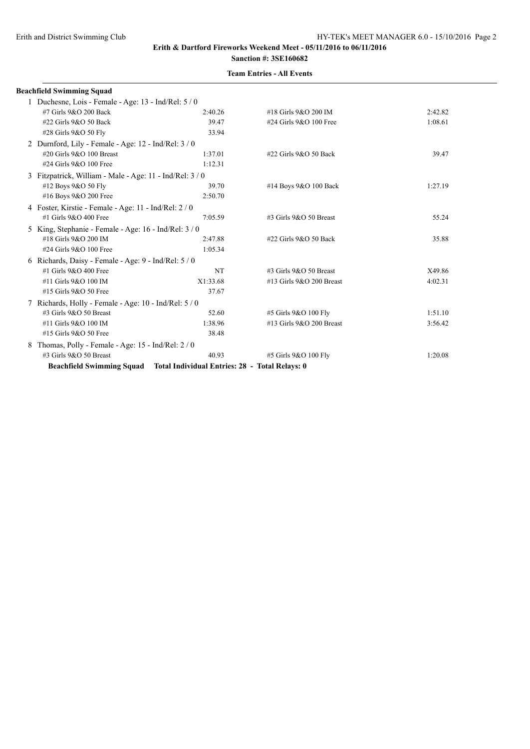**Erith & Dartford Fireworks Weekend Meet - 05/11/2016 to 06/11/2016**

**Sanction #: 3SE160682**

**Team Entries - All Events**

**Beachfield Swimming Squad**

1 Duchesne, Lois - Female - Age: 13 - Ind/Rel: 5 / 0

| Event | Time | Event | Time |
|---|---|---|---|
| #7 Girls 9&O 200 Back | 2:40.26 | #18 Girls 9&O 200 IM | 2:42.82 |
| #22 Girls 9&O 50 Back | 39.47 | #24 Girls 9&O 100 Free | 1:08.61 |
| #28 Girls 9&O 50 Fly | 33.94 | | |

2 Durnford, Lily - Female - Age: 12 - Ind/Rel: 3 / 0

| Event | Time | Event | Time |
|---|---|---|---|
| #20 Girls 9&O 100 Breast | 1:37.01 | #22 Girls 9&O 50 Back | 39.47 |
| #24 Girls 9&O 100 Free | 1:12.31 | | |

3 Fitzpatrick, William - Male - Age: 11 - Ind/Rel: 3 / 0

| Event | Time | Event | Time |
|---|---|---|---|
| #12 Boys 9&O 50 Fly | 39.70 | #14 Boys 9&O 100 Back | 1:27.19 |
| #16 Boys 9&O 200 Free | 2:50.70 | | |

4 Foster, Kirstie - Female - Age: 11 - Ind/Rel: 2 / 0

| Event | Time | Event | Time |
|---|---|---|---|
| #1 Girls 9&O 400 Free | 7:05.59 | #3 Girls 9&O 50 Breast | 55.24 |

5 King, Stephanie - Female - Age: 16 - Ind/Rel: 3 / 0

| Event | Time | Event | Time |
|---|---|---|---|
| #18 Girls 9&O 200 IM | 2:47.88 | #22 Girls 9&O 50 Back | 35.88 |
| #24 Girls 9&O 100 Free | 1:05.34 | | |

6 Richards, Daisy - Female - Age: 9 - Ind/Rel: 5 / 0

| Event | Time | Event | Time |
|---|---|---|---|
| #1 Girls 9&O 400 Free | NT | #3 Girls 9&O 50 Breast | X49.86 |
| #11 Girls 9&O 100 IM | X1:33.68 | #13 Girls 9&O 200 Breast | 4:02.31 |
| #15 Girls 9&O 50 Free | 37.67 | | |

7 Richards, Holly - Female - Age: 10 - Ind/Rel: 5 / 0

| Event | Time | Event | Time |
|---|---|---|---|
| #3 Girls 9&O 50 Breast | 52.60 | #5 Girls 9&O 100 Fly | 1:51.10 |
| #11 Girls 9&O 100 IM | 1:38.96 | #13 Girls 9&O 200 Breast | 3:56.42 |
| #15 Girls 9&O 50 Free | 38.48 | | |

8 Thomas, Polly - Female - Age: 15 - Ind/Rel: 2 / 0

| Event | Time | Event | Time |
|---|---|---|---|
| #3 Girls 9&O 50 Breast | 40.93 | #5 Girls 9&O 100 Fly | 1:20.08 |

**Beachfield Swimming Squad    Total Individual Entries: 28 - Total Relays: 0**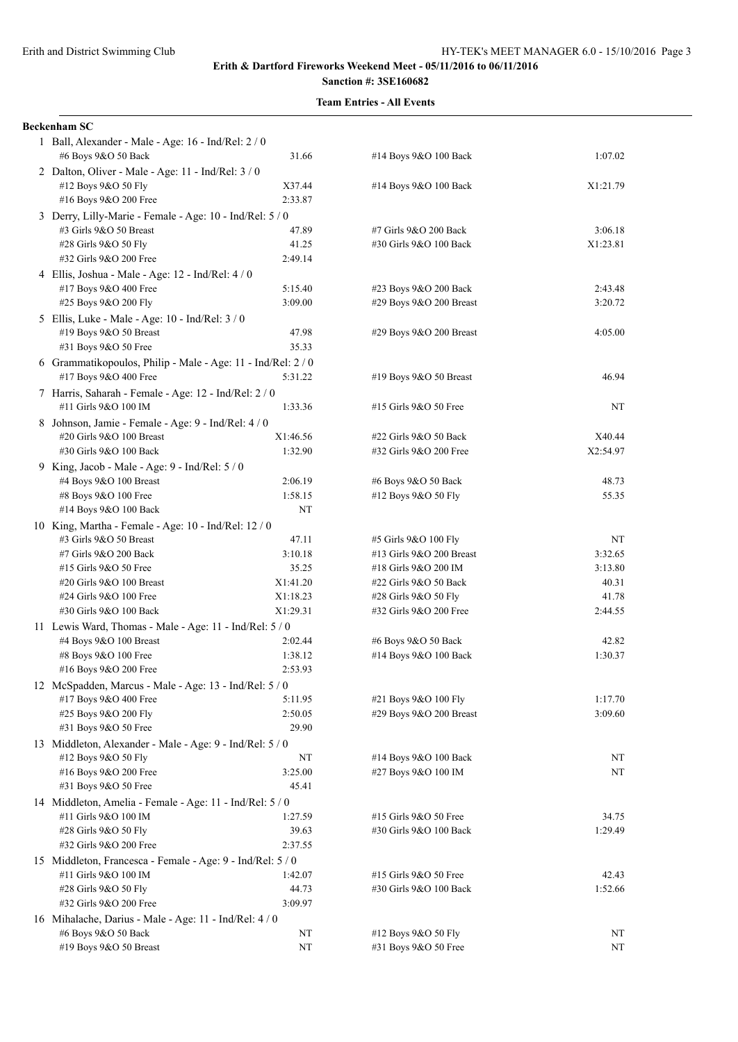**Erith & Dartford Fireworks Weekend Meet - 05/11/2016 to 06/11/2016**

**Sanction #: 3SE160682**

**Team Entries - All Events**

**Beckenham SC**

1 Ball, Alexander - Male - Age: 16 - Ind/Rel: 2 / 0

| | | | |
|---|---|---|---|
| #6 Boys 9&O 50 Back | 31.66 | #14 Boys 9&O 100 Back | 1:07.02 |

2 Dalton, Oliver - Male - Age: 11 - Ind/Rel: 3 / 0

| | | | |
|---|---|---|---|
| #12 Boys 9&O 50 Fly | X37.44 | #14 Boys 9&O 100 Back | X1:21.79 |
| #16 Boys 9&O 200 Free | 2:33.87 | | |

3 Derry, Lilly-Marie - Female - Age: 10 - Ind/Rel: 5 / 0

| | | | |
|---|---|---|---|
| #3 Girls 9&O 50 Breast | 47.89 | #7 Girls 9&O 200 Back | 3:06.18 |
| #28 Girls 9&O 50 Fly | 41.25 | #30 Girls 9&O 100 Back | X1:23.81 |
| #32 Girls 9&O 200 Free | 2:49.14 | | |

4 Ellis, Joshua - Male - Age: 12 - Ind/Rel: 4 / 0

| | | | |
|---|---|---|---|
| #17 Boys 9&O 400 Free | 5:15.40 | #23 Boys 9&O 200 Back | 2:43.48 |
| #25 Boys 9&O 200 Fly | 3:09.00 | #29 Boys 9&O 200 Breast | 3:20.72 |

5 Ellis, Luke - Male - Age: 10 - Ind/Rel: 3 / 0

| | | | |
|---|---|---|---|
| #19 Boys 9&O 50 Breast | 47.98 | #29 Boys 9&O 200 Breast | 4:05.00 |
| #31 Boys 9&O 50 Free | 35.33 | | |

6 Grammatikopoulos, Philip - Male - Age: 11 - Ind/Rel: 2 / 0

| | | | |
|---|---|---|---|
| #17 Boys 9&O 400 Free | 5:31.22 | #19 Boys 9&O 50 Breast | 46.94 |

7 Harris, Saharah - Female - Age: 12 - Ind/Rel: 2 / 0

| | | | |
|---|---|---|---|
| #11 Girls 9&O 100 IM | 1:33.36 | #15 Girls 9&O 50 Free | NT |

8 Johnson, Jamie - Female - Age: 9 - Ind/Rel: 4 / 0

| | | | |
|---|---|---|---|
| #20 Girls 9&O 100 Breast | X1:46.56 | #22 Girls 9&O 50 Back | X40.44 |
| #30 Girls 9&O 100 Back | 1:32.90 | #32 Girls 9&O 200 Free | X2:54.97 |

9 King, Jacob - Male - Age: 9 - Ind/Rel: 5 / 0

| | | | |
|---|---|---|---|
| #4 Boys 9&O 100 Breast | 2:06.19 | #6 Boys 9&O 50 Back | 48.73 |
| #8 Boys 9&O 100 Free | 1:58.15 | #12 Boys 9&O 50 Fly | 55.35 |
| #14 Boys 9&O 100 Back | NT | | |

10 King, Martha - Female - Age: 10 - Ind/Rel: 12 / 0

| | | | |
|---|---|---|---|
| #3 Girls 9&O 50 Breast | 47.11 | #5 Girls 9&O 100 Fly | NT |
| #7 Girls 9&O 200 Back | 3:10.18 | #13 Girls 9&O 200 Breast | 3:32.65 |
| #15 Girls 9&O 50 Free | 35.25 | #18 Girls 9&O 200 IM | 3:13.80 |
| #20 Girls 9&O 100 Breast | X1:41.20 | #22 Girls 9&O 50 Back | 40.31 |
| #24 Girls 9&O 100 Free | X1:18.23 | #28 Girls 9&O 50 Fly | 41.78 |
| #30 Girls 9&O 100 Back | X1:29.31 | #32 Girls 9&O 200 Free | 2:44.55 |

11 Lewis Ward, Thomas - Male - Age: 11 - Ind/Rel: 5 / 0

| | | | |
|---|---|---|---|
| #4 Boys 9&O 100 Breast | 2:02.44 | #6 Boys 9&O 50 Back | 42.82 |
| #8 Boys 9&O 100 Free | 1:38.12 | #14 Boys 9&O 100 Back | 1:30.37 |
| #16 Boys 9&O 200 Free | 2:53.93 | | |

12 McSpadden, Marcus - Male - Age: 13 - Ind/Rel: 5 / 0

| | | | |
|---|---|---|---|
| #17 Boys 9&O 400 Free | 5:11.95 | #21 Boys 9&O 100 Fly | 1:17.70 |
| #25 Boys 9&O 200 Fly | 2:50.05 | #29 Boys 9&O 200 Breast | 3:09.60 |
| #31 Boys 9&O 50 Free | 29.90 | | |

13 Middleton, Alexander - Male - Age: 9 - Ind/Rel: 5 / 0

| | | | |
|---|---|---|---|
| #12 Boys 9&O 50 Fly | NT | #14 Boys 9&O 100 Back | NT |
| #16 Boys 9&O 200 Free | 3:25.00 | #27 Boys 9&O 100 IM | NT |
| #31 Boys 9&O 50 Free | 45.41 | | |

14 Middleton, Amelia - Female - Age: 11 - Ind/Rel: 5 / 0

| | | | |
|---|---|---|---|
| #11 Girls 9&O 100 IM | 1:27.59 | #15 Girls 9&O 50 Free | 34.75 |
| #28 Girls 9&O 50 Fly | 39.63 | #30 Girls 9&O 100 Back | 1:29.49 |
| #32 Girls 9&O 200 Free | 2:37.55 | | |

15 Middleton, Francesca - Female - Age: 9 - Ind/Rel: 5 / 0

| | | | |
|---|---|---|---|
| #11 Girls 9&O 100 IM | 1:42.07 | #15 Girls 9&O 50 Free | 42.43 |
| #28 Girls 9&O 50 Fly | 44.73 | #30 Girls 9&O 100 Back | 1:52.66 |
| #32 Girls 9&O 200 Free | 3:09.97 | | |

16 Mihalache, Darius - Male - Age: 11 - Ind/Rel: 4 / 0

| | | | |
|---|---|---|---|
| #6 Boys 9&O 50 Back | NT | #12 Boys 9&O 50 Fly | NT |
| #19 Boys 9&O 50 Breast | NT | #31 Boys 9&O 50 Free | NT |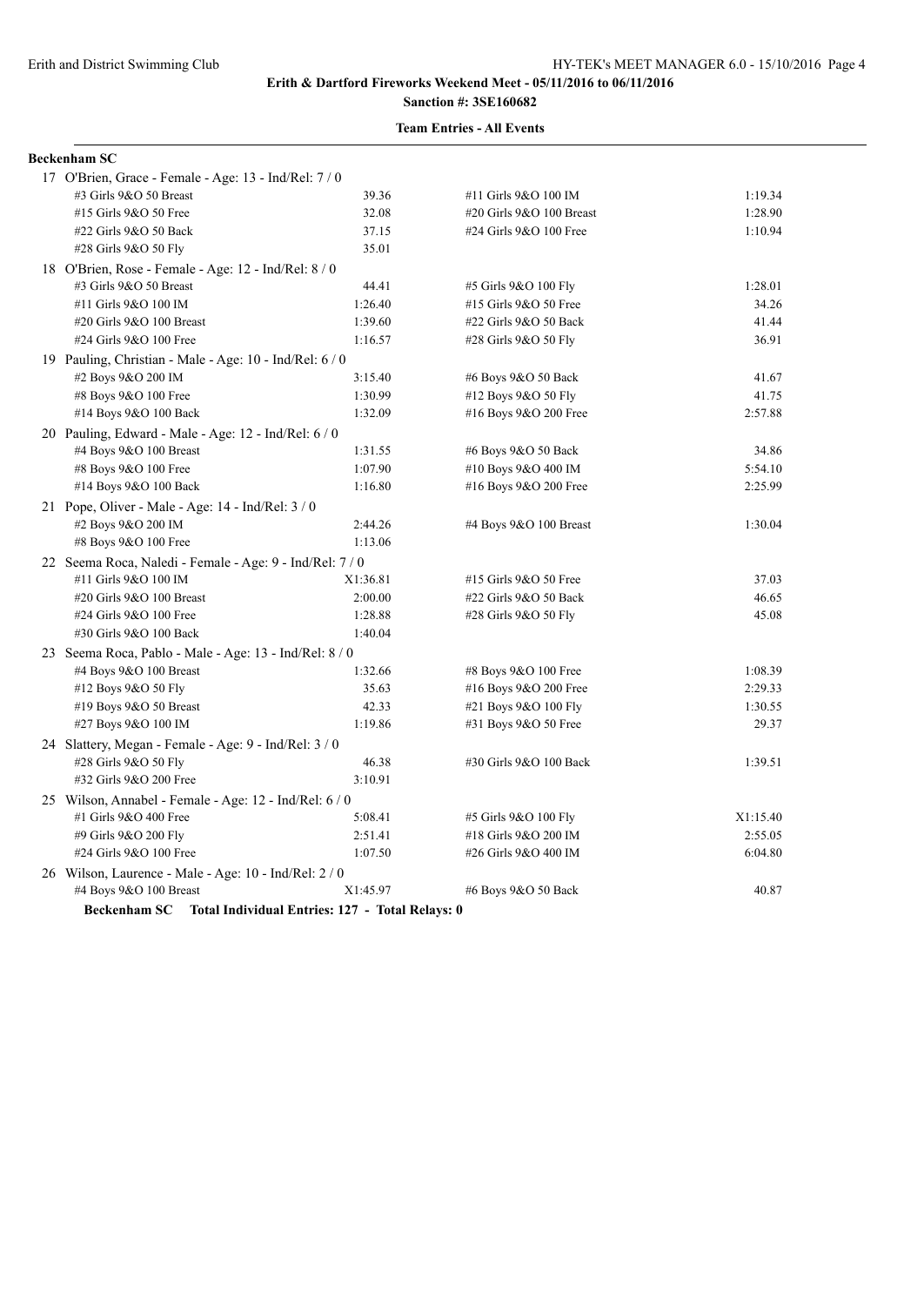**Erith & Dartford Fireworks Weekend Meet - 05/11/2016 to 06/11/2016**

**Sanction #: 3SE160682**

**Team Entries - All Events**

**Beckenham SC**

17 O'Brien, Grace - Female - Age: 13 - Ind/Rel: 7 / 0

| Event | Time | Event | Time |
|---|---|---|---|
| #3 Girls 9&O 50 Breast | 39.36 | #11 Girls 9&O 100 IM | 1:19.34 |
| #15 Girls 9&O 50 Free | 32.08 | #20 Girls 9&O 100 Breast | 1:28.90 |
| #22 Girls 9&O 50 Back | 37.15 | #24 Girls 9&O 100 Free | 1:10.94 |
| #28 Girls 9&O 50 Fly | 35.01 | | |

18 O'Brien, Rose - Female - Age: 12 - Ind/Rel: 8 / 0

| Event | Time | Event | Time |
|---|---|---|---|
| #3 Girls 9&O 50 Breast | 44.41 | #5 Girls 9&O 100 Fly | 1:28.01 |
| #11 Girls 9&O 100 IM | 1:26.40 | #15 Girls 9&O 50 Free | 34.26 |
| #20 Girls 9&O 100 Breast | 1:39.60 | #22 Girls 9&O 50 Back | 41.44 |
| #24 Girls 9&O 100 Free | 1:16.57 | #28 Girls 9&O 50 Fly | 36.91 |

19 Pauling, Christian - Male - Age: 10 - Ind/Rel: 6 / 0

| Event | Time | Event | Time |
|---|---|---|---|
| #2 Boys 9&O 200 IM | 3:15.40 | #6 Boys 9&O 50 Back | 41.67 |
| #8 Boys 9&O 100 Free | 1:30.99 | #12 Boys 9&O 50 Fly | 41.75 |
| #14 Boys 9&O 100 Back | 1:32.09 | #16 Boys 9&O 200 Free | 2:57.88 |

20 Pauling, Edward - Male - Age: 12 - Ind/Rel: 6 / 0

| Event | Time | Event | Time |
|---|---|---|---|
| #4 Boys 9&O 100 Breast | 1:31.55 | #6 Boys 9&O 50 Back | 34.86 |
| #8 Boys 9&O 100 Free | 1:07.90 | #10 Boys 9&O 400 IM | 5:54.10 |
| #14 Boys 9&O 100 Back | 1:16.80 | #16 Boys 9&O 200 Free | 2:25.99 |

21 Pope, Oliver - Male - Age: 14 - Ind/Rel: 3 / 0

| Event | Time | Event | Time |
|---|---|---|---|
| #2 Boys 9&O 200 IM | 2:44.26 | #4 Boys 9&O 100 Breast | 1:30.04 |
| #8 Boys 9&O 100 Free | 1:13.06 | | |

22 Seema Roca, Naledi - Female - Age: 9 - Ind/Rel: 7 / 0

| Event | Time | Event | Time |
|---|---|---|---|
| #11 Girls 9&O 100 IM | X1:36.81 | #15 Girls 9&O 50 Free | 37.03 |
| #20 Girls 9&O 100 Breast | 2:00.00 | #22 Girls 9&O 50 Back | 46.65 |
| #24 Girls 9&O 100 Free | 1:28.88 | #28 Girls 9&O 50 Fly | 45.08 |
| #30 Girls 9&O 100 Back | 1:40.04 | | |

23 Seema Roca, Pablo - Male - Age: 13 - Ind/Rel: 8 / 0

| Event | Time | Event | Time |
|---|---|---|---|
| #4 Boys 9&O 100 Breast | 1:32.66 | #8 Boys 9&O 100 Free | 1:08.39 |
| #12 Boys 9&O 50 Fly | 35.63 | #16 Boys 9&O 200 Free | 2:29.33 |
| #19 Boys 9&O 50 Breast | 42.33 | #21 Boys 9&O 100 Fly | 1:30.55 |
| #27 Boys 9&O 100 IM | 1:19.86 | #31 Boys 9&O 50 Free | 29.37 |

24 Slattery, Megan - Female - Age: 9 - Ind/Rel: 3 / 0

| Event | Time | Event | Time |
|---|---|---|---|
| #28 Girls 9&O 50 Fly | 46.38 | #30 Girls 9&O 100 Back | 1:39.51 |
| #32 Girls 9&O 200 Free | 3:10.91 | | |

25 Wilson, Annabel - Female - Age: 12 - Ind/Rel: 6 / 0

| Event | Time | Event | Time |
|---|---|---|---|
| #1 Girls 9&O 400 Free | 5:08.41 | #5 Girls 9&O 100 Fly | X1:15.40 |
| #9 Girls 9&O 200 Fly | 2:51.41 | #18 Girls 9&O 200 IM | 2:55.05 |
| #24 Girls 9&O 100 Free | 1:07.50 | #26 Girls 9&O 400 IM | 6:04.80 |

26 Wilson, Laurence - Male - Age: 10 - Ind/Rel: 2 / 0

| Event | Time | Event | Time |
|---|---|---|---|
| #4 Boys 9&O 100 Breast | X1:45.97 | #6 Boys 9&O 50 Back | 40.87 |

**Beckenham SC Total Individual Entries: 127 - Total Relays: 0**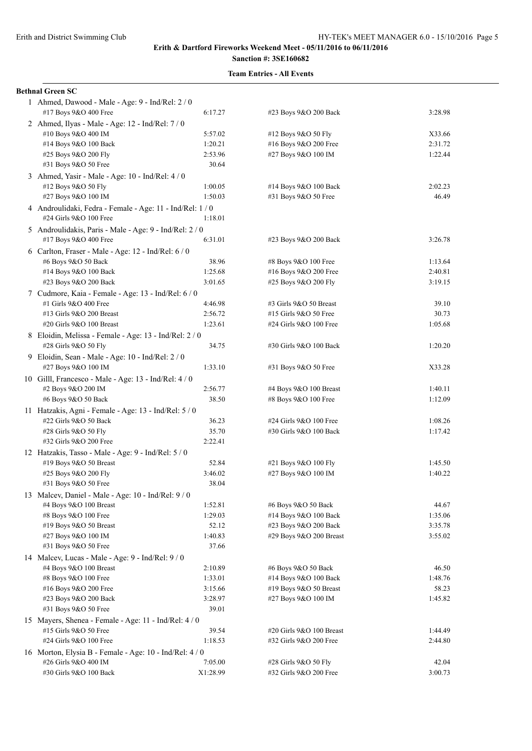Erith and District Swimming Club

**Erith & Dartford Fireworks Weekend Meet - 05/11/2016 to 06/11/2016**

**Sanction #: 3SE160682**

**Team Entries - All Events**

**Bethnal Green SC**

1 Ahmed, Dawood - Male - Age: 9 - Ind/Rel: 2 / 0

| Event | Time | Event | Time |
|---|---|---|---|
| #17 Boys 9&O 400 Free | 6:17.27 | #23 Boys 9&O 200 Back | 3:28.98 |

2 Ahmed, Ilyas - Male - Age: 12 - Ind/Rel: 7 / 0

| Event | Time | Event | Time |
|---|---|---|---|
| #10 Boys 9&O 400 IM | 5:57.02 | #12 Boys 9&O 50 Fly | X33.66 |
| #14 Boys 9&O 100 Back | 1:20.21 | #16 Boys 9&O 200 Free | 2:31.72 |
| #25 Boys 9&O 200 Fly | 2:53.96 | #27 Boys 9&O 100 IM | 1:22.44 |
| #31 Boys 9&O 50 Free | 30.64 | | |

3 Ahmed, Yasir - Male - Age: 10 - Ind/Rel: 4 / 0

| Event | Time | Event | Time |
|---|---|---|---|
| #12 Boys 9&O 50 Fly | 1:00.05 | #14 Boys 9&O 100 Back | 2:02.23 |
| #27 Boys 9&O 100 IM | 1:50.03 | #31 Boys 9&O 50 Free | 46.49 |

4 Androulidaki, Fedra - Female - Age: 11 - Ind/Rel: 1 / 0

| Event | Time | Event | Time |
|---|---|---|---|
| #24 Girls 9&O 100 Free | 1:18.01 | | |

5 Androulidakis, Paris - Male - Age: 9 - Ind/Rel: 2 / 0

| Event | Time | Event | Time |
|---|---|---|---|
| #17 Boys 9&O 400 Free | 6:31.01 | #23 Boys 9&O 200 Back | 3:26.78 |

6 Carlton, Fraser - Male - Age: 12 - Ind/Rel: 6 / 0

| Event | Time | Event | Time |
|---|---|---|---|
| #6 Boys 9&O 50 Back | 38.96 | #8 Boys 9&O 100 Free | 1:13.64 |
| #14 Boys 9&O 100 Back | 1:25.68 | #16 Boys 9&O 200 Free | 2:40.81 |
| #23 Boys 9&O 200 Back | 3:01.65 | #25 Boys 9&O 200 Fly | 3:19.15 |

7 Cudmore, Kaia - Female - Age: 13 - Ind/Rel: 6 / 0

| Event | Time | Event | Time |
|---|---|---|---|
| #1 Girls 9&O 400 Free | 4:46.98 | #3 Girls 9&O 50 Breast | 39.10 |
| #13 Girls 9&O 200 Breast | 2:56.72 | #15 Girls 9&O 50 Free | 30.73 |
| #20 Girls 9&O 100 Breast | 1:23.61 | #24 Girls 9&O 100 Free | 1:05.68 |

8 Eloidin, Melissa - Female - Age: 13 - Ind/Rel: 2 / 0

| Event | Time | Event | Time |
|---|---|---|---|
| #28 Girls 9&O 50 Fly | 34.75 | #30 Girls 9&O 100 Back | 1:20.20 |

9 Eloidin, Sean - Male - Age: 10 - Ind/Rel: 2 / 0

| Event | Time | Event | Time |
|---|---|---|---|
| #27 Boys 9&O 100 IM | 1:33.10 | #31 Boys 9&O 50 Free | X33.28 |

10 Gilll, Francesco - Male - Age: 13 - Ind/Rel: 4 / 0

| Event | Time | Event | Time |
|---|---|---|---|
| #2 Boys 9&O 200 IM | 2:56.77 | #4 Boys 9&O 100 Breast | 1:40.11 |
| #6 Boys 9&O 50 Back | 38.50 | #8 Boys 9&O 100 Free | 1:12.09 |

11 Hatzakis, Agni - Female - Age: 13 - Ind/Rel: 5 / 0

| Event | Time | Event | Time |
|---|---|---|---|
| #22 Girls 9&O 50 Back | 36.23 | #24 Girls 9&O 100 Free | 1:08.26 |
| #28 Girls 9&O 50 Fly | 35.70 | #30 Girls 9&O 100 Back | 1:17.42 |
| #32 Girls 9&O 200 Free | 2:22.41 | | |

12 Hatzakis, Tasso - Male - Age: 9 - Ind/Rel: 5 / 0

| Event | Time | Event | Time |
|---|---|---|---|
| #19 Boys 9&O 50 Breast | 52.84 | #21 Boys 9&O 100 Fly | 1:45.50 |
| #25 Boys 9&O 200 Fly | 3:46.02 | #27 Boys 9&O 100 IM | 1:40.22 |
| #31 Boys 9&O 50 Free | 38.04 | | |

13 Malcev, Daniel - Male - Age: 10 - Ind/Rel: 9 / 0

| Event | Time | Event | Time |
|---|---|---|---|
| #4 Boys 9&O 100 Breast | 1:52.81 | #6 Boys 9&O 50 Back | 44.67 |
| #8 Boys 9&O 100 Free | 1:29.03 | #14 Boys 9&O 100 Back | 1:35.06 |
| #19 Boys 9&O 50 Breast | 52.12 | #23 Boys 9&O 200 Back | 3:35.78 |
| #27 Boys 9&O 100 IM | 1:40.83 | #29 Boys 9&O 200 Breast | 3:55.02 |
| #31 Boys 9&O 50 Free | 37.66 | | |

14 Malcev, Lucas - Male - Age: 9 - Ind/Rel: 9 / 0

| Event | Time | Event | Time |
|---|---|---|---|
| #4 Boys 9&O 100 Breast | 2:10.89 | #6 Boys 9&O 50 Back | 46.50 |
| #8 Boys 9&O 100 Free | 1:33.01 | #14 Boys 9&O 100 Back | 1:48.76 |
| #16 Boys 9&O 200 Free | 3:15.66 | #19 Boys 9&O 50 Breast | 58.23 |
| #23 Boys 9&O 200 Back | 3:28.97 | #27 Boys 9&O 100 IM | 1:45.82 |
| #31 Boys 9&O 50 Free | 39.01 | | |

15 Mayers, Shenea - Female - Age: 11 - Ind/Rel: 4 / 0

| Event | Time | Event | Time |
|---|---|---|---|
| #15 Girls 9&O 50 Free | 39.54 | #20 Girls 9&O 100 Breast | 1:44.49 |
| #24 Girls 9&O 100 Free | 1:18.53 | #32 Girls 9&O 200 Free | 2:44.80 |

16 Morton, Elysia B - Female - Age: 10 - Ind/Rel: 4 / 0

| Event | Time | Event | Time |
|---|---|---|---|
| #26 Girls 9&O 400 IM | 7:05.00 | #28 Girls 9&O 50 Fly | 42.04 |
| #30 Girls 9&O 100 Back | X1:28.99 | #32 Girls 9&O 200 Free | 3:00.73 |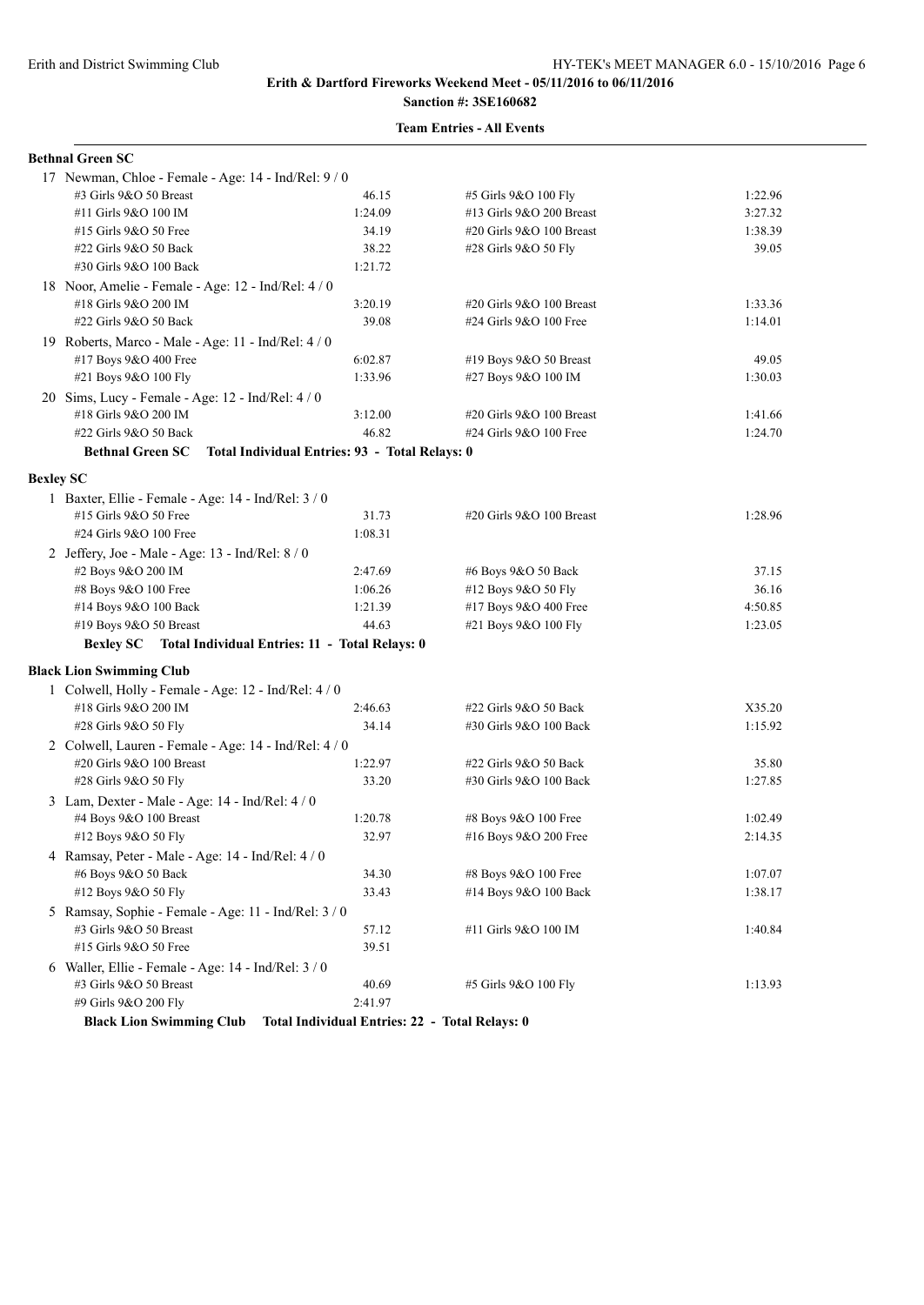**Erith & Dartford Fireworks Weekend Meet - 05/11/2016 to 06/11/2016**

**Sanction #: 3SE160682**

**Team Entries - All Events**

**Bethnal Green SC**

17 Newman, Chloe - Female - Age: 14 - Ind/Rel: 9 / 0

| Event | Time | Event | Time |
|---|---|---|---|
| #3 Girls 9&O 50 Breast | 46.15 | #5 Girls 9&O 100 Fly | 1:22.96 |
| #11 Girls 9&O 100 IM | 1:24.09 | #13 Girls 9&O 200 Breast | 3:27.32 |
| #15 Girls 9&O 50 Free | 34.19 | #20 Girls 9&O 100 Breast | 1:38.39 |
| #22 Girls 9&O 50 Back | 38.22 | #28 Girls 9&O 50 Fly | 39.05 |
| #30 Girls 9&O 100 Back | 1:21.72 | | |

18 Noor, Amelie - Female - Age: 12 - Ind/Rel: 4 / 0

| Event | Time | Event | Time |
|---|---|---|---|
| #18 Girls 9&O 200 IM | 3:20.19 | #20 Girls 9&O 100 Breast | 1:33.36 |
| #22 Girls 9&O 50 Back | 39.08 | #24 Girls 9&O 100 Free | 1:14.01 |

19 Roberts, Marco - Male - Age: 11 - Ind/Rel: 4 / 0

| Event | Time | Event | Time |
|---|---|---|---|
| #17 Boys 9&O 400 Free | 6:02.87 | #19 Boys 9&O 50 Breast | 49.05 |
| #21 Boys 9&O 100 Fly | 1:33.96 | #27 Boys 9&O 100 IM | 1:30.03 |

20 Sims, Lucy - Female - Age: 12 - Ind/Rel: 4 / 0

| Event | Time | Event | Time |
|---|---|---|---|
| #18 Girls 9&O 200 IM | 3:12.00 | #20 Girls 9&O 100 Breast | 1:41.66 |
| #22 Girls 9&O 50 Back | 46.82 | #24 Girls 9&O 100 Free | 1:24.70 |

**Bethnal Green SC Total Individual Entries: 93 - Total Relays: 0**

**Bexley SC**

1 Baxter, Ellie - Female - Age: 14 - Ind/Rel: 3 / 0

| Event | Time | Event | Time |
|---|---|---|---|
| #15 Girls 9&O 50 Free | 31.73 | #20 Girls 9&O 100 Breast | 1:28.96 |
| #24 Girls 9&O 100 Free | 1:08.31 | | |

2 Jeffery, Joe - Male - Age: 13 - Ind/Rel: 8 / 0

| Event | Time | Event | Time |
|---|---|---|---|
| #2 Boys 9&O 200 IM | 2:47.69 | #6 Boys 9&O 50 Back | 37.15 |
| #8 Boys 9&O 100 Free | 1:06.26 | #12 Boys 9&O 50 Fly | 36.16 |
| #14 Boys 9&O 100 Back | 1:21.39 | #17 Boys 9&O 400 Free | 4:50.85 |
| #19 Boys 9&O 50 Breast | 44.63 | #21 Boys 9&O 100 Fly | 1:23.05 |

**Bexley SC Total Individual Entries: 11 - Total Relays: 0**

**Black Lion Swimming Club**

1 Colwell, Holly - Female - Age: 12 - Ind/Rel: 4 / 0

| Event | Time | Event | Time |
|---|---|---|---|
| #18 Girls 9&O 200 IM | 2:46.63 | #22 Girls 9&O 50 Back | X35.20 |
| #28 Girls 9&O 50 Fly | 34.14 | #30 Girls 9&O 100 Back | 1:15.92 |

2 Colwell, Lauren - Female - Age: 14 - Ind/Rel: 4 / 0

| Event | Time | Event | Time |
|---|---|---|---|
| #20 Girls 9&O 100 Breast | 1:22.97 | #22 Girls 9&O 50 Back | 35.80 |
| #28 Girls 9&O 50 Fly | 33.20 | #30 Girls 9&O 100 Back | 1:27.85 |

3 Lam, Dexter - Male - Age: 14 - Ind/Rel: 4 / 0

| Event | Time | Event | Time |
|---|---|---|---|
| #4 Boys 9&O 100 Breast | 1:20.78 | #8 Boys 9&O 100 Free | 1:02.49 |
| #12 Boys 9&O 50 Fly | 32.97 | #16 Boys 9&O 200 Free | 2:14.35 |

4 Ramsay, Peter - Male - Age: 14 - Ind/Rel: 4 / 0

| Event | Time | Event | Time |
|---|---|---|---|
| #6 Boys 9&O 50 Back | 34.30 | #8 Boys 9&O 100 Free | 1:07.07 |
| #12 Boys 9&O 50 Fly | 33.43 | #14 Boys 9&O 100 Back | 1:38.17 |

5 Ramsay, Sophie - Female - Age: 11 - Ind/Rel: 3 / 0

| Event | Time | Event | Time |
|---|---|---|---|
| #3 Girls 9&O 50 Breast | 57.12 | #11 Girls 9&O 100 IM | 1:40.84 |
| #15 Girls 9&O 50 Free | 39.51 | | |

6 Waller, Ellie - Female - Age: 14 - Ind/Rel: 3 / 0

| Event | Time | Event | Time |
|---|---|---|---|
| #3 Girls 9&O 50 Breast | 40.69 | #5 Girls 9&O 100 Fly | 1:13.93 |
| #9 Girls 9&O 200 Fly | 2:41.97 | | |

**Black Lion Swimming Club Total Individual Entries: 22 - Total Relays: 0**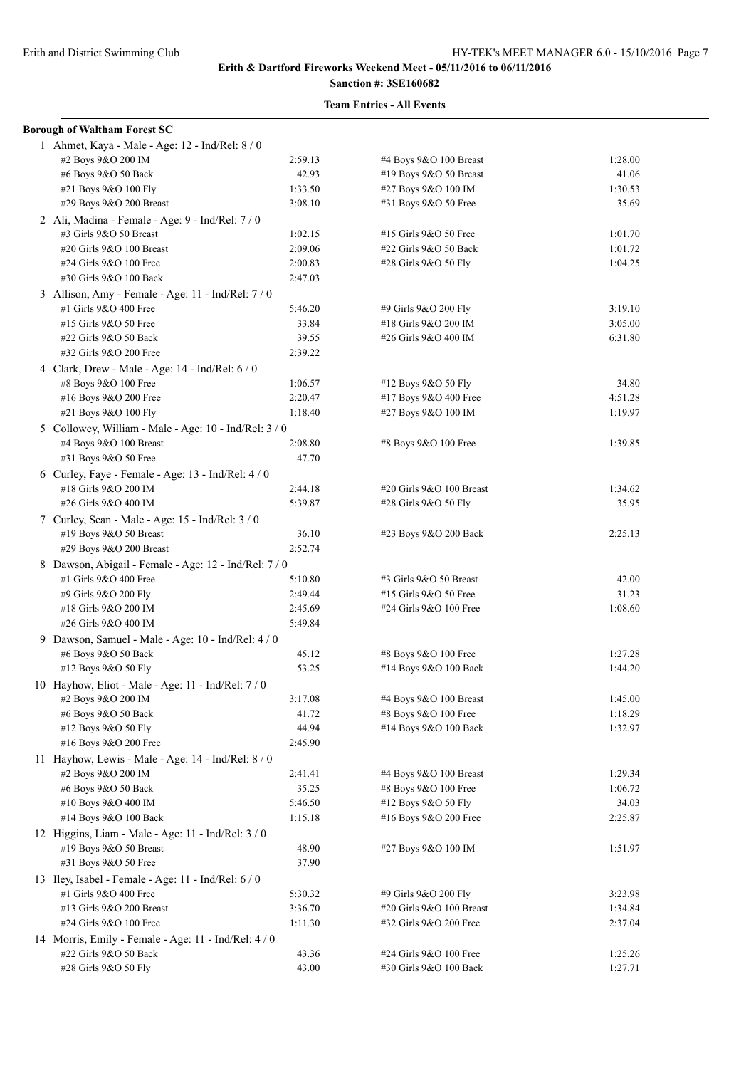**Erith & Dartford Fireworks Weekend Meet - 05/11/2016 to 06/11/2016**

**Sanction #: 3SE160682**

**Team Entries - All Events**

**Borough of Waltham Forest SC**

1 Ahmet, Kaya - Male - Age: 12 - Ind/Rel: 8 / 0

| Event | Time | Event | Time |
|---|---|---|---|
| #2 Boys 9&O 200 IM | 2:59.13 | #4 Boys 9&O 100 Breast | 1:28.00 |
| #6 Boys 9&O 50 Back | 42.93 | #19 Boys 9&O 50 Breast | 41.06 |
| #21 Boys 9&O 100 Fly | 1:33.50 | #27 Boys 9&O 100 IM | 1:30.53 |
| #29 Boys 9&O 200 Breast | 3:08.10 | #31 Boys 9&O 50 Free | 35.69 |

2 Ali, Madina - Female - Age: 9 - Ind/Rel: 7 / 0

| Event | Time | Event | Time |
|---|---|---|---|
| #3 Girls 9&O 50 Breast | 1:02.15 | #15 Girls 9&O 50 Free | 1:01.70 |
| #20 Girls 9&O 100 Breast | 2:09.06 | #22 Girls 9&O 50 Back | 1:01.72 |
| #24 Girls 9&O 100 Free | 2:00.83 | #28 Girls 9&O 50 Fly | 1:04.25 |
| #30 Girls 9&O 100 Back | 2:47.03 | | |

3 Allison, Amy - Female - Age: 11 - Ind/Rel: 7 / 0

| Event | Time | Event | Time |
|---|---|---|---|
| #1 Girls 9&O 400 Free | 5:46.20 | #9 Girls 9&O 200 Fly | 3:19.10 |
| #15 Girls 9&O 50 Free | 33.84 | #18 Girls 9&O 200 IM | 3:05.00 |
| #22 Girls 9&O 50 Back | 39.55 | #26 Girls 9&O 400 IM | 6:31.80 |
| #32 Girls 9&O 200 Free | 2:39.22 | | |

4 Clark, Drew - Male - Age: 14 - Ind/Rel: 6 / 0

| Event | Time | Event | Time |
|---|---|---|---|
| #8 Boys 9&O 100 Free | 1:06.57 | #12 Boys 9&O 50 Fly | 34.80 |
| #16 Boys 9&O 200 Free | 2:20.47 | #17 Boys 9&O 400 Free | 4:51.28 |
| #21 Boys 9&O 100 Fly | 1:18.40 | #27 Boys 9&O 100 IM | 1:19.97 |

5 Collowey, William - Male - Age: 10 - Ind/Rel: 3 / 0

| Event | Time | Event | Time |
|---|---|---|---|
| #4 Boys 9&O 100 Breast | 2:08.80 | #8 Boys 9&O 100 Free | 1:39.85 |
| #31 Boys 9&O 50 Free | 47.70 | | |

6 Curley, Faye - Female - Age: 13 - Ind/Rel: 4 / 0

| Event | Time | Event | Time |
|---|---|---|---|
| #18 Girls 9&O 200 IM | 2:44.18 | #20 Girls 9&O 100 Breast | 1:34.62 |
| #26 Girls 9&O 400 IM | 5:39.87 | #28 Girls 9&O 50 Fly | 35.95 |

7 Curley, Sean - Male - Age: 15 - Ind/Rel: 3 / 0

| Event | Time | Event | Time |
|---|---|---|---|
| #19 Boys 9&O 50 Breast | 36.10 | #23 Boys 9&O 200 Back | 2:25.13 |
| #29 Boys 9&O 200 Breast | 2:52.74 | | |

8 Dawson, Abigail - Female - Age: 12 - Ind/Rel: 7 / 0

| Event | Time | Event | Time |
|---|---|---|---|
| #1 Girls 9&O 400 Free | 5:10.80 | #3 Girls 9&O 50 Breast | 42.00 |
| #9 Girls 9&O 200 Fly | 2:49.44 | #15 Girls 9&O 50 Free | 31.23 |
| #18 Girls 9&O 200 IM | 2:45.69 | #24 Girls 9&O 100 Free | 1:08.60 |
| #26 Girls 9&O 400 IM | 5:49.84 | | |

9 Dawson, Samuel - Male - Age: 10 - Ind/Rel: 4 / 0

| Event | Time | Event | Time |
|---|---|---|---|
| #6 Boys 9&O 50 Back | 45.12 | #8 Boys 9&O 100 Free | 1:27.28 |
| #12 Boys 9&O 50 Fly | 53.25 | #14 Boys 9&O 100 Back | 1:44.20 |

10 Hayhow, Eliot - Male - Age: 11 - Ind/Rel: 7 / 0

| Event | Time | Event | Time |
|---|---|---|---|
| #2 Boys 9&O 200 IM | 3:17.08 | #4 Boys 9&O 100 Breast | 1:45.00 |
| #6 Boys 9&O 50 Back | 41.72 | #8 Boys 9&O 100 Free | 1:18.29 |
| #12 Boys 9&O 50 Fly | 44.94 | #14 Boys 9&O 100 Back | 1:32.97 |
| #16 Boys 9&O 200 Free | 2:45.90 | | |

11 Hayhow, Lewis - Male - Age: 14 - Ind/Rel: 8 / 0

| Event | Time | Event | Time |
|---|---|---|---|
| #2 Boys 9&O 200 IM | 2:41.41 | #4 Boys 9&O 100 Breast | 1:29.34 |
| #6 Boys 9&O 50 Back | 35.25 | #8 Boys 9&O 100 Free | 1:06.72 |
| #10 Boys 9&O 400 IM | 5:46.50 | #12 Boys 9&O 50 Fly | 34.03 |
| #14 Boys 9&O 100 Back | 1:15.18 | #16 Boys 9&O 200 Free | 2:25.87 |

12 Higgins, Liam - Male - Age: 11 - Ind/Rel: 3 / 0

| Event | Time | Event | Time |
|---|---|---|---|
| #19 Boys 9&O 50 Breast | 48.90 | #27 Boys 9&O 100 IM | 1:51.97 |
| #31 Boys 9&O 50 Free | 37.90 | | |

13 Iley, Isabel - Female - Age: 11 - Ind/Rel: 6 / 0

| Event | Time | Event | Time |
|---|---|---|---|
| #1 Girls 9&O 400 Free | 5:30.32 | #9 Girls 9&O 200 Fly | 3:23.98 |
| #13 Girls 9&O 200 Breast | 3:36.70 | #20 Girls 9&O 100 Breast | 1:34.84 |
| #24 Girls 9&O 100 Free | 1:11.30 | #32 Girls 9&O 200 Free | 2:37.04 |

14 Morris, Emily - Female - Age: 11 - Ind/Rel: 4 / 0

| Event | Time | Event | Time |
|---|---|---|---|
| #22 Girls 9&O 50 Back | 43.36 | #24 Girls 9&O 100 Free | 1:25.26 |
| #28 Girls 9&O 50 Fly | 43.00 | #30 Girls 9&O 100 Back | 1:27.71 |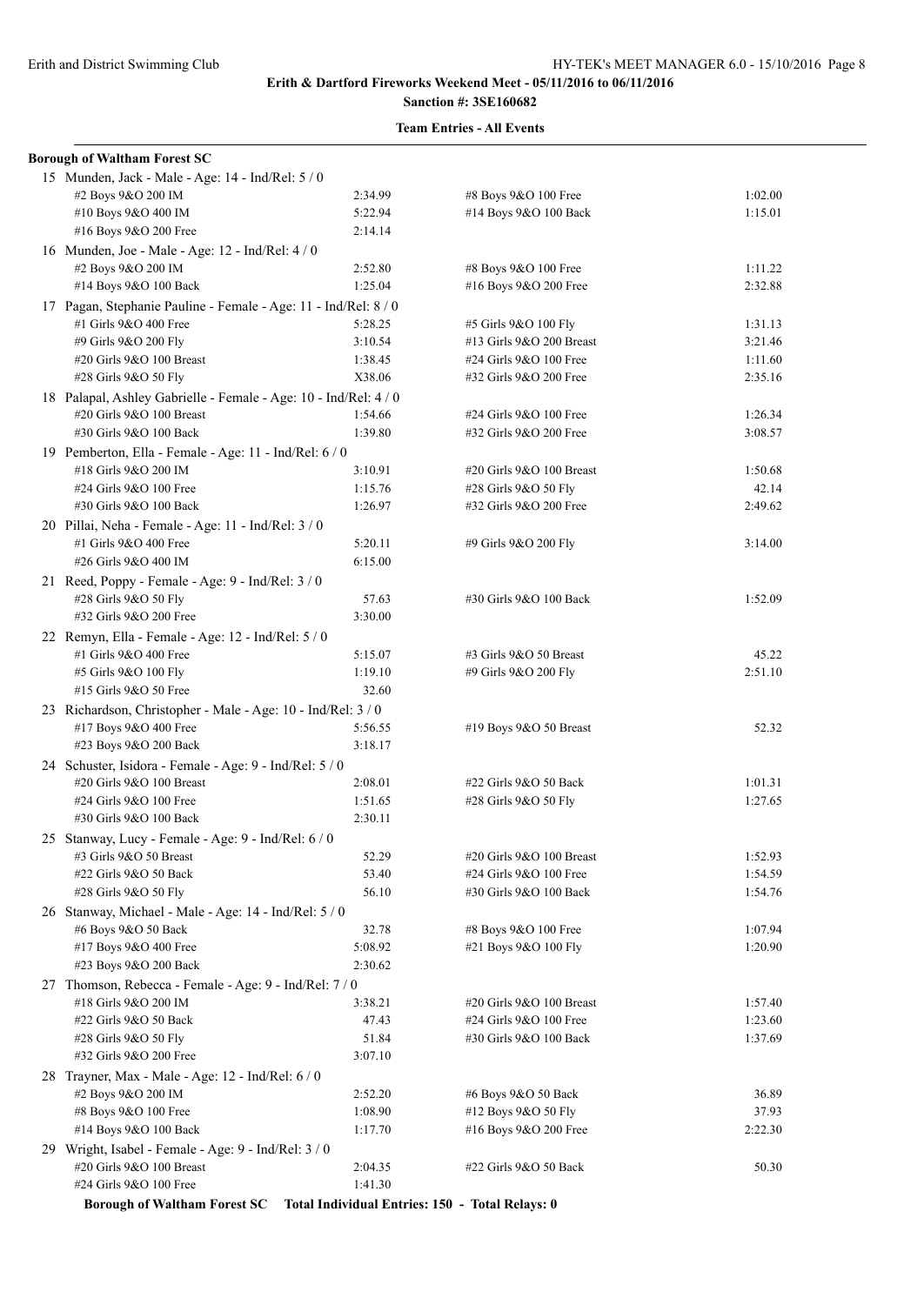**Erith & Dartford Fireworks Weekend Meet - 05/11/2016 to 06/11/2016**

**Sanction #: 3SE160682**

**Team Entries - All Events**

**Borough of Waltham Forest SC**

15 Munden, Jack - Male - Age: 14 - Ind/Rel: 5 / 0

| Event | Time | Event | Time |
|---|---|---|---|
| #2 Boys 9&O 200 IM | 2:34.99 | #8 Boys 9&O 100 Free | 1:02.00 |
| #10 Boys 9&O 400 IM | 5:22.94 | #14 Boys 9&O 100 Back | 1:15.01 |
| #16 Boys 9&O 200 Free | 2:14.14 | | |

16 Munden, Joe - Male - Age: 12 - Ind/Rel: 4 / 0

| Event | Time | Event | Time |
|---|---|---|---|
| #2 Boys 9&O 200 IM | 2:52.80 | #8 Boys 9&O 100 Free | 1:11.22 |
| #14 Boys 9&O 100 Back | 1:25.04 | #16 Boys 9&O 200 Free | 2:32.88 |

17 Pagan, Stephanie Pauline - Female - Age: 11 - Ind/Rel: 8 / 0

| Event | Time | Event | Time |
|---|---|---|---|
| #1 Girls 9&O 400 Free | 5:28.25 | #5 Girls 9&O 100 Fly | 1:31.13 |
| #9 Girls 9&O 200 Fly | 3:10.54 | #13 Girls 9&O 200 Breast | 3:21.46 |
| #20 Girls 9&O 100 Breast | 1:38.45 | #24 Girls 9&O 100 Free | 1:11.60 |
| #28 Girls 9&O 50 Fly | X38.06 | #32 Girls 9&O 200 Free | 2:35.16 |

18 Palapal, Ashley Gabrielle - Female - Age: 10 - Ind/Rel: 4 / 0

| Event | Time | Event | Time |
|---|---|---|---|
| #20 Girls 9&O 100 Breast | 1:54.66 | #24 Girls 9&O 100 Free | 1:26.34 |
| #30 Girls 9&O 100 Back | 1:39.80 | #32 Girls 9&O 200 Free | 3:08.57 |

19 Pemberton, Ella - Female - Age: 11 - Ind/Rel: 6 / 0

| Event | Time | Event | Time |
|---|---|---|---|
| #18 Girls 9&O 200 IM | 3:10.91 | #20 Girls 9&O 100 Breast | 1:50.68 |
| #24 Girls 9&O 100 Free | 1:15.76 | #28 Girls 9&O 50 Fly | 42.14 |
| #30 Girls 9&O 100 Back | 1:26.97 | #32 Girls 9&O 200 Free | 2:49.62 |

20 Pillai, Neha - Female - Age: 11 - Ind/Rel: 3 / 0

| Event | Time | Event | Time |
|---|---|---|---|
| #1 Girls 9&O 400 Free | 5:20.11 | #9 Girls 9&O 200 Fly | 3:14.00 |
| #26 Girls 9&O 400 IM | 6:15.00 | | |

21 Reed, Poppy - Female - Age: 9 - Ind/Rel: 3 / 0

| Event | Time | Event | Time |
|---|---|---|---|
| #28 Girls 9&O 50 Fly | 57.63 | #30 Girls 9&O 100 Back | 1:52.09 |
| #32 Girls 9&O 200 Free | 3:30.00 | | |

22 Remyn, Ella - Female - Age: 12 - Ind/Rel: 5 / 0

| Event | Time | Event | Time |
|---|---|---|---|
| #1 Girls 9&O 400 Free | 5:15.07 | #3 Girls 9&O 50 Breast | 45.22 |
| #5 Girls 9&O 100 Fly | 1:19.10 | #9 Girls 9&O 200 Fly | 2:51.10 |
| #15 Girls 9&O 50 Free | 32.60 | | |

23 Richardson, Christopher - Male - Age: 10 - Ind/Rel: 3 / 0

| Event | Time | Event | Time |
|---|---|---|---|
| #17 Boys 9&O 400 Free | 5:56.55 | #19 Boys 9&O 50 Breast | 52.32 |
| #23 Boys 9&O 200 Back | 3:18.17 | | |

24 Schuster, Isidora - Female - Age: 9 - Ind/Rel: 5 / 0

| Event | Time | Event | Time |
|---|---|---|---|
| #20 Girls 9&O 100 Breast | 2:08.01 | #22 Girls 9&O 50 Back | 1:01.31 |
| #24 Girls 9&O 100 Free | 1:51.65 | #28 Girls 9&O 50 Fly | 1:27.65 |
| #30 Girls 9&O 100 Back | 2:30.11 | | |

25 Stanway, Lucy - Female - Age: 9 - Ind/Rel: 6 / 0

| Event | Time | Event | Time |
|---|---|---|---|
| #3 Girls 9&O 50 Breast | 52.29 | #20 Girls 9&O 100 Breast | 1:52.93 |
| #22 Girls 9&O 50 Back | 53.40 | #24 Girls 9&O 100 Free | 1:54.59 |
| #28 Girls 9&O 50 Fly | 56.10 | #30 Girls 9&O 100 Back | 1:54.76 |

26 Stanway, Michael - Male - Age: 14 - Ind/Rel: 5 / 0

| Event | Time | Event | Time |
|---|---|---|---|
| #6 Boys 9&O 50 Back | 32.78 | #8 Boys 9&O 100 Free | 1:07.94 |
| #17 Boys 9&O 400 Free | 5:08.92 | #21 Boys 9&O 100 Fly | 1:20.90 |
| #23 Boys 9&O 200 Back | 2:30.62 | | |

27 Thomson, Rebecca - Female - Age: 9 - Ind/Rel: 7 / 0

| Event | Time | Event | Time |
|---|---|---|---|
| #18 Girls 9&O 200 IM | 3:38.21 | #20 Girls 9&O 100 Breast | 1:57.40 |
| #22 Girls 9&O 50 Back | 47.43 | #24 Girls 9&O 100 Free | 1:23.60 |
| #28 Girls 9&O 50 Fly | 51.84 | #30 Girls 9&O 100 Back | 1:37.69 |
| #32 Girls 9&O 200 Free | 3:07.10 | | |

28 Trayner, Max - Male - Age: 12 - Ind/Rel: 6 / 0

| Event | Time | Event | Time |
|---|---|---|---|
| #2 Boys 9&O 200 IM | 2:52.20 | #6 Boys 9&O 50 Back | 36.89 |
| #8 Boys 9&O 100 Free | 1:08.90 | #12 Boys 9&O 50 Fly | 37.93 |
| #14 Boys 9&O 100 Back | 1:17.70 | #16 Boys 9&O 200 Free | 2:22.30 |

29 Wright, Isabel - Female - Age: 9 - Ind/Rel: 3 / 0

| Event | Time | Event | Time |
|---|---|---|---|
| #20 Girls 9&O 100 Breast | 2:04.35 | #22 Girls 9&O 50 Back | 50.30 |
| #24 Girls 9&O 100 Free | 1:41.30 | | |

**Borough of Waltham Forest SC Total Individual Entries: 150 - Total Relays: 0**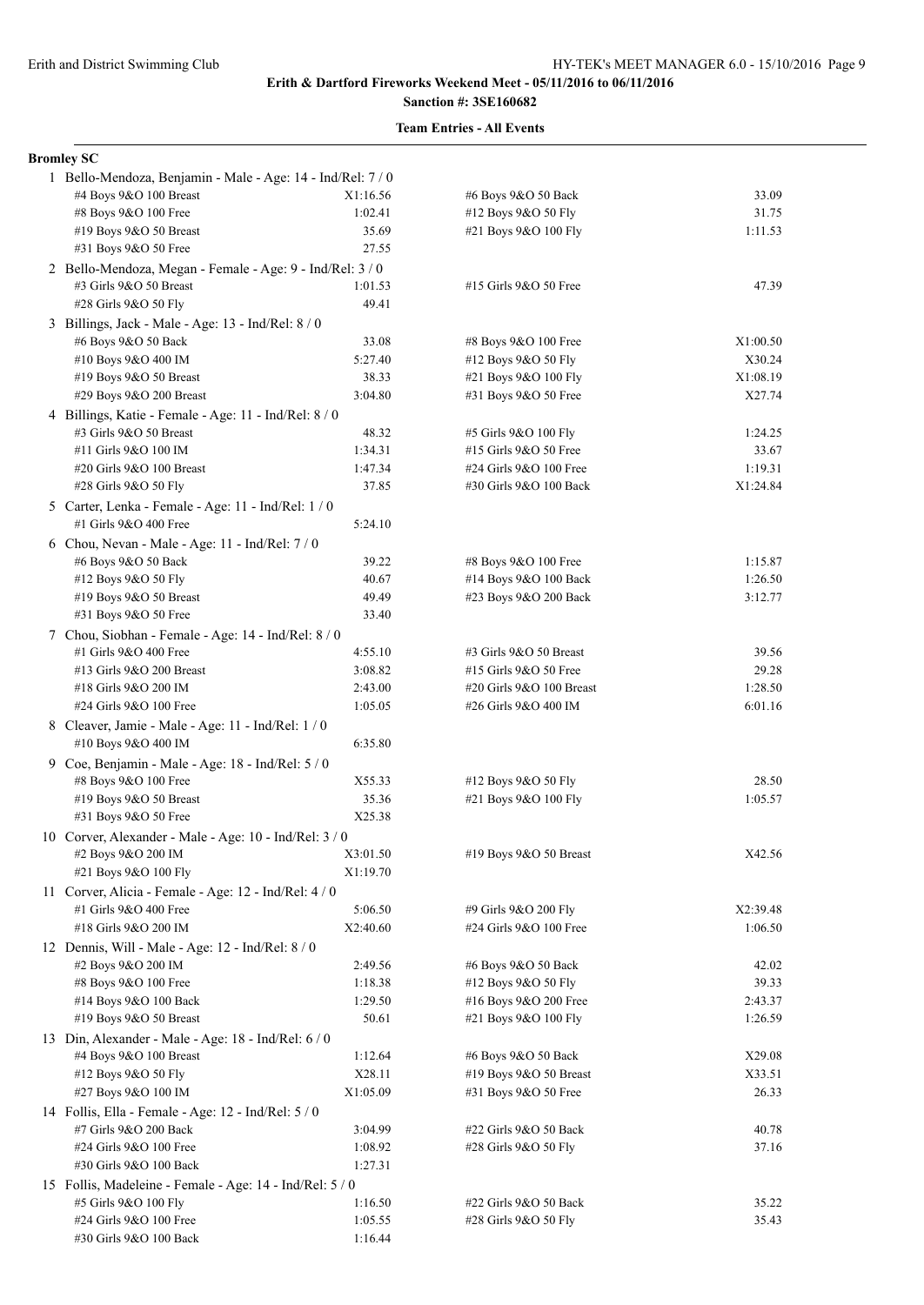**Erith & Dartford Fireworks Weekend Meet - 05/11/2016 to 06/11/2016**

**Sanction #: 3SE160682**

**Team Entries - All Events**

**Bromley SC**

1 Bello-Mendoza, Benjamin - Male - Age: 14 - Ind/Rel: 7 / 0

| Event | Time | Event | Time |
|---|---|---|---|
| #4 Boys 9&O 100 Breast | X1:16.56 | #6 Boys 9&O 50 Back | 33.09 |
| #8 Boys 9&O 100 Free | 1:02.41 | #12 Boys 9&O 50 Fly | 31.75 |
| #19 Boys 9&O 50 Breast | 35.69 | #21 Boys 9&O 100 Fly | 1:11.53 |
| #31 Boys 9&O 50 Free | 27.55 | | |

2 Bello-Mendoza, Megan - Female - Age: 9 - Ind/Rel: 3 / 0

| Event | Time | Event | Time |
|---|---|---|---|
| #3 Girls 9&O 50 Breast | 1:01.53 | #15 Girls 9&O 50 Free | 47.39 |
| #28 Girls 9&O 50 Fly | 49.41 | | |

3 Billings, Jack - Male - Age: 13 - Ind/Rel: 8 / 0

| Event | Time | Event | Time |
|---|---|---|---|
| #6 Boys 9&O 50 Back | 33.08 | #8 Boys 9&O 100 Free | X1:00.50 |
| #10 Boys 9&O 400 IM | 5:27.40 | #12 Boys 9&O 50 Fly | X30.24 |
| #19 Boys 9&O 50 Breast | 38.33 | #21 Boys 9&O 100 Fly | X1:08.19 |
| #29 Boys 9&O 200 Breast | 3:04.80 | #31 Boys 9&O 50 Free | X27.74 |

4 Billings, Katie - Female - Age: 11 - Ind/Rel: 8 / 0

| Event | Time | Event | Time |
|---|---|---|---|
| #3 Girls 9&O 50 Breast | 48.32 | #5 Girls 9&O 100 Fly | 1:24.25 |
| #11 Girls 9&O 100 IM | 1:34.31 | #15 Girls 9&O 50 Free | 33.67 |
| #20 Girls 9&O 100 Breast | 1:47.34 | #24 Girls 9&O 100 Free | 1:19.31 |
| #28 Girls 9&O 50 Fly | 37.85 | #30 Girls 9&O 100 Back | X1:24.84 |

5 Carter, Lenka - Female - Age: 11 - Ind/Rel: 1 / 0

| Event | Time | Event | Time |
|---|---|---|---|
| #1 Girls 9&O 400 Free | 5:24.10 | | |

6 Chou, Nevan - Male - Age: 11 - Ind/Rel: 7 / 0

| Event | Time | Event | Time |
|---|---|---|---|
| #6 Boys 9&O 50 Back | 39.22 | #8 Boys 9&O 100 Free | 1:15.87 |
| #12 Boys 9&O 50 Fly | 40.67 | #14 Boys 9&O 100 Back | 1:26.50 |
| #19 Boys 9&O 50 Breast | 49.49 | #23 Boys 9&O 200 Back | 3:12.77 |
| #31 Boys 9&O 50 Free | 33.40 | | |

7 Chou, Siobhan - Female - Age: 14 - Ind/Rel: 8 / 0

| Event | Time | Event | Time |
|---|---|---|---|
| #1 Girls 9&O 400 Free | 4:55.10 | #3 Girls 9&O 50 Breast | 39.56 |
| #13 Girls 9&O 200 Breast | 3:08.82 | #15 Girls 9&O 50 Free | 29.28 |
| #18 Girls 9&O 200 IM | 2:43.00 | #20 Girls 9&O 100 Breast | 1:28.50 |
| #24 Girls 9&O 100 Free | 1:05.05 | #26 Girls 9&O 400 IM | 6:01.16 |

8 Cleaver, Jamie - Male - Age: 11 - Ind/Rel: 1 / 0

| Event | Time | Event | Time |
|---|---|---|---|
| #10 Boys 9&O 400 IM | 6:35.80 | | |

9 Coe, Benjamin - Male - Age: 18 - Ind/Rel: 5 / 0

| Event | Time | Event | Time |
|---|---|---|---|
| #8 Boys 9&O 100 Free | X55.33 | #12 Boys 9&O 50 Fly | 28.50 |
| #19 Boys 9&O 50 Breast | 35.36 | #21 Boys 9&O 100 Fly | 1:05.57 |
| #31 Boys 9&O 50 Free | X25.38 | | |

10 Corver, Alexander - Male - Age: 10 - Ind/Rel: 3 / 0

| Event | Time | Event | Time |
|---|---|---|---|
| #2 Boys 9&O 200 IM | X3:01.50 | #19 Boys 9&O 50 Breast | X42.56 |
| #21 Boys 9&O 100 Fly | X1:19.70 | | |

11 Corver, Alicia - Female - Age: 12 - Ind/Rel: 4 / 0

| Event | Time | Event | Time |
|---|---|---|---|
| #1 Girls 9&O 400 Free | 5:06.50 | #9 Girls 9&O 200 Fly | X2:39.48 |
| #18 Girls 9&O 200 IM | X2:40.60 | #24 Girls 9&O 100 Free | 1:06.50 |

12 Dennis, Will - Male - Age: 12 - Ind/Rel: 8 / 0

| Event | Time | Event | Time |
|---|---|---|---|
| #2 Boys 9&O 200 IM | 2:49.56 | #6 Boys 9&O 50 Back | 42.02 |
| #8 Boys 9&O 100 Free | 1:18.38 | #12 Boys 9&O 50 Fly | 39.33 |
| #14 Boys 9&O 100 Back | 1:29.50 | #16 Boys 9&O 200 Free | 2:43.37 |
| #19 Boys 9&O 50 Breast | 50.61 | #21 Boys 9&O 100 Fly | 1:26.59 |

13 Din, Alexander - Male - Age: 18 - Ind/Rel: 6 / 0

| Event | Time | Event | Time |
|---|---|---|---|
| #4 Boys 9&O 100 Breast | 1:12.64 | #6 Boys 9&O 50 Back | X29.08 |
| #12 Boys 9&O 50 Fly | X28.11 | #19 Boys 9&O 50 Breast | X33.51 |
| #27 Boys 9&O 100 IM | X1:05.09 | #31 Boys 9&O 50 Free | 26.33 |

14 Follis, Ella - Female - Age: 12 - Ind/Rel: 5 / 0

| Event | Time | Event | Time |
|---|---|---|---|
| #7 Girls 9&O 200 Back | 3:04.99 | #22 Girls 9&O 50 Back | 40.78 |
| #24 Girls 9&O 100 Free | 1:08.92 | #28 Girls 9&O 50 Fly | 37.16 |
| #30 Girls 9&O 100 Back | 1:27.31 | | |

15 Follis, Madeleine - Female - Age: 14 - Ind/Rel: 5 / 0

| Event | Time | Event | Time |
|---|---|---|---|
| #5 Girls 9&O 100 Fly | 1:16.50 | #22 Girls 9&O 50 Back | 35.22 |
| #24 Girls 9&O 100 Free | 1:05.55 | #28 Girls 9&O 50 Fly | 35.43 |
| #30 Girls 9&O 100 Back | 1:16.44 | | |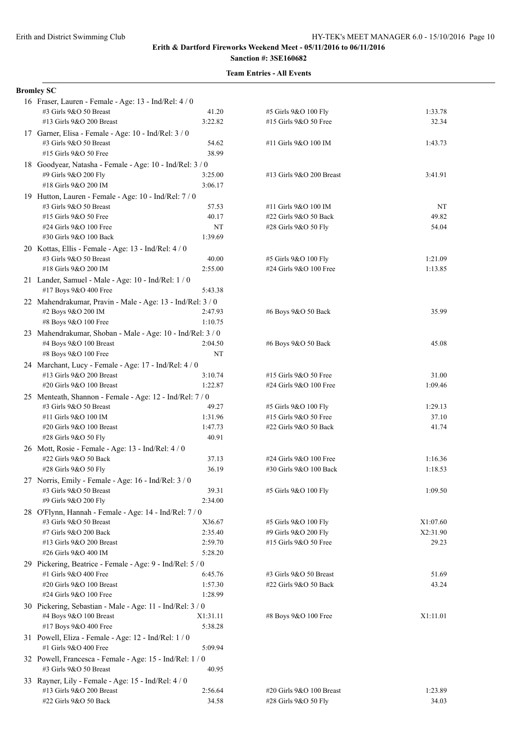**Erith & Dartford Fireworks Weekend Meet - 05/11/2016 to 06/11/2016**

**Sanction #: 3SE160682**

**Team Entries - All Events**

**Bromley SC**

16 Fraser, Lauren - Female - Age: 13 - Ind/Rel: 4 / 0

| | | | |
|---|---|---|---|
| #3 Girls 9&O 50 Breast | 41.20 | #5 Girls 9&O 100 Fly | 1:33.78 |
| #13 Girls 9&O 200 Breast | 3:22.82 | #15 Girls 9&O 50 Free | 32.34 |

17 Garner, Elisa - Female - Age: 10 - Ind/Rel: 3 / 0

| | | | |
|---|---|---|---|
| #3 Girls 9&O 50 Breast | 54.62 | #11 Girls 9&O 100 IM | 1:43.73 |
| #15 Girls 9&O 50 Free | 38.99 | | |

18 Goodyear, Natasha - Female - Age: 10 - Ind/Rel: 3 / 0

| | | | |
|---|---|---|---|
| #9 Girls 9&O 200 Fly | 3:25.00 | #13 Girls 9&O 200 Breast | 3:41.91 |
| #18 Girls 9&O 200 IM | 3:06.17 | | |

19 Hutton, Lauren - Female - Age: 10 - Ind/Rel: 7 / 0

| | | | |
|---|---|---|---|
| #3 Girls 9&O 50 Breast | 57.53 | #11 Girls 9&O 100 IM | NT |
| #15 Girls 9&O 50 Free | 40.17 | #22 Girls 9&O 50 Back | 49.82 |
| #24 Girls 9&O 100 Free | NT | #28 Girls 9&O 50 Fly | 54.04 |
| #30 Girls 9&O 100 Back | 1:39.69 | | |

20 Kottas, Ellis - Female - Age: 13 - Ind/Rel: 4 / 0

| | | | |
|---|---|---|---|
| #3 Girls 9&O 50 Breast | 40.00 | #5 Girls 9&O 100 Fly | 1:21.09 |
| #18 Girls 9&O 200 IM | 2:55.00 | #24 Girls 9&O 100 Free | 1:13.85 |

21 Lander, Samuel - Male - Age: 10 - Ind/Rel: 1 / 0

| | | | |
|---|---|---|---|
| #17 Boys 9&O 400 Free | 5:43.38 | | |

22 Mahendrakumar, Pravin - Male - Age: 13 - Ind/Rel: 3 / 0

| | | | |
|---|---|---|---|
| #2 Boys 9&O 200 IM | 2:47.93 | #6 Boys 9&O 50 Back | 35.99 |
| #8 Boys 9&O 100 Free | 1:10.75 | | |

23 Mahendrakumar, Shoban - Male - Age: 10 - Ind/Rel: 3 / 0

| | | | |
|---|---|---|---|
| #4 Boys 9&O 100 Breast | 2:04.50 | #6 Boys 9&O 50 Back | 45.08 |
| #8 Boys 9&O 100 Free | NT | | |

24 Marchant, Lucy - Female - Age: 17 - Ind/Rel: 4 / 0

| | | | |
|---|---|---|---|
| #13 Girls 9&O 200 Breast | 3:10.74 | #15 Girls 9&O 50 Free | 31.00 |
| #20 Girls 9&O 100 Breast | 1:22.87 | #24 Girls 9&O 100 Free | 1:09.46 |

25 Menteath, Shannon - Female - Age: 12 - Ind/Rel: 7 / 0

| | | | |
|---|---|---|---|
| #3 Girls 9&O 50 Breast | 49.27 | #5 Girls 9&O 100 Fly | 1:29.13 |
| #11 Girls 9&O 100 IM | 1:31.96 | #15 Girls 9&O 50 Free | 37.10 |
| #20 Girls 9&O 100 Breast | 1:47.73 | #22 Girls 9&O 50 Back | 41.74 |
| #28 Girls 9&O 50 Fly | 40.91 | | |

26 Mott, Rosie - Female - Age: 13 - Ind/Rel: 4 / 0

| | | | |
|---|---|---|---|
| #22 Girls 9&O 50 Back | 37.13 | #24 Girls 9&O 100 Free | 1:16.36 |
| #28 Girls 9&O 50 Fly | 36.19 | #30 Girls 9&O 100 Back | 1:18.53 |

27 Norris, Emily - Female - Age: 16 - Ind/Rel: 3 / 0

| | | | |
|---|---|---|---|
| #3 Girls 9&O 50 Breast | 39.31 | #5 Girls 9&O 100 Fly | 1:09.50 |
| #9 Girls 9&O 200 Fly | 2:34.00 | | |

28 O'Flynn, Hannah - Female - Age: 14 - Ind/Rel: 7 / 0

| | | | |
|---|---|---|---|
| #3 Girls 9&O 50 Breast | X36.67 | #5 Girls 9&O 100 Fly | X1:07.60 |
| #7 Girls 9&O 200 Back | 2:35.40 | #9 Girls 9&O 200 Fly | X2:31.90 |
| #13 Girls 9&O 200 Breast | 2:59.70 | #15 Girls 9&O 50 Free | 29.23 |
| #26 Girls 9&O 400 IM | 5:28.20 | | |

29 Pickering, Beatrice - Female - Age: 9 - Ind/Rel: 5 / 0

| | | | |
|---|---|---|---|
| #1 Girls 9&O 400 Free | 6:45.76 | #3 Girls 9&O 50 Breast | 51.69 |
| #20 Girls 9&O 100 Breast | 1:57.30 | #22 Girls 9&O 50 Back | 43.24 |
| #24 Girls 9&O 100 Free | 1:28.99 | | |

30 Pickering, Sebastian - Male - Age: 11 - Ind/Rel: 3 / 0

| | | | |
|---|---|---|---|
| #4 Boys 9&O 100 Breast | X1:31.11 | #8 Boys 9&O 100 Free | X1:11.01 |
| #17 Boys 9&O 400 Free | 5:38.28 | | |

31 Powell, Eliza - Female - Age: 12 - Ind/Rel: 1 / 0

| | | | |
|---|---|---|---|
| #1 Girls 9&O 400 Free | 5:09.94 | | |

32 Powell, Francesca - Female - Age: 15 - Ind/Rel: 1 / 0

| | | | |
|---|---|---|---|
| #3 Girls 9&O 50 Breast | 40.95 | | |

33 Rayner, Lily - Female - Age: 15 - Ind/Rel: 4 / 0

| | | | |
|---|---|---|---|
| #13 Girls 9&O 200 Breast | 2:56.64 | #20 Girls 9&O 100 Breast | 1:23.89 |
| #22 Girls 9&O 50 Back | 34.58 | #28 Girls 9&O 50 Fly | 34.03 |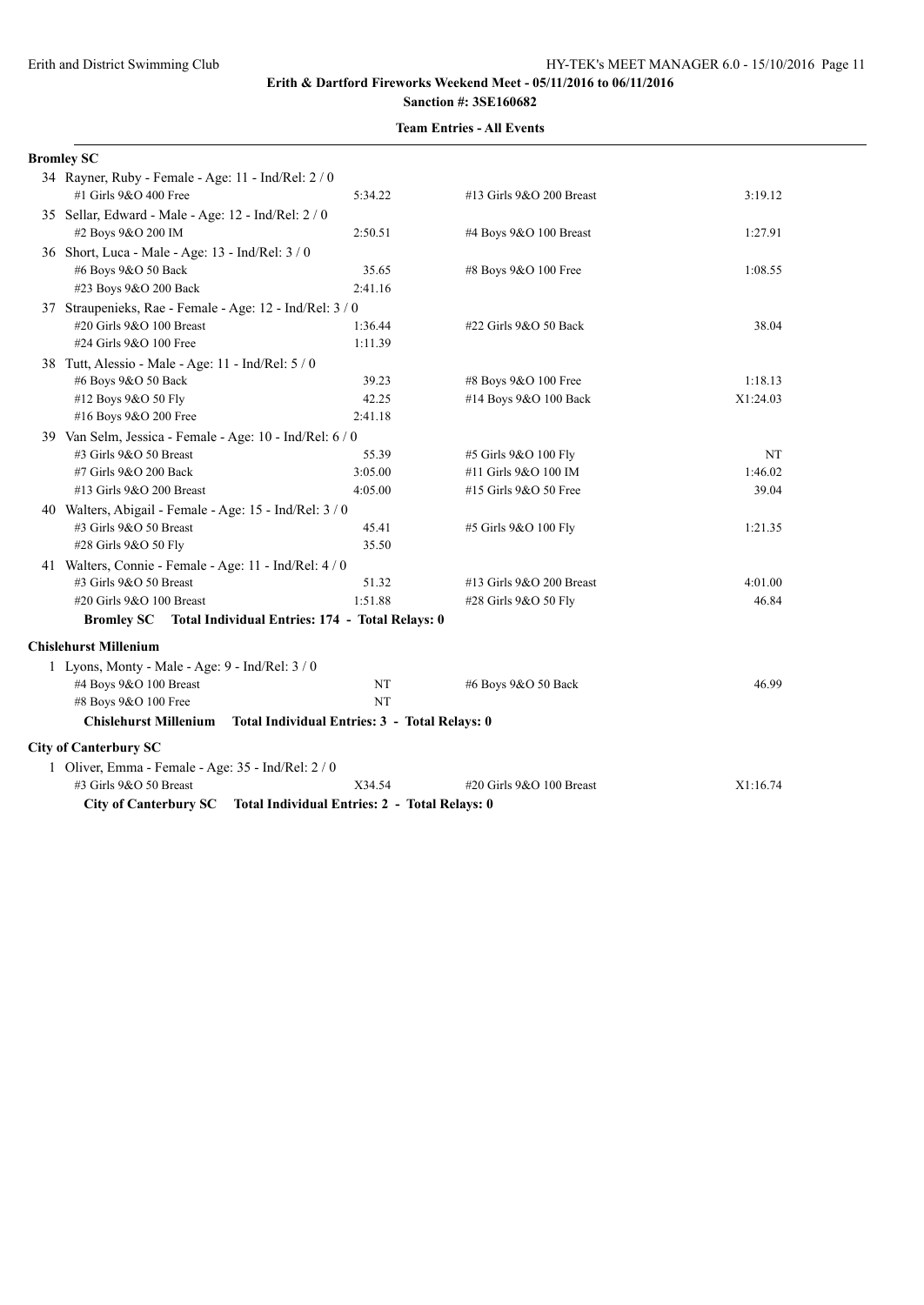**Erith & Dartford Fireworks Weekend Meet - 05/11/2016 to 06/11/2016**

**Sanction #: 3SE160682**

**Team Entries - All Events**

### Bromley SC

34 Rayner, Ruby - Female - Age: 11 - Ind/Rel: 2 / 0

| | | | |
|---|---|---|---|
| #1 Girls 9&O 400 Free | 5:34.22 | #13 Girls 9&O 200 Breast | 3:19.12 |

35 Sellar, Edward - Male - Age: 12 - Ind/Rel: 2 / 0

| | | | |
|---|---|---|---|
| #2 Boys 9&O 200 IM | 2:50.51 | #4 Boys 9&O 100 Breast | 1:27.91 |

36 Short, Luca - Male - Age: 13 - Ind/Rel: 3 / 0

| | | | |
|---|---|---|---|
| #6 Boys 9&O 50 Back | 35.65 | #8 Boys 9&O 100 Free | 1:08.55 |
| #23 Boys 9&O 200 Back | 2:41.16 | | |

37 Straupenieks, Rae - Female - Age: 12 - Ind/Rel: 3 / 0

| | | | |
|---|---|---|---|
| #20 Girls 9&O 100 Breast | 1:36.44 | #22 Girls 9&O 50 Back | 38.04 |
| #24 Girls 9&O 100 Free | 1:11.39 | | |

38 Tutt, Alessio - Male - Age: 11 - Ind/Rel: 5 / 0

| | | | |
|---|---|---|---|
| #6 Boys 9&O 50 Back | 39.23 | #8 Boys 9&O 100 Free | 1:18.13 |
| #12 Boys 9&O 50 Fly | 42.25 | #14 Boys 9&O 100 Back | X1:24.03 |
| #16 Boys 9&O 200 Free | 2:41.18 | | |

39 Van Selm, Jessica - Female - Age: 10 - Ind/Rel: 6 / 0

| | | | |
|---|---|---|---|
| #3 Girls 9&O 50 Breast | 55.39 | #5 Girls 9&O 100 Fly | NT |
| #7 Girls 9&O 200 Back | 3:05.00 | #11 Girls 9&O 100 IM | 1:46.02 |
| #13 Girls 9&O 200 Breast | 4:05.00 | #15 Girls 9&O 50 Free | 39.04 |

40 Walters, Abigail - Female - Age: 15 - Ind/Rel: 3 / 0

| | | | |
|---|---|---|---|
| #3 Girls 9&O 50 Breast | 45.41 | #5 Girls 9&O 100 Fly | 1:21.35 |
| #28 Girls 9&O 50 Fly | 35.50 | | |

41 Walters, Connie - Female - Age: 11 - Ind/Rel: 4 / 0

| | | | |
|---|---|---|---|
| #3 Girls 9&O 50 Breast | 51.32 | #13 Girls 9&O 200 Breast | 4:01.00 |
| #20 Girls 9&O 100 Breast | 1:51.88 | #28 Girls 9&O 50 Fly | 46.84 |

**Bromley SC Total Individual Entries: 174 - Total Relays: 0**

### Chislehurst Millenium

1 Lyons, Monty - Male - Age: 9 - Ind/Rel: 3 / 0

| | | | |
|---|---|---|---|
| #4 Boys 9&O 100 Breast | NT | #6 Boys 9&O 50 Back | 46.99 |
| #8 Boys 9&O 100 Free | NT | | |

**Chislehurst Millenium Total Individual Entries: 3 - Total Relays: 0**

### City of Canterbury SC

1 Oliver, Emma - Female - Age: 35 - Ind/Rel: 2 / 0

| | | | |
|---|---|---|---|
| #3 Girls 9&O 50 Breast | X34.54 | #20 Girls 9&O 100 Breast | X1:16.74 |

**City of Canterbury SC Total Individual Entries: 2 - Total Relays: 0**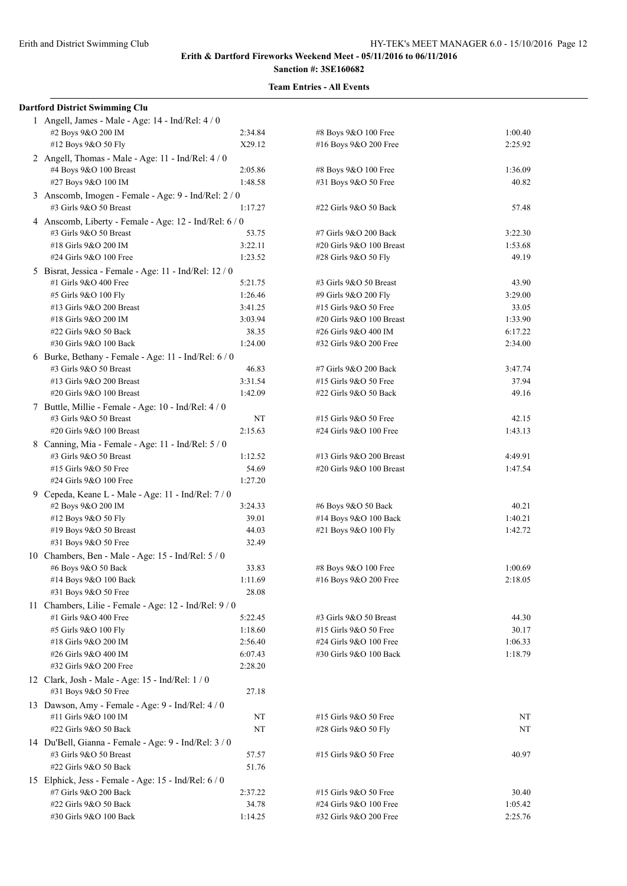**Erith & Dartford Fireworks Weekend Meet - 05/11/2016 to 06/11/2016**

**Sanction #: 3SE160682**

**Team Entries - All Events**

**Dartford District Swimming Clu**

1 Angell, James - Male - Age: 14 - Ind/Rel: 4 / 0

| | | | |
|---|---|---|---|
| #2 Boys 9&O 200 IM | 2:34.84 | #8 Boys 9&O 100 Free | 1:00.40 |
| #12 Boys 9&O 50 Fly | X29.12 | #16 Boys 9&O 200 Free | 2:25.92 |

2 Angell, Thomas - Male - Age: 11 - Ind/Rel: 4 / 0

| | | | |
|---|---|---|---|
| #4 Boys 9&O 100 Breast | 2:05.86 | #8 Boys 9&O 100 Free | 1:36.09 |
| #27 Boys 9&O 100 IM | 1:48.58 | #31 Boys 9&O 50 Free | 40.82 |

3 Anscomb, Imogen - Female - Age: 9 - Ind/Rel: 2 / 0

| | | | |
|---|---|---|---|
| #3 Girls 9&O 50 Breast | 1:17.27 | #22 Girls 9&O 50 Back | 57.48 |

4 Anscomb, Liberty - Female - Age: 12 - Ind/Rel: 6 / 0

| | | | |
|---|---|---|---|
| #3 Girls 9&O 50 Breast | 53.75 | #7 Girls 9&O 200 Back | 3:22.30 |
| #18 Girls 9&O 200 IM | 3:22.11 | #20 Girls 9&O 100 Breast | 1:53.68 |
| #24 Girls 9&O 100 Free | 1:23.52 | #28 Girls 9&O 50 Fly | 49.19 |

5 Bisrat, Jessica - Female - Age: 11 - Ind/Rel: 12 / 0

| | | | |
|---|---|---|---|
| #1 Girls 9&O 400 Free | 5:21.75 | #3 Girls 9&O 50 Breast | 43.90 |
| #5 Girls 9&O 100 Fly | 1:26.46 | #9 Girls 9&O 200 Fly | 3:29.00 |
| #13 Girls 9&O 200 Breast | 3:41.25 | #15 Girls 9&O 50 Free | 33.05 |
| #18 Girls 9&O 200 IM | 3:03.94 | #20 Girls 9&O 100 Breast | 1:33.90 |
| #22 Girls 9&O 50 Back | 38.35 | #26 Girls 9&O 400 IM | 6:17.22 |
| #30 Girls 9&O 100 Back | 1:24.00 | #32 Girls 9&O 200 Free | 2:34.00 |

6 Burke, Bethany - Female - Age: 11 - Ind/Rel: 6 / 0

| | | | |
|---|---|---|---|
| #3 Girls 9&O 50 Breast | 46.83 | #7 Girls 9&O 200 Back | 3:47.74 |
| #13 Girls 9&O 200 Breast | 3:31.54 | #15 Girls 9&O 50 Free | 37.94 |
| #20 Girls 9&O 100 Breast | 1:42.09 | #22 Girls 9&O 50 Back | 49.16 |

7 Buttle, Millie - Female - Age: 10 - Ind/Rel: 4 / 0

| | | | |
|---|---|---|---|
| #3 Girls 9&O 50 Breast | NT | #15 Girls 9&O 50 Free | 42.15 |
| #20 Girls 9&O 100 Breast | 2:15.63 | #24 Girls 9&O 100 Free | 1:43.13 |

8 Canning, Mia - Female - Age: 11 - Ind/Rel: 5 / 0

| | | | |
|---|---|---|---|
| #3 Girls 9&O 50 Breast | 1:12.52 | #13 Girls 9&O 200 Breast | 4:49.91 |
| #15 Girls 9&O 50 Free | 54.69 | #20 Girls 9&O 100 Breast | 1:47.54 |
| #24 Girls 9&O 100 Free | 1:27.20 | | |

9 Cepeda, Keane L - Male - Age: 11 - Ind/Rel: 7 / 0

| | | | |
|---|---|---|---|
| #2 Boys 9&O 200 IM | 3:24.33 | #6 Boys 9&O 50 Back | 40.21 |
| #12 Boys 9&O 50 Fly | 39.01 | #14 Boys 9&O 100 Back | 1:40.21 |
| #19 Boys 9&O 50 Breast | 44.03 | #21 Boys 9&O 100 Fly | 1:42.72 |
| #31 Boys 9&O 50 Free | 32.49 | | |

10 Chambers, Ben - Male - Age: 15 - Ind/Rel: 5 / 0

| | | | |
|---|---|---|---|
| #6 Boys 9&O 50 Back | 33.83 | #8 Boys 9&O 100 Free | 1:00.69 |
| #14 Boys 9&O 100 Back | 1:11.69 | #16 Boys 9&O 200 Free | 2:18.05 |
| #31 Boys 9&O 50 Free | 28.08 | | |

11 Chambers, Lilie - Female - Age: 12 - Ind/Rel: 9 / 0

| | | | |
|---|---|---|---|
| #1 Girls 9&O 400 Free | 5:22.45 | #3 Girls 9&O 50 Breast | 44.30 |
| #5 Girls 9&O 100 Fly | 1:18.60 | #15 Girls 9&O 50 Free | 30.17 |
| #18 Girls 9&O 200 IM | 2:56.40 | #24 Girls 9&O 100 Free | 1:06.33 |
| #26 Girls 9&O 400 IM | 6:07.43 | #30 Girls 9&O 100 Back | 1:18.79 |
| #32 Girls 9&O 200 Free | 2:28.20 | | |

12 Clark, Josh - Male - Age: 15 - Ind/Rel: 1 / 0

| | | | |
|---|---|---|---|
| #31 Boys 9&O 50 Free | 27.18 | | |

13 Dawson, Amy - Female - Age: 9 - Ind/Rel: 4 / 0

| | | | |
|---|---|---|---|
| #11 Girls 9&O 100 IM | NT | #15 Girls 9&O 50 Free | NT |
| #22 Girls 9&O 50 Back | NT | #28 Girls 9&O 50 Fly | NT |

14 Du'Bell, Gianna - Female - Age: 9 - Ind/Rel: 3 / 0

| | | | |
|---|---|---|---|
| #3 Girls 9&O 50 Breast | 57.57 | #15 Girls 9&O 50 Free | 40.97 |
| #22 Girls 9&O 50 Back | 51.76 | | |

15 Elphick, Jess - Female - Age: 15 - Ind/Rel: 6 / 0

| | | | |
|---|---|---|---|
| #7 Girls 9&O 200 Back | 2:37.22 | #15 Girls 9&O 50 Free | 30.40 |
| #22 Girls 9&O 50 Back | 34.78 | #24 Girls 9&O 100 Free | 1:05.42 |
| #30 Girls 9&O 100 Back | 1:14.25 | #32 Girls 9&O 200 Free | 2:25.76 |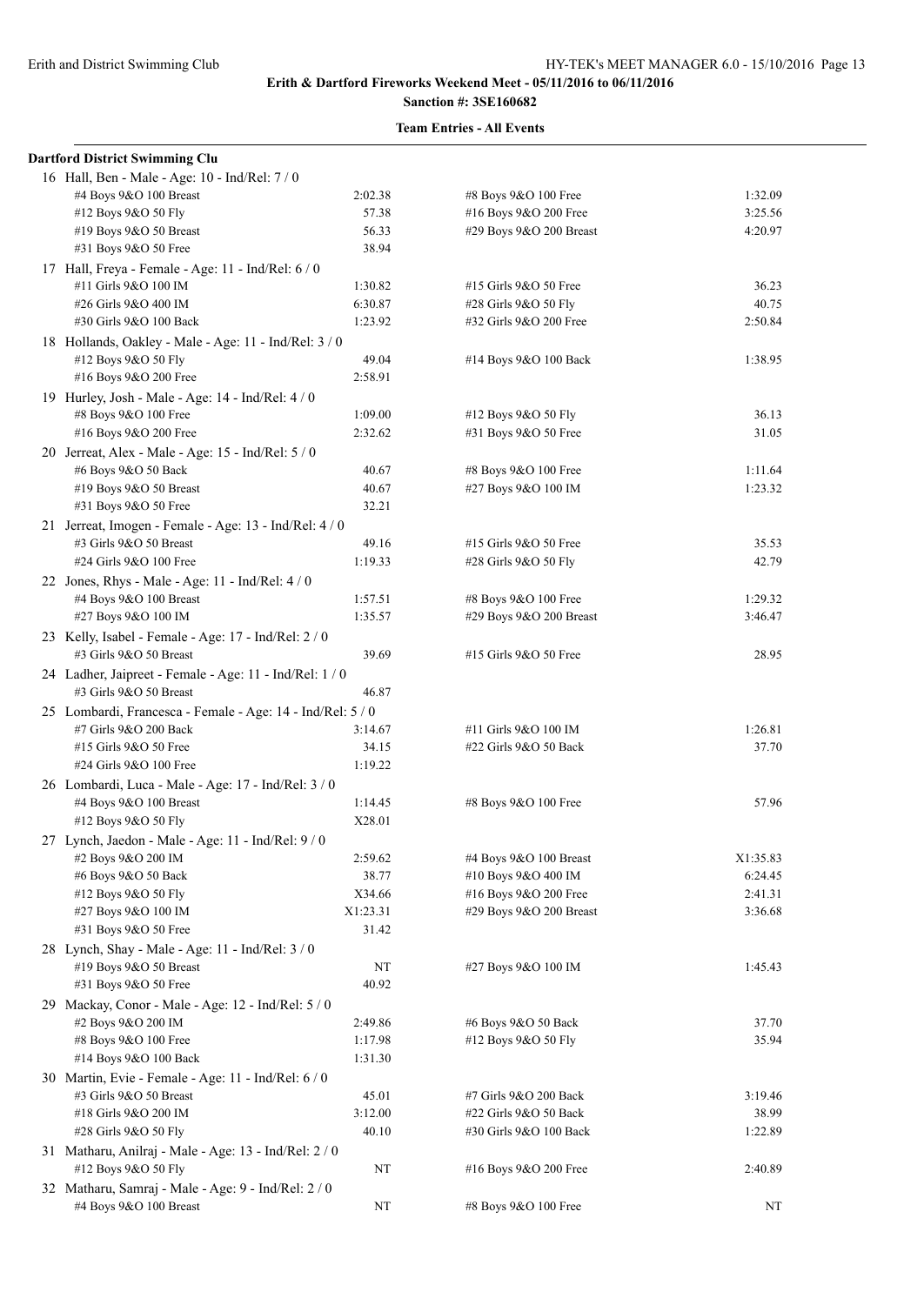**Erith & Dartford Fireworks Weekend Meet - 05/11/2016 to 06/11/2016**

**Sanction #: 3SE160682**

**Team Entries - All Events**

**Dartford District Swimming Clu**

16 Hall, Ben - Male - Age: 10 - Ind/Rel: 7 / 0

| | | | |
|---|---|---|---|
| #4 Boys 9&O 100 Breast | 2:02.38 | #8 Boys 9&O 100 Free | 1:32.09 |
| #12 Boys 9&O 50 Fly | 57.38 | #16 Boys 9&O 200 Free | 3:25.56 |
| #19 Boys 9&O 50 Breast | 56.33 | #29 Boys 9&O 200 Breast | 4:20.97 |
| #31 Boys 9&O 50 Free | 38.94 | | |

17 Hall, Freya - Female - Age: 11 - Ind/Rel: 6 / 0

| | | | |
|---|---|---|---|
| #11 Girls 9&O 100 IM | 1:30.82 | #15 Girls 9&O 50 Free | 36.23 |
| #26 Girls 9&O 400 IM | 6:30.87 | #28 Girls 9&O 50 Fly | 40.75 |
| #30 Girls 9&O 100 Back | 1:23.92 | #32 Girls 9&O 200 Free | 2:50.84 |

18 Hollands, Oakley - Male - Age: 11 - Ind/Rel: 3 / 0

| | | | |
|---|---|---|---|
| #12 Boys 9&O 50 Fly | 49.04 | #14 Boys 9&O 100 Back | 1:38.95 |
| #16 Boys 9&O 200 Free | 2:58.91 | | |

19 Hurley, Josh - Male - Age: 14 - Ind/Rel: 4 / 0

| | | | |
|---|---|---|---|
| #8 Boys 9&O 100 Free | 1:09.00 | #12 Boys 9&O 50 Fly | 36.13 |
| #16 Boys 9&O 200 Free | 2:32.62 | #31 Boys 9&O 50 Free | 31.05 |

20 Jerreat, Alex - Male - Age: 15 - Ind/Rel: 5 / 0

| | | | |
|---|---|---|---|
| #6 Boys 9&O 50 Back | 40.67 | #8 Boys 9&O 100 Free | 1:11.64 |
| #19 Boys 9&O 50 Breast | 40.67 | #27 Boys 9&O 100 IM | 1:23.32 |
| #31 Boys 9&O 50 Free | 32.21 | | |

21 Jerreat, Imogen - Female - Age: 13 - Ind/Rel: 4 / 0

| | | | |
|---|---|---|---|
| #3 Girls 9&O 50 Breast | 49.16 | #15 Girls 9&O 50 Free | 35.53 |
| #24 Girls 9&O 100 Free | 1:19.33 | #28 Girls 9&O 50 Fly | 42.79 |

22 Jones, Rhys - Male - Age: 11 - Ind/Rel: 4 / 0

| | | | |
|---|---|---|---|
| #4 Boys 9&O 100 Breast | 1:57.51 | #8 Boys 9&O 100 Free | 1:29.32 |
| #27 Boys 9&O 100 IM | 1:35.57 | #29 Boys 9&O 200 Breast | 3:46.47 |

23 Kelly, Isabel - Female - Age: 17 - Ind/Rel: 2 / 0

| | | | |
|---|---|---|---|
| #3 Girls 9&O 50 Breast | 39.69 | #15 Girls 9&O 50 Free | 28.95 |

24 Ladher, Jaipreet - Female - Age: 11 - Ind/Rel: 1 / 0

| | | | |
|---|---|---|---|
| #3 Girls 9&O 50 Breast | 46.87 | | |

25 Lombardi, Francesca - Female - Age: 14 - Ind/Rel: 5 / 0

| | | | |
|---|---|---|---|
| #7 Girls 9&O 200 Back | 3:14.67 | #11 Girls 9&O 100 IM | 1:26.81 |
| #15 Girls 9&O 50 Free | 34.15 | #22 Girls 9&O 50 Back | 37.70 |
| #24 Girls 9&O 100 Free | 1:19.22 | | |

26 Lombardi, Luca - Male - Age: 17 - Ind/Rel: 3 / 0

| | | | |
|---|---|---|---|
| #4 Boys 9&O 100 Breast | 1:14.45 | #8 Boys 9&O 100 Free | 57.96 |
| #12 Boys 9&O 50 Fly | X28.01 | | |

27 Lynch, Jaedon - Male - Age: 11 - Ind/Rel: 9 / 0

| | | | |
|---|---|---|---|
| #2 Boys 9&O 200 IM | 2:59.62 | #4 Boys 9&O 100 Breast | X1:35.83 |
| #6 Boys 9&O 50 Back | 38.77 | #10 Boys 9&O 400 IM | 6:24.45 |
| #12 Boys 9&O 50 Fly | X34.66 | #16 Boys 9&O 200 Free | 2:41.31 |
| #27 Boys 9&O 100 IM | X1:23.31 | #29 Boys 9&O 200 Breast | 3:36.68 |
| #31 Boys 9&O 50 Free | 31.42 | | |

28 Lynch, Shay - Male - Age: 11 - Ind/Rel: 3 / 0

| | | | |
|---|---|---|---|
| #19 Boys 9&O 50 Breast | NT | #27 Boys 9&O 100 IM | 1:45.43 |
| #31 Boys 9&O 50 Free | 40.92 | | |

29 Mackay, Conor - Male - Age: 12 - Ind/Rel: 5 / 0

| | | | |
|---|---|---|---|
| #2 Boys 9&O 200 IM | 2:49.86 | #6 Boys 9&O 50 Back | 37.70 |
| #8 Boys 9&O 100 Free | 1:17.98 | #12 Boys 9&O 50 Fly | 35.94 |
| #14 Boys 9&O 100 Back | 1:31.30 | | |

30 Martin, Evie - Female - Age: 11 - Ind/Rel: 6 / 0

| | | | |
|---|---|---|---|
| #3 Girls 9&O 50 Breast | 45.01 | #7 Girls 9&O 200 Back | 3:19.46 |
| #18 Girls 9&O 200 IM | 3:12.00 | #22 Girls 9&O 50 Back | 38.99 |
| #28 Girls 9&O 50 Fly | 40.10 | #30 Girls 9&O 100 Back | 1:22.89 |

31 Matharu, Anilraj - Male - Age: 13 - Ind/Rel: 2 / 0

| | | | |
|---|---|---|---|
| #12 Boys 9&O 50 Fly | NT | #16 Boys 9&O 200 Free | 2:40.89 |

32 Matharu, Samraj - Male - Age: 9 - Ind/Rel: 2 / 0

| | | | |
|---|---|---|---|
| #4 Boys 9&O 100 Breast | NT | #8 Boys 9&O 100 Free | NT |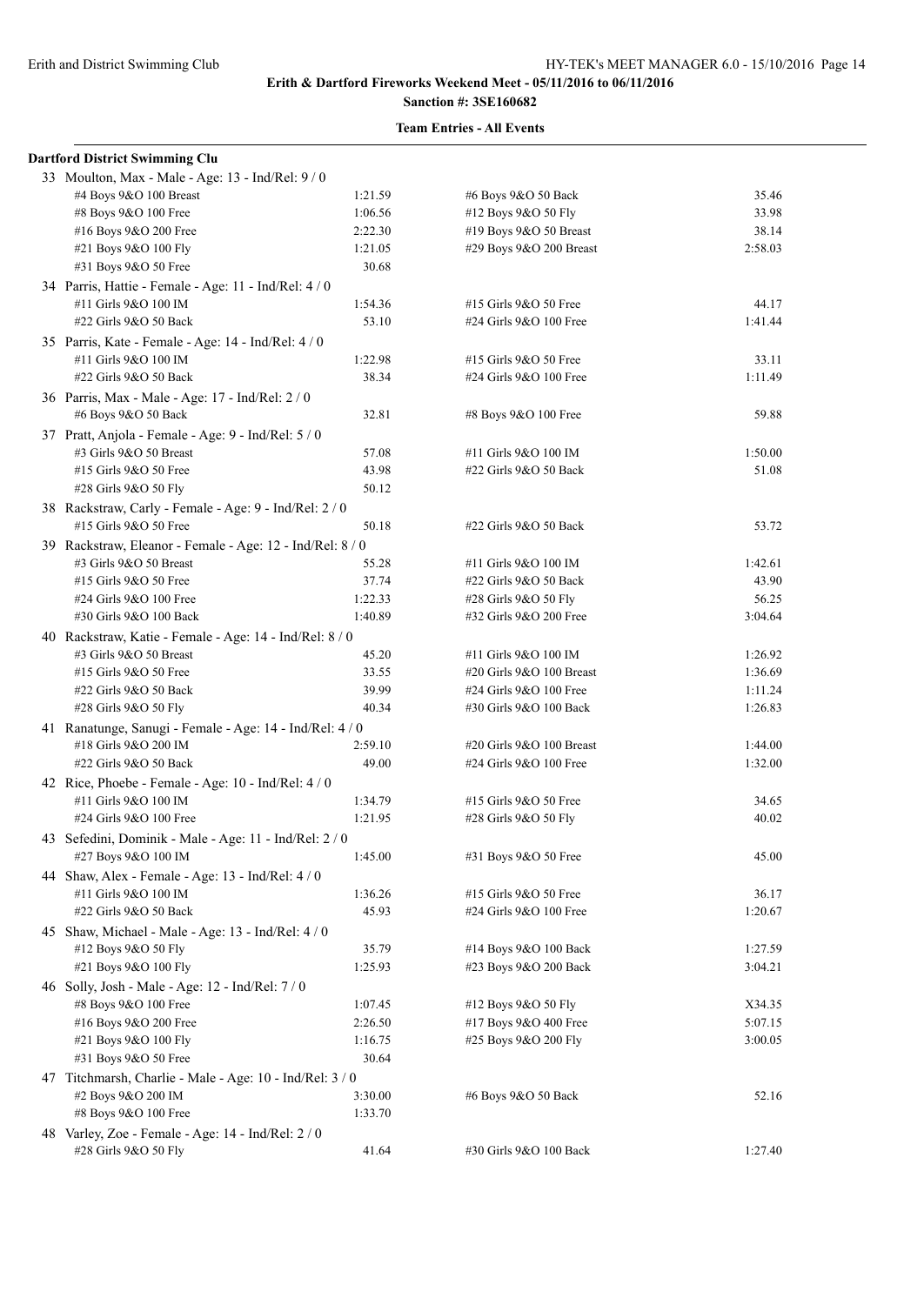Erith & Dartford Fireworks Weekend Meet - 05/11/2016 to 06/11/2016

**Sanction #: 3SE160682**

**Team Entries - All Events**

**Dartford District Swimming Clu**

33 Moulton, Max - Male - Age: 13 - Ind/Rel: 9 / 0

| Event | Time | Event | Time |
|---|---|---|---|
| #4 Boys 9&O 100 Breast | 1:21.59 | #6 Boys 9&O 50 Back | 35.46 |
| #8 Boys 9&O 100 Free | 1:06.56 | #12 Boys 9&O 50 Fly | 33.98 |
| #16 Boys 9&O 200 Free | 2:22.30 | #19 Boys 9&O 50 Breast | 38.14 |
| #21 Boys 9&O 100 Fly | 1:21.05 | #29 Boys 9&O 200 Breast | 2:58.03 |
| #31 Boys 9&O 50 Free | 30.68 | | |

34 Parris, Hattie - Female - Age: 11 - Ind/Rel: 4 / 0

| Event | Time | Event | Time |
|---|---|---|---|
| #11 Girls 9&O 100 IM | 1:54.36 | #15 Girls 9&O 50 Free | 44.17 |
| #22 Girls 9&O 50 Back | 53.10 | #24 Girls 9&O 100 Free | 1:41.44 |

35 Parris, Kate - Female - Age: 14 - Ind/Rel: 4 / 0

| Event | Time | Event | Time |
|---|---|---|---|
| #11 Girls 9&O 100 IM | 1:22.98 | #15 Girls 9&O 50 Free | 33.11 |
| #22 Girls 9&O 50 Back | 38.34 | #24 Girls 9&O 100 Free | 1:11.49 |

36 Parris, Max - Male - Age: 17 - Ind/Rel: 2 / 0

| Event | Time | Event | Time |
|---|---|---|---|
| #6 Boys 9&O 50 Back | 32.81 | #8 Boys 9&O 100 Free | 59.88 |

37 Pratt, Anjola - Female - Age: 9 - Ind/Rel: 5 / 0

| Event | Time | Event | Time |
|---|---|---|---|
| #3 Girls 9&O 50 Breast | 57.08 | #11 Girls 9&O 100 IM | 1:50.00 |
| #15 Girls 9&O 50 Free | 43.98 | #22 Girls 9&O 50 Back | 51.08 |
| #28 Girls 9&O 50 Fly | 50.12 | | |

38 Rackstraw, Carly - Female - Age: 9 - Ind/Rel: 2 / 0

| Event | Time | Event | Time |
|---|---|---|---|
| #15 Girls 9&O 50 Free | 50.18 | #22 Girls 9&O 50 Back | 53.72 |

39 Rackstraw, Eleanor - Female - Age: 12 - Ind/Rel: 8 / 0

| Event | Time | Event | Time |
|---|---|---|---|
| #3 Girls 9&O 50 Breast | 55.28 | #11 Girls 9&O 100 IM | 1:42.61 |
| #15 Girls 9&O 50 Free | 37.74 | #22 Girls 9&O 50 Back | 43.90 |
| #24 Girls 9&O 100 Free | 1:22.33 | #28 Girls 9&O 50 Fly | 56.25 |
| #30 Girls 9&O 100 Back | 1:40.89 | #32 Girls 9&O 200 Free | 3:04.64 |

40 Rackstraw, Katie - Female - Age: 14 - Ind/Rel: 8 / 0

| Event | Time | Event | Time |
|---|---|---|---|
| #3 Girls 9&O 50 Breast | 45.20 | #11 Girls 9&O 100 IM | 1:26.92 |
| #15 Girls 9&O 50 Free | 33.55 | #20 Girls 9&O 100 Breast | 1:36.69 |
| #22 Girls 9&O 50 Back | 39.99 | #24 Girls 9&O 100 Free | 1:11.24 |
| #28 Girls 9&O 50 Fly | 40.34 | #30 Girls 9&O 100 Back | 1:26.83 |

41 Ranatunge, Sanugi - Female - Age: 14 - Ind/Rel: 4 / 0

| Event | Time | Event | Time |
|---|---|---|---|
| #18 Girls 9&O 200 IM | 2:59.10 | #20 Girls 9&O 100 Breast | 1:44.00 |
| #22 Girls 9&O 50 Back | 49.00 | #24 Girls 9&O 100 Free | 1:32.00 |

42 Rice, Phoebe - Female - Age: 10 - Ind/Rel: 4 / 0

| Event | Time | Event | Time |
|---|---|---|---|
| #11 Girls 9&O 100 IM | 1:34.79 | #15 Girls 9&O 50 Free | 34.65 |
| #24 Girls 9&O 100 Free | 1:21.95 | #28 Girls 9&O 50 Fly | 40.02 |

43 Sefedini, Dominik - Male - Age: 11 - Ind/Rel: 2 / 0

| Event | Time | Event | Time |
|---|---|---|---|
| #27 Boys 9&O 100 IM | 1:45.00 | #31 Boys 9&O 50 Free | 45.00 |

44 Shaw, Alex - Female - Age: 13 - Ind/Rel: 4 / 0

| Event | Time | Event | Time |
|---|---|---|---|
| #11 Girls 9&O 100 IM | 1:36.26 | #15 Girls 9&O 50 Free | 36.17 |
| #22 Girls 9&O 50 Back | 45.93 | #24 Girls 9&O 100 Free | 1:20.67 |

45 Shaw, Michael - Male - Age: 13 - Ind/Rel: 4 / 0

| Event | Time | Event | Time |
|---|---|---|---|
| #12 Boys 9&O 50 Fly | 35.79 | #14 Boys 9&O 100 Back | 1:27.59 |
| #21 Boys 9&O 100 Fly | 1:25.93 | #23 Boys 9&O 200 Back | 3:04.21 |

46 Solly, Josh - Male - Age: 12 - Ind/Rel: 7 / 0

| Event | Time | Event | Time |
|---|---|---|---|
| #8 Boys 9&O 100 Free | 1:07.45 | #12 Boys 9&O 50 Fly | X34.35 |
| #16 Boys 9&O 200 Free | 2:26.50 | #17 Boys 9&O 400 Free | 5:07.15 |
| #21 Boys 9&O 100 Fly | 1:16.75 | #25 Boys 9&O 200 Fly | 3:00.05 |
| #31 Boys 9&O 50 Free | 30.64 | | |

47 Titchmarsh, Charlie - Male - Age: 10 - Ind/Rel: 3 / 0

| Event | Time | Event | Time |
|---|---|---|---|
| #2 Boys 9&O 200 IM | 3:30.00 | #6 Boys 9&O 50 Back | 52.16 |
| #8 Boys 9&O 100 Free | 1:33.70 | | |

48 Varley, Zoe - Female - Age: 14 - Ind/Rel: 2 / 0

| Event | Time | Event | Time |
|---|---|---|---|
| #28 Girls 9&O 50 Fly | 41.64 | #30 Girls 9&O 100 Back | 1:27.40 |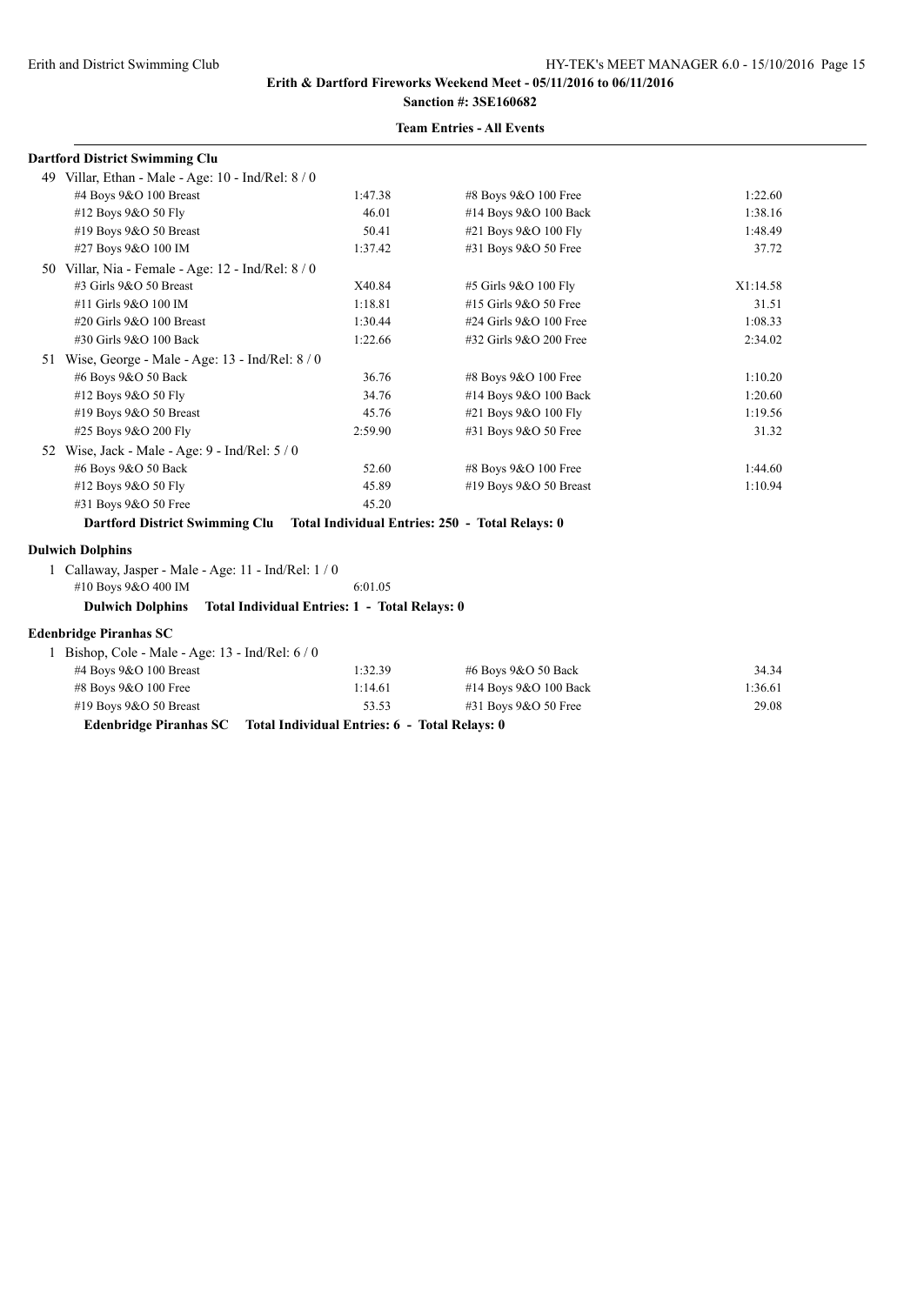**Erith & Dartford Fireworks Weekend Meet - 05/11/2016 to 06/11/2016**

**Sanction #: 3SE160682**

**Team Entries - All Events**

**Dartford District Swimming Clu**

49 Villar, Ethan - Male - Age: 10 - Ind/Rel: 8 / 0

| Event | Time | Event | Time |
|---|---|---|---|
| #4 Boys 9&O 100 Breast | 1:47.38 | #8 Boys 9&O 100 Free | 1:22.60 |
| #12 Boys 9&O 50 Fly | 46.01 | #14 Boys 9&O 100 Back | 1:38.16 |
| #19 Boys 9&O 50 Breast | 50.41 | #21 Boys 9&O 100 Fly | 1:48.49 |
| #27 Boys 9&O 100 IM | 1:37.42 | #31 Boys 9&O 50 Free | 37.72 |

50 Villar, Nia - Female - Age: 12 - Ind/Rel: 8 / 0

| Event | Time | Event | Time |
|---|---|---|---|
| #3 Girls 9&O 50 Breast | X40.84 | #5 Girls 9&O 100 Fly | X1:14.58 |
| #11 Girls 9&O 100 IM | 1:18.81 | #15 Girls 9&O 50 Free | 31.51 |
| #20 Girls 9&O 100 Breast | 1:30.44 | #24 Girls 9&O 100 Free | 1:08.33 |
| #30 Girls 9&O 100 Back | 1:22.66 | #32 Girls 9&O 200 Free | 2:34.02 |

51 Wise, George - Male - Age: 13 - Ind/Rel: 8 / 0

| Event | Time | Event | Time |
|---|---|---|---|
| #6 Boys 9&O 50 Back | 36.76 | #8 Boys 9&O 100 Free | 1:10.20 |
| #12 Boys 9&O 50 Fly | 34.76 | #14 Boys 9&O 100 Back | 1:20.60 |
| #19 Boys 9&O 50 Breast | 45.76 | #21 Boys 9&O 100 Fly | 1:19.56 |
| #25 Boys 9&O 200 Fly | 2:59.90 | #31 Boys 9&O 50 Free | 31.32 |

52 Wise, Jack - Male - Age: 9 - Ind/Rel: 5 / 0

| Event | Time | Event | Time |
|---|---|---|---|
| #6 Boys 9&O 50 Back | 52.60 | #8 Boys 9&O 100 Free | 1:44.60 |
| #12 Boys 9&O 50 Fly | 45.89 | #19 Boys 9&O 50 Breast | 1:10.94 |
| #31 Boys 9&O 50 Free | 45.20 | | |

**Dartford District Swimming Clu    Total Individual Entries: 250 - Total Relays: 0**

**Dulwich Dolphins**

1 Callaway, Jasper - Male - Age: 11 - Ind/Rel: 1 / 0

| Event | Time |
|---|---|
| #10 Boys 9&O 400 IM | 6:01.05 |

**Dulwich Dolphins    Total Individual Entries: 1 - Total Relays: 0**

**Edenbridge Piranhas SC**

1 Bishop, Cole - Male - Age: 13 - Ind/Rel: 6 / 0

| Event | Time | Event | Time |
|---|---|---|---|
| #4 Boys 9&O 100 Breast | 1:32.39 | #6 Boys 9&O 50 Back | 34.34 |
| #8 Boys 9&O 100 Free | 1:14.61 | #14 Boys 9&O 100 Back | 1:36.61 |
| #19 Boys 9&O 50 Breast | 53.53 | #31 Boys 9&O 50 Free | 29.08 |

**Edenbridge Piranhas SC    Total Individual Entries: 6 - Total Relays: 0**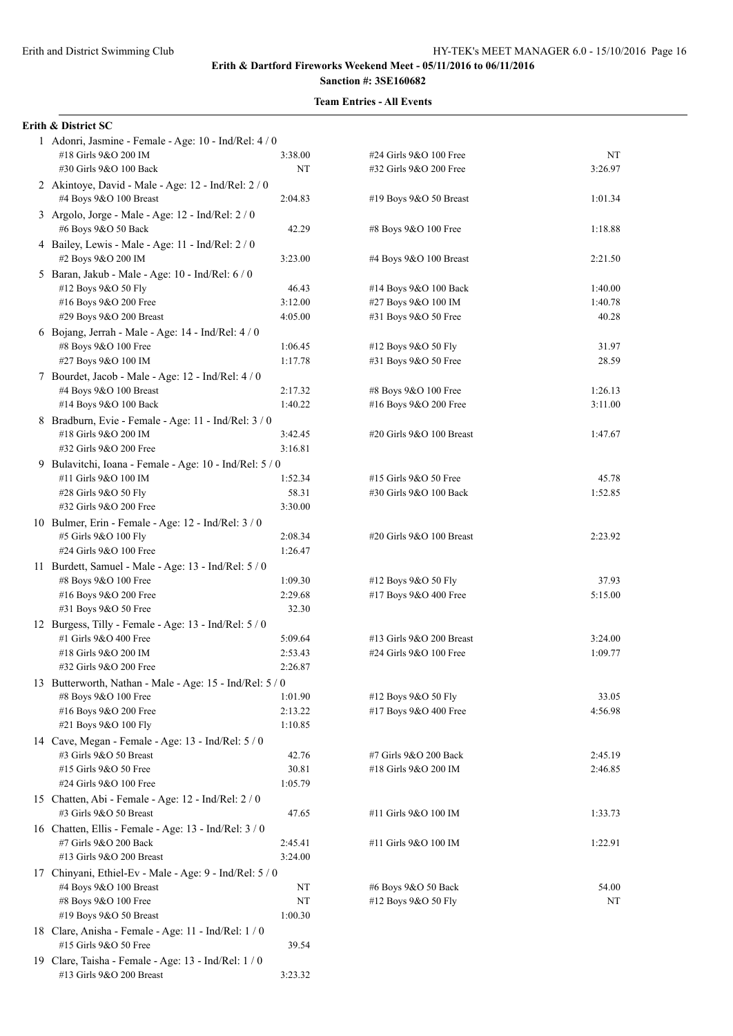**Erith & Dartford Fireworks Weekend Meet - 05/11/2016 to 06/11/2016**

**Sanction #: 3SE160682**

**Team Entries - All Events**

**Erith & District SC**

1 Adonri, Jasmine - Female - Age: 10 - Ind/Rel: 4 / 0

| Event | Time | Event | Time |
|---|---|---|---|
| #18 Girls 9&O 200 IM | 3:38.00 | #24 Girls 9&O 100 Free | NT |
| #30 Girls 9&O 100 Back | NT | #32 Girls 9&O 200 Free | 3:26.97 |

2 Akintoye, David - Male - Age: 12 - Ind/Rel: 2 / 0

| Event | Time | Event | Time |
|---|---|---|---|
| #4 Boys 9&O 100 Breast | 2:04.83 | #19 Boys 9&O 50 Breast | 1:01.34 |

3 Argolo, Jorge - Male - Age: 12 - Ind/Rel: 2 / 0

| Event | Time | Event | Time |
|---|---|---|---|
| #6 Boys 9&O 50 Back | 42.29 | #8 Boys 9&O 100 Free | 1:18.88 |

4 Bailey, Lewis - Male - Age: 11 - Ind/Rel: 2 / 0

| Event | Time | Event | Time |
|---|---|---|---|
| #2 Boys 9&O 200 IM | 3:23.00 | #4 Boys 9&O 100 Breast | 2:21.50 |

5 Baran, Jakub - Male - Age: 10 - Ind/Rel: 6 / 0

| Event | Time | Event | Time |
|---|---|---|---|
| #12 Boys 9&O 50 Fly | 46.43 | #14 Boys 9&O 100 Back | 1:40.00 |
| #16 Boys 9&O 200 Free | 3:12.00 | #27 Boys 9&O 100 IM | 1:40.78 |
| #29 Boys 9&O 200 Breast | 4:05.00 | #31 Boys 9&O 50 Free | 40.28 |

6 Bojang, Jerrah - Male - Age: 14 - Ind/Rel: 4 / 0

| Event | Time | Event | Time |
|---|---|---|---|
| #8 Boys 9&O 100 Free | 1:06.45 | #12 Boys 9&O 50 Fly | 31.97 |
| #27 Boys 9&O 100 IM | 1:17.78 | #31 Boys 9&O 50 Free | 28.59 |

7 Bourdet, Jacob - Male - Age: 12 - Ind/Rel: 4 / 0

| Event | Time | Event | Time |
|---|---|---|---|
| #4 Boys 9&O 100 Breast | 2:17.32 | #8 Boys 9&O 100 Free | 1:26.13 |
| #14 Boys 9&O 100 Back | 1:40.22 | #16 Boys 9&O 200 Free | 3:11.00 |

8 Bradburn, Evie - Female - Age: 11 - Ind/Rel: 3 / 0

| Event | Time | Event | Time |
|---|---|---|---|
| #18 Girls 9&O 200 IM | 3:42.45 | #20 Girls 9&O 100 Breast | 1:47.67 |
| #32 Girls 9&O 200 Free | 3:16.81 | | |

9 Bulavitchi, Ioana - Female - Age: 10 - Ind/Rel: 5 / 0

| Event | Time | Event | Time |
|---|---|---|---|
| #11 Girls 9&O 100 IM | 1:52.34 | #15 Girls 9&O 50 Free | 45.78 |
| #28 Girls 9&O 50 Fly | 58.31 | #30 Girls 9&O 100 Back | 1:52.85 |
| #32 Girls 9&O 200 Free | 3:30.00 | | |

10 Bulmer, Erin - Female - Age: 12 - Ind/Rel: 3 / 0

| Event | Time | Event | Time |
|---|---|---|---|
| #5 Girls 9&O 100 Fly | 2:08.34 | #20 Girls 9&O 100 Breast | 2:23.92 |
| #24 Girls 9&O 100 Free | 1:26.47 | | |

11 Burdett, Samuel - Male - Age: 13 - Ind/Rel: 5 / 0

| Event | Time | Event | Time |
|---|---|---|---|
| #8 Boys 9&O 100 Free | 1:09.30 | #12 Boys 9&O 50 Fly | 37.93 |
| #16 Boys 9&O 200 Free | 2:29.68 | #17 Boys 9&O 400 Free | 5:15.00 |
| #31 Boys 9&O 50 Free | 32.30 | | |

12 Burgess, Tilly - Female - Age: 13 - Ind/Rel: 5 / 0

| Event | Time | Event | Time |
|---|---|---|---|
| #1 Girls 9&O 400 Free | 5:09.64 | #13 Girls 9&O 200 Breast | 3:24.00 |
| #18 Girls 9&O 200 IM | 2:53.43 | #24 Girls 9&O 100 Free | 1:09.77 |
| #32 Girls 9&O 200 Free | 2:26.87 | | |

13 Butterworth, Nathan - Male - Age: 15 - Ind/Rel: 5 / 0

| Event | Time | Event | Time |
|---|---|---|---|
| #8 Boys 9&O 100 Free | 1:01.90 | #12 Boys 9&O 50 Fly | 33.05 |
| #16 Boys 9&O 200 Free | 2:13.22 | #17 Boys 9&O 400 Free | 4:56.98 |
| #21 Boys 9&O 100 Fly | 1:10.85 | | |

14 Cave, Megan - Female - Age: 13 - Ind/Rel: 5 / 0

| Event | Time | Event | Time |
|---|---|---|---|
| #3 Girls 9&O 50 Breast | 42.76 | #7 Girls 9&O 200 Back | 2:45.19 |
| #15 Girls 9&O 50 Free | 30.81 | #18 Girls 9&O 200 IM | 2:46.85 |
| #24 Girls 9&O 100 Free | 1:05.79 | | |

15 Chatten, Abi - Female - Age: 12 - Ind/Rel: 2 / 0

| Event | Time | Event | Time |
|---|---|---|---|
| #3 Girls 9&O 50 Breast | 47.65 | #11 Girls 9&O 100 IM | 1:33.73 |

16 Chatten, Ellis - Female - Age: 13 - Ind/Rel: 3 / 0

| Event | Time | Event | Time |
|---|---|---|---|
| #7 Girls 9&O 200 Back | 2:45.41 | #11 Girls 9&O 100 IM | 1:22.91 |
| #13 Girls 9&O 200 Breast | 3:24.00 | | |

17 Chinyani, Ethiel-Ev - Male - Age: 9 - Ind/Rel: 5 / 0

| Event | Time | Event | Time |
|---|---|---|---|
| #4 Boys 9&O 100 Breast | NT | #6 Boys 9&O 50 Back | 54.00 |
| #8 Boys 9&O 100 Free | NT | #12 Boys 9&O 50 Fly | NT |
| #19 Boys 9&O 50 Breast | 1:00.30 | | |

18 Clare, Anisha - Female - Age: 11 - Ind/Rel: 1 / 0

| Event | Time |
|---|---|
| #15 Girls 9&O 50 Free | 39.54 |

19 Clare, Taisha - Female - Age: 13 - Ind/Rel: 1 / 0

| Event | Time |
|---|---|
| #13 Girls 9&O 200 Breast | 3:23.32 |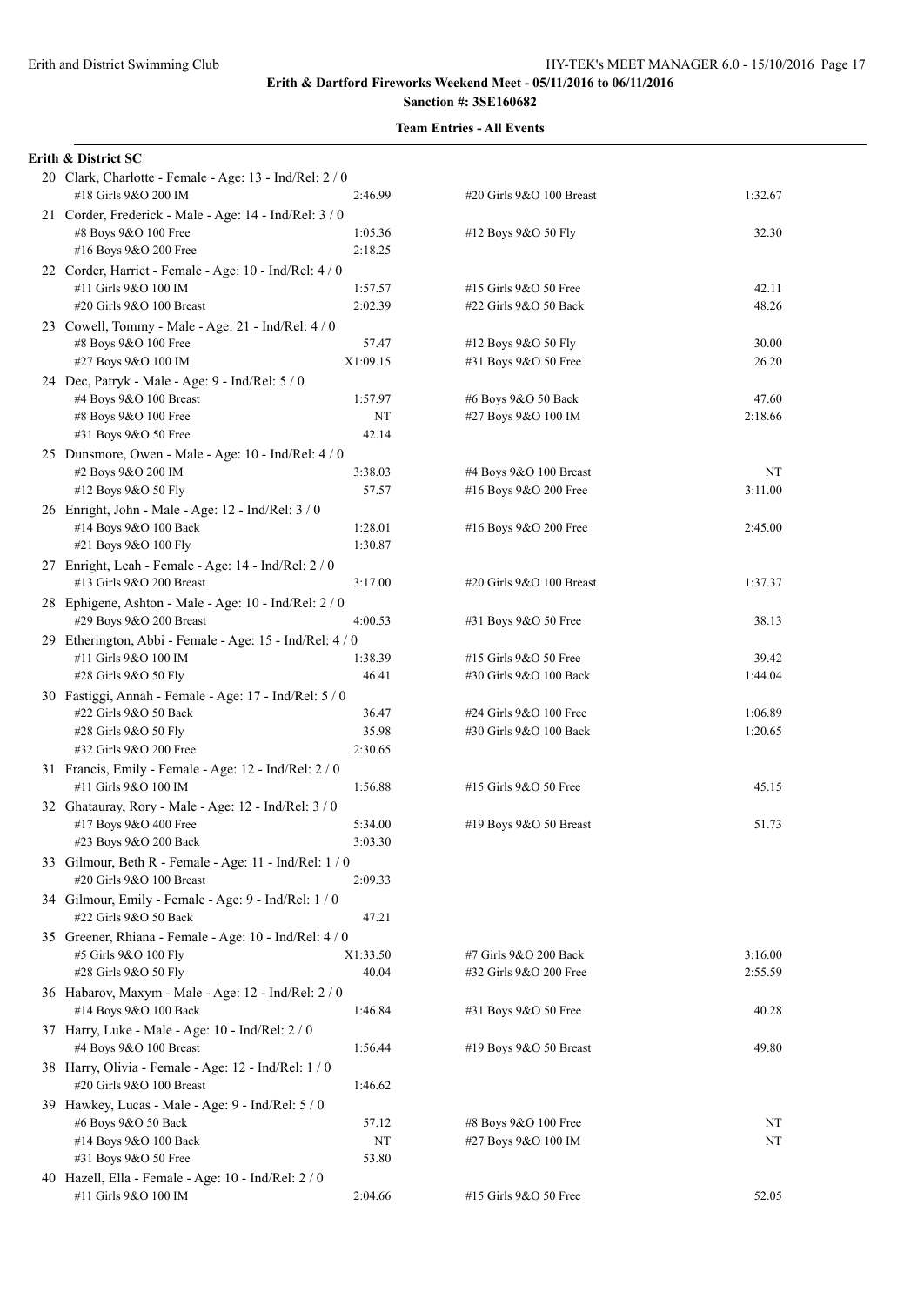**Erith & Dartford Fireworks Weekend Meet - 05/11/2016 to 06/11/2016**

**Sanction #: 3SE160682**

**Team Entries - All Events**

**Erith & District SC**

20 Clark, Charlotte - Female - Age: 13 - Ind/Rel: 2 / 0

| | | | |
|---|---|---|---|
| #18 Girls 9&O 200 IM | 2:46.99 | #20 Girls 9&O 100 Breast | 1:32.67 |

21 Corder, Frederick - Male - Age: 14 - Ind/Rel: 3 / 0

| | | | |
|---|---|---|---|
| #8 Boys 9&O 100 Free | 1:05.36 | #12 Boys 9&O 50 Fly | 32.30 |
| #16 Boys 9&O 200 Free | 2:18.25 | | |

22 Corder, Harriet - Female - Age: 10 - Ind/Rel: 4 / 0

| | | | |
|---|---|---|---|
| #11 Girls 9&O 100 IM | 1:57.57 | #15 Girls 9&O 50 Free | 42.11 |
| #20 Girls 9&O 100 Breast | 2:02.39 | #22 Girls 9&O 50 Back | 48.26 |

23 Cowell, Tommy - Male - Age: 21 - Ind/Rel: 4 / 0

| | | | |
|---|---|---|---|
| #8 Boys 9&O 100 Free | 57.47 | #12 Boys 9&O 50 Fly | 30.00 |
| #27 Boys 9&O 100 IM | X1:09.15 | #31 Boys 9&O 50 Free | 26.20 |

24 Dec, Patryk - Male - Age: 9 - Ind/Rel: 5 / 0

| | | | |
|---|---|---|---|
| #4 Boys 9&O 100 Breast | 1:57.97 | #6 Boys 9&O 50 Back | 47.60 |
| #8 Boys 9&O 100 Free | NT | #27 Boys 9&O 100 IM | 2:18.66 |
| #31 Boys 9&O 50 Free | 42.14 | | |

25 Dunsmore, Owen - Male - Age: 10 - Ind/Rel: 4 / 0

| | | | |
|---|---|---|---|
| #2 Boys 9&O 200 IM | 3:38.03 | #4 Boys 9&O 100 Breast | NT |
| #12 Boys 9&O 50 Fly | 57.57 | #16 Boys 9&O 200 Free | 3:11.00 |

26 Enright, John - Male - Age: 12 - Ind/Rel: 3 / 0

| | | | |
|---|---|---|---|
| #14 Boys 9&O 100 Back | 1:28.01 | #16 Boys 9&O 200 Free | 2:45.00 |
| #21 Boys 9&O 100 Fly | 1:30.87 | | |

27 Enright, Leah - Female - Age: 14 - Ind/Rel: 2 / 0

| | | | |
|---|---|---|---|
| #13 Girls 9&O 200 Breast | 3:17.00 | #20 Girls 9&O 100 Breast | 1:37.37 |

28 Ephigene, Ashton - Male - Age: 10 - Ind/Rel: 2 / 0

| | | | |
|---|---|---|---|
| #29 Boys 9&O 200 Breast | 4:00.53 | #31 Boys 9&O 50 Free | 38.13 |

29 Etherington, Abbi - Female - Age: 15 - Ind/Rel: 4 / 0

| | | | |
|---|---|---|---|
| #11 Girls 9&O 100 IM | 1:38.39 | #15 Girls 9&O 50 Free | 39.42 |
| #28 Girls 9&O 50 Fly | 46.41 | #30 Girls 9&O 100 Back | 1:44.04 |

30 Fastiggi, Annah - Female - Age: 17 - Ind/Rel: 5 / 0

| | | | |
|---|---|---|---|
| #22 Girls 9&O 50 Back | 36.47 | #24 Girls 9&O 100 Free | 1:06.89 |
| #28 Girls 9&O 50 Fly | 35.98 | #30 Girls 9&O 100 Back | 1:20.65 |
| #32 Girls 9&O 200 Free | 2:30.65 | | |

31 Francis, Emily - Female - Age: 12 - Ind/Rel: 2 / 0

| | | | |
|---|---|---|---|
| #11 Girls 9&O 100 IM | 1:56.88 | #15 Girls 9&O 50 Free | 45.15 |

32 Ghatauray, Rory - Male - Age: 12 - Ind/Rel: 3 / 0

| | | | |
|---|---|---|---|
| #17 Boys 9&O 400 Free | 5:34.00 | #19 Boys 9&O 50 Breast | 51.73 |
| #23 Boys 9&O 200 Back | 3:03.30 | | |

33 Gilmour, Beth R - Female - Age: 11 - Ind/Rel: 1 / 0

| | | | |
|---|---|---|---|
| #20 Girls 9&O 100 Breast | 2:09.33 | | |

34 Gilmour, Emily - Female - Age: 9 - Ind/Rel: 1 / 0

| | | | |
|---|---|---|---|
| #22 Girls 9&O 50 Back | 47.21 | | |

35 Greener, Rhiana - Female - Age: 10 - Ind/Rel: 4 / 0

| | | | |
|---|---|---|---|
| #5 Girls 9&O 100 Fly | X1:33.50 | #7 Girls 9&O 200 Back | 3:16.00 |
| #28 Girls 9&O 50 Fly | 40.04 | #32 Girls 9&O 200 Free | 2:55.59 |

36 Habarov, Maxym - Male - Age: 12 - Ind/Rel: 2 / 0

| | | | |
|---|---|---|---|
| #14 Boys 9&O 100 Back | 1:46.84 | #31 Boys 9&O 50 Free | 40.28 |

37 Harry, Luke - Male - Age: 10 - Ind/Rel: 2 / 0

| | | | |
|---|---|---|---|
| #4 Boys 9&O 100 Breast | 1:56.44 | #19 Boys 9&O 50 Breast | 49.80 |

38 Harry, Olivia - Female - Age: 12 - Ind/Rel: 1 / 0

| | | | |
|---|---|---|---|
| #20 Girls 9&O 100 Breast | 1:46.62 | | |

39 Hawkey, Lucas - Male - Age: 9 - Ind/Rel: 5 / 0

| | | | |
|---|---|---|---|
| #6 Boys 9&O 50 Back | 57.12 | #8 Boys 9&O 100 Free | NT |
| #14 Boys 9&O 100 Back | NT | #27 Boys 9&O 100 IM | NT |
| #31 Boys 9&O 50 Free | 53.80 | | |

40 Hazell, Ella - Female - Age: 10 - Ind/Rel: 2 / 0

| | | | |
|---|---|---|---|
| #11 Girls 9&O 100 IM | 2:04.66 | #15 Girls 9&O 50 Free | 52.05 |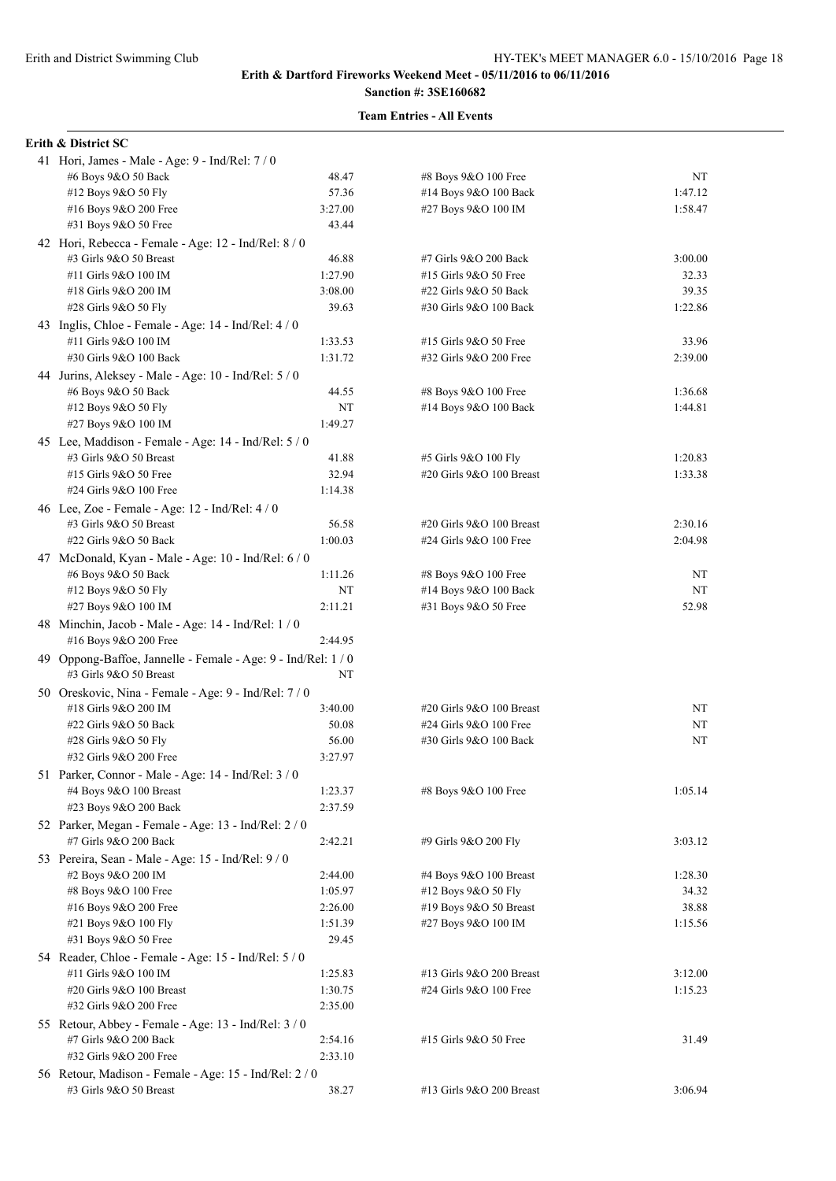**Erith & Dartford Fireworks Weekend Meet - 05/11/2016 to 06/11/2016**

**Sanction #: 3SE160682**

**Team Entries - All Events**

**Erith & District SC**

41 Hori, James - Male - Age: 9 - Ind/Rel: 7 / 0

| Event | Time | Event | Time |
|---|---|---|---|
| #6 Boys 9&O 50 Back | 48.47 | #8 Boys 9&O 100 Free | NT |
| #12 Boys 9&O 50 Fly | 57.36 | #14 Boys 9&O 100 Back | 1:47.12 |
| #16 Boys 9&O 200 Free | 3:27.00 | #27 Boys 9&O 100 IM | 1:58.47 |
| #31 Boys 9&O 50 Free | 43.44 | | |

42 Hori, Rebecca - Female - Age: 12 - Ind/Rel: 8 / 0

| Event | Time | Event | Time |
|---|---|---|---|
| #3 Girls 9&O 50 Breast | 46.88 | #7 Girls 9&O 200 Back | 3:00.00 |
| #11 Girls 9&O 100 IM | 1:27.90 | #15 Girls 9&O 50 Free | 32.33 |
| #18 Girls 9&O 200 IM | 3:08.00 | #22 Girls 9&O 50 Back | 39.35 |
| #28 Girls 9&O 50 Fly | 39.63 | #30 Girls 9&O 100 Back | 1:22.86 |

43 Inglis, Chloe - Female - Age: 14 - Ind/Rel: 4 / 0

| Event | Time | Event | Time |
|---|---|---|---|
| #11 Girls 9&O 100 IM | 1:33.53 | #15 Girls 9&O 50 Free | 33.96 |
| #30 Girls 9&O 100 Back | 1:31.72 | #32 Girls 9&O 200 Free | 2:39.00 |

44 Jurins, Aleksey - Male - Age: 10 - Ind/Rel: 5 / 0

| Event | Time | Event | Time |
|---|---|---|---|
| #6 Boys 9&O 50 Back | 44.55 | #8 Boys 9&O 100 Free | 1:36.68 |
| #12 Boys 9&O 50 Fly | NT | #14 Boys 9&O 100 Back | 1:44.81 |
| #27 Boys 9&O 100 IM | 1:49.27 | | |

45 Lee, Maddison - Female - Age: 14 - Ind/Rel: 5 / 0

| Event | Time | Event | Time |
|---|---|---|---|
| #3 Girls 9&O 50 Breast | 41.88 | #5 Girls 9&O 100 Fly | 1:20.83 |
| #15 Girls 9&O 50 Free | 32.94 | #20 Girls 9&O 100 Breast | 1:33.38 |
| #24 Girls 9&O 100 Free | 1:14.38 | | |

46 Lee, Zoe - Female - Age: 12 - Ind/Rel: 4 / 0

| Event | Time | Event | Time |
|---|---|---|---|
| #3 Girls 9&O 50 Breast | 56.58 | #20 Girls 9&O 100 Breast | 2:30.16 |
| #22 Girls 9&O 50 Back | 1:00.03 | #24 Girls 9&O 100 Free | 2:04.98 |

47 McDonald, Kyan - Male - Age: 10 - Ind/Rel: 6 / 0

| Event | Time | Event | Time |
|---|---|---|---|
| #6 Boys 9&O 50 Back | 1:11.26 | #8 Boys 9&O 100 Free | NT |
| #12 Boys 9&O 50 Fly | NT | #14 Boys 9&O 100 Back | NT |
| #27 Boys 9&O 100 IM | 2:11.21 | #31 Boys 9&O 50 Free | 52.98 |

48 Minchin, Jacob - Male - Age: 14 - Ind/Rel: 1 / 0

| Event | Time | Event | Time |
|---|---|---|---|
| #16 Boys 9&O 200 Free | 2:44.95 | | |

49 Oppong-Baffoe, Jannelle - Female - Age: 9 - Ind/Rel: 1 / 0

| Event | Time | Event | Time |
|---|---|---|---|
| #3 Girls 9&O 50 Breast | NT | | |

50 Oreskovic, Nina - Female - Age: 9 - Ind/Rel: 7 / 0

| Event | Time | Event | Time |
|---|---|---|---|
| #18 Girls 9&O 200 IM | 3:40.00 | #20 Girls 9&O 100 Breast | NT |
| #22 Girls 9&O 50 Back | 50.08 | #24 Girls 9&O 100 Free | NT |
| #28 Girls 9&O 50 Fly | 56.00 | #30 Girls 9&O 100 Back | NT |
| #32 Girls 9&O 200 Free | 3:27.97 | | |

51 Parker, Connor - Male - Age: 14 - Ind/Rel: 3 / 0

| Event | Time | Event | Time |
|---|---|---|---|
| #4 Boys 9&O 100 Breast | 1:23.37 | #8 Boys 9&O 100 Free | 1:05.14 |
| #23 Boys 9&O 200 Back | 2:37.59 | | |

52 Parker, Megan - Female - Age: 13 - Ind/Rel: 2 / 0

| Event | Time | Event | Time |
|---|---|---|---|
| #7 Girls 9&O 200 Back | 2:42.21 | #9 Girls 9&O 200 Fly | 3:03.12 |

53 Pereira, Sean - Male - Age: 15 - Ind/Rel: 9 / 0

| Event | Time | Event | Time |
|---|---|---|---|
| #2 Boys 9&O 200 IM | 2:44.00 | #4 Boys 9&O 100 Breast | 1:28.30 |
| #8 Boys 9&O 100 Free | 1:05.97 | #12 Boys 9&O 50 Fly | 34.32 |
| #16 Boys 9&O 200 Free | 2:26.00 | #19 Boys 9&O 50 Breast | 38.88 |
| #21 Boys 9&O 100 Fly | 1:51.39 | #27 Boys 9&O 100 IM | 1:15.56 |
| #31 Boys 9&O 50 Free | 29.45 | | |

54 Reader, Chloe - Female - Age: 15 - Ind/Rel: 5 / 0

| Event | Time | Event | Time |
|---|---|---|---|
| #11 Girls 9&O 100 IM | 1:25.83 | #13 Girls 9&O 200 Breast | 3:12.00 |
| #20 Girls 9&O 100 Breast | 1:30.75 | #24 Girls 9&O 100 Free | 1:15.23 |
| #32 Girls 9&O 200 Free | 2:35.00 | | |

55 Retour, Abbey - Female - Age: 13 - Ind/Rel: 3 / 0

| Event | Time | Event | Time |
|---|---|---|---|
| #7 Girls 9&O 200 Back | 2:54.16 | #15 Girls 9&O 50 Free | 31.49 |
| #32 Girls 9&O 200 Free | 2:33.10 | | |

56 Retour, Madison - Female - Age: 15 - Ind/Rel: 2 / 0

| Event | Time | Event | Time |
|---|---|---|---|
| #3 Girls 9&O 50 Breast | 38.27 | #13 Girls 9&O 200 Breast | 3:06.94 |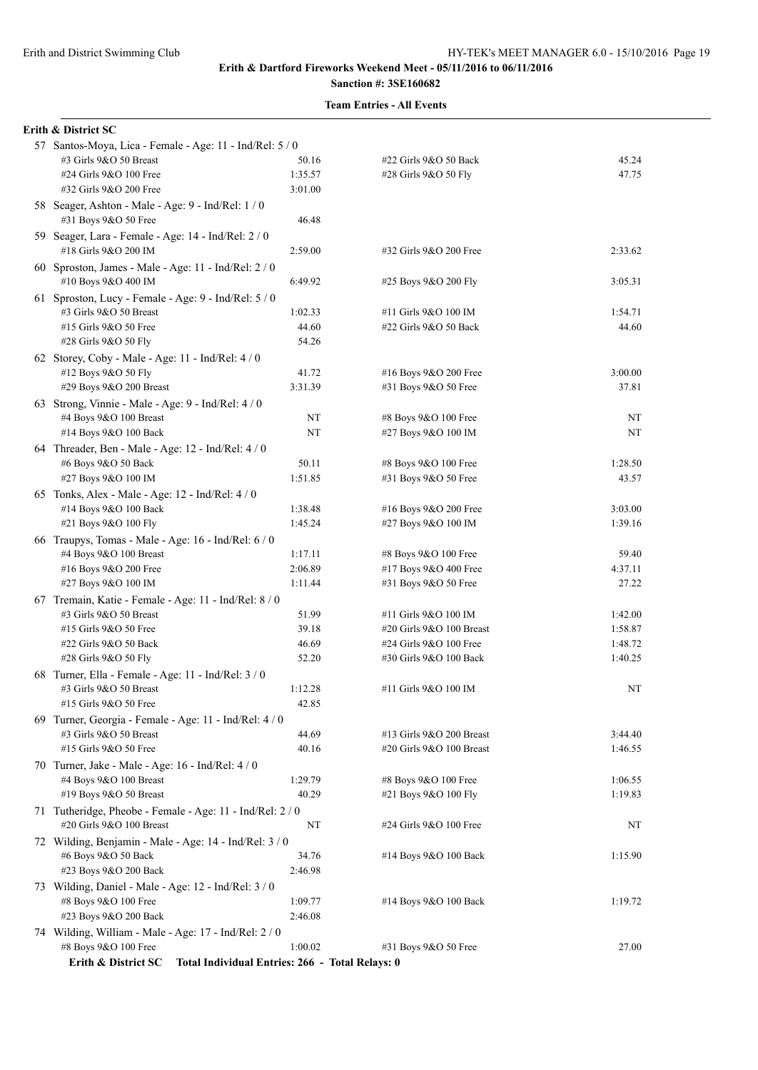**Erith & Dartford Fireworks Weekend Meet - 05/11/2016 to 06/11/2016**

**Sanction #: 3SE160682**

**Team Entries - All Events**

**Erith & District SC**

57 Santos-Moya, Lica - Female - Age: 11 - Ind/Rel: 5 / 0

| Event | Time | Event | Time |
|---|---|---|---|
| #3 Girls 9&O 50 Breast | 50.16 | #22 Girls 9&O 50 Back | 45.24 |
| #24 Girls 9&O 100 Free | 1:35.57 | #28 Girls 9&O 50 Fly | 47.75 |
| #32 Girls 9&O 200 Free | 3:01.00 | | |

58 Seager, Ashton - Male - Age: 9 - Ind/Rel: 1 / 0

| Event | Time | Event | Time |
|---|---|---|---|
| #31 Boys 9&O 50 Free | 46.48 | | |

59 Seager, Lara - Female - Age: 14 - Ind/Rel: 2 / 0

| Event | Time | Event | Time |
|---|---|---|---|
| #18 Girls 9&O 200 IM | 2:59.00 | #32 Girls 9&O 200 Free | 2:33.62 |

60 Sproston, James - Male - Age: 11 - Ind/Rel: 2 / 0

| Event | Time | Event | Time |
|---|---|---|---|
| #10 Boys 9&O 400 IM | 6:49.92 | #25 Boys 9&O 200 Fly | 3:05.31 |

61 Sproston, Lucy - Female - Age: 9 - Ind/Rel: 5 / 0

| Event | Time | Event | Time |
|---|---|---|---|
| #3 Girls 9&O 50 Breast | 1:02.33 | #11 Girls 9&O 100 IM | 1:54.71 |
| #15 Girls 9&O 50 Free | 44.60 | #22 Girls 9&O 50 Back | 44.60 |
| #28 Girls 9&O 50 Fly | 54.26 | | |

62 Storey, Coby - Male - Age: 11 - Ind/Rel: 4 / 0

| Event | Time | Event | Time |
|---|---|---|---|
| #12 Boys 9&O 50 Fly | 41.72 | #16 Boys 9&O 200 Free | 3:00.00 |
| #29 Boys 9&O 200 Breast | 3:31.39 | #31 Boys 9&O 50 Free | 37.81 |

63 Strong, Vinnie - Male - Age: 9 - Ind/Rel: 4 / 0

| Event | Time | Event | Time |
|---|---|---|---|
| #4 Boys 9&O 100 Breast | NT | #8 Boys 9&O 100 Free | NT |
| #14 Boys 9&O 100 Back | NT | #27 Boys 9&O 100 IM | NT |

64 Threader, Ben - Male - Age: 12 - Ind/Rel: 4 / 0

| Event | Time | Event | Time |
|---|---|---|---|
| #6 Boys 9&O 50 Back | 50.11 | #8 Boys 9&O 100 Free | 1:28.50 |
| #27 Boys 9&O 100 IM | 1:51.85 | #31 Boys 9&O 50 Free | 43.57 |

65 Tonks, Alex - Male - Age: 12 - Ind/Rel: 4 / 0

| Event | Time | Event | Time |
|---|---|---|---|
| #14 Boys 9&O 100 Back | 1:38.48 | #16 Boys 9&O 200 Free | 3:03.00 |
| #21 Boys 9&O 100 Fly | 1:45.24 | #27 Boys 9&O 100 IM | 1:39.16 |

66 Traupys, Tomas - Male - Age: 16 - Ind/Rel: 6 / 0

| Event | Time | Event | Time |
|---|---|---|---|
| #4 Boys 9&O 100 Breast | 1:17.11 | #8 Boys 9&O 100 Free | 59.40 |
| #16 Boys 9&O 200 Free | 2:06.89 | #17 Boys 9&O 400 Free | 4:37.11 |
| #27 Boys 9&O 100 IM | 1:11.44 | #31 Boys 9&O 50 Free | 27.22 |

67 Tremain, Katie - Female - Age: 11 - Ind/Rel: 8 / 0

| Event | Time | Event | Time |
|---|---|---|---|
| #3 Girls 9&O 50 Breast | 51.99 | #11 Girls 9&O 100 IM | 1:42.00 |
| #15 Girls 9&O 50 Free | 39.18 | #20 Girls 9&O 100 Breast | 1:58.87 |
| #22 Girls 9&O 50 Back | 46.69 | #24 Girls 9&O 100 Free | 1:48.72 |
| #28 Girls 9&O 50 Fly | 52.20 | #30 Girls 9&O 100 Back | 1:40.25 |

68 Turner, Ella - Female - Age: 11 - Ind/Rel: 3 / 0

| Event | Time | Event | Time |
|---|---|---|---|
| #3 Girls 9&O 50 Breast | 1:12.28 | #11 Girls 9&O 100 IM | NT |
| #15 Girls 9&O 50 Free | 42.85 | | |

69 Turner, Georgia - Female - Age: 11 - Ind/Rel: 4 / 0

| Event | Time | Event | Time |
|---|---|---|---|
| #3 Girls 9&O 50 Breast | 44.69 | #13 Girls 9&O 200 Breast | 3:44.40 |
| #15 Girls 9&O 50 Free | 40.16 | #20 Girls 9&O 100 Breast | 1:46.55 |

70 Turner, Jake - Male - Age: 16 - Ind/Rel: 4 / 0

| Event | Time | Event | Time |
|---|---|---|---|
| #4 Boys 9&O 100 Breast | 1:29.79 | #8 Boys 9&O 100 Free | 1:06.55 |
| #19 Boys 9&O 50 Breast | 40.29 | #21 Boys 9&O 100 Fly | 1:19.83 |

71 Tutheridge, Pheobe - Female - Age: 11 - Ind/Rel: 2 / 0

| Event | Time | Event | Time |
|---|---|---|---|
| #20 Girls 9&O 100 Breast | NT | #24 Girls 9&O 100 Free | NT |

72 Wilding, Benjamin - Male - Age: 14 - Ind/Rel: 3 / 0

| Event | Time | Event | Time |
|---|---|---|---|
| #6 Boys 9&O 50 Back | 34.76 | #14 Boys 9&O 100 Back | 1:15.90 |
| #23 Boys 9&O 200 Back | 2:46.98 | | |

73 Wilding, Daniel - Male - Age: 12 - Ind/Rel: 3 / 0

| Event | Time | Event | Time |
|---|---|---|---|
| #8 Boys 9&O 100 Free | 1:09.77 | #14 Boys 9&O 100 Back | 1:19.72 |
| #23 Boys 9&O 200 Back | 2:46.08 | | |

74 Wilding, William - Male - Age: 17 - Ind/Rel: 2 / 0

| Event | Time | Event | Time |
|---|---|---|---|
| #8 Boys 9&O 100 Free | 1:00.02 | #31 Boys 9&O 50 Free | 27.00 |

**Erith & District SC Total Individual Entries: 266 - Total Relays: 0**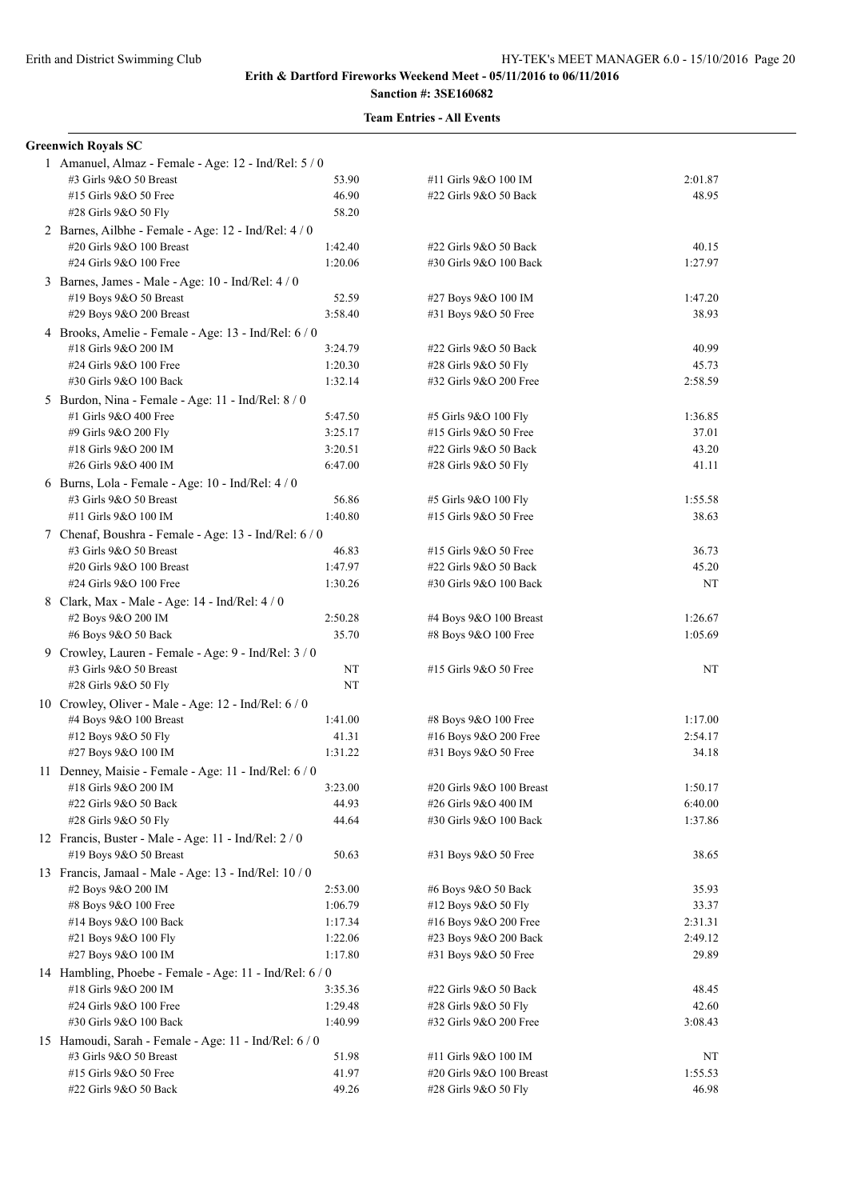**Erith & Dartford Fireworks Weekend Meet - 05/11/2016 to 06/11/2016**

**Sanction #: 3SE160682**

**Team Entries - All Events**

**Greenwich Royals SC**

1 Amanuel, Almaz - Female - Age: 12 - Ind/Rel: 5 / 0

| Event | Time | Event | Time |
|---|---|---|---|
| #3 Girls 9&O 50 Breast | 53.90 | #11 Girls 9&O 100 IM | 2:01.87 |
| #15 Girls 9&O 50 Free | 46.90 | #22 Girls 9&O 50 Back | 48.95 |
| #28 Girls 9&O 50 Fly | 58.20 | | |

2 Barnes, Ailbhe - Female - Age: 12 - Ind/Rel: 4 / 0

| Event | Time | Event | Time |
|---|---|---|---|
| #20 Girls 9&O 100 Breast | 1:42.40 | #22 Girls 9&O 50 Back | 40.15 |
| #24 Girls 9&O 100 Free | 1:20.06 | #30 Girls 9&O 100 Back | 1:27.97 |

3 Barnes, James - Male - Age: 10 - Ind/Rel: 4 / 0

| Event | Time | Event | Time |
|---|---|---|---|
| #19 Boys 9&O 50 Breast | 52.59 | #27 Boys 9&O 100 IM | 1:47.20 |
| #29 Boys 9&O 200 Breast | 3:58.40 | #31 Boys 9&O 50 Free | 38.93 |

4 Brooks, Amelie - Female - Age: 13 - Ind/Rel: 6 / 0

| Event | Time | Event | Time |
|---|---|---|---|
| #18 Girls 9&O 200 IM | 3:24.79 | #22 Girls 9&O 50 Back | 40.99 |
| #24 Girls 9&O 100 Free | 1:20.30 | #28 Girls 9&O 50 Fly | 45.73 |
| #30 Girls 9&O 100 Back | 1:32.14 | #32 Girls 9&O 200 Free | 2:58.59 |

5 Burdon, Nina - Female - Age: 11 - Ind/Rel: 8 / 0

| Event | Time | Event | Time |
|---|---|---|---|
| #1 Girls 9&O 400 Free | 5:47.50 | #5 Girls 9&O 100 Fly | 1:36.85 |
| #9 Girls 9&O 200 Fly | 3:25.17 | #15 Girls 9&O 50 Free | 37.01 |
| #18 Girls 9&O 200 IM | 3:20.51 | #22 Girls 9&O 50 Back | 43.20 |
| #26 Girls 9&O 400 IM | 6:47.00 | #28 Girls 9&O 50 Fly | 41.11 |

6 Burns, Lola - Female - Age: 10 - Ind/Rel: 4 / 0

| Event | Time | Event | Time |
|---|---|---|---|
| #3 Girls 9&O 50 Breast | 56.86 | #5 Girls 9&O 100 Fly | 1:55.58 |
| #11 Girls 9&O 100 IM | 1:40.80 | #15 Girls 9&O 50 Free | 38.63 |

7 Chenaf, Boushra - Female - Age: 13 - Ind/Rel: 6 / 0

| Event | Time | Event | Time |
|---|---|---|---|
| #3 Girls 9&O 50 Breast | 46.83 | #15 Girls 9&O 50 Free | 36.73 |
| #20 Girls 9&O 100 Breast | 1:47.97 | #22 Girls 9&O 50 Back | 45.20 |
| #24 Girls 9&O 100 Free | 1:30.26 | #30 Girls 9&O 100 Back | NT |

8 Clark, Max - Male - Age: 14 - Ind/Rel: 4 / 0

| Event | Time | Event | Time |
|---|---|---|---|
| #2 Boys 9&O 200 IM | 2:50.28 | #4 Boys 9&O 100 Breast | 1:26.67 |
| #6 Boys 9&O 50 Back | 35.70 | #8 Boys 9&O 100 Free | 1:05.69 |

9 Crowley, Lauren - Female - Age: 9 - Ind/Rel: 3 / 0

| Event | Time | Event | Time |
|---|---|---|---|
| #3 Girls 9&O 50 Breast | NT | #15 Girls 9&O 50 Free | NT |
| #28 Girls 9&O 50 Fly | NT | | |

10 Crowley, Oliver - Male - Age: 12 - Ind/Rel: 6 / 0

| Event | Time | Event | Time |
|---|---|---|---|
| #4 Boys 9&O 100 Breast | 1:41.00 | #8 Boys 9&O 100 Free | 1:17.00 |
| #12 Boys 9&O 50 Fly | 41.31 | #16 Boys 9&O 200 Free | 2:54.17 |
| #27 Boys 9&O 100 IM | 1:31.22 | #31 Boys 9&O 50 Free | 34.18 |

11 Denney, Maisie - Female - Age: 11 - Ind/Rel: 6 / 0

| Event | Time | Event | Time |
|---|---|---|---|
| #18 Girls 9&O 200 IM | 3:23.00 | #20 Girls 9&O 100 Breast | 1:50.17 |
| #22 Girls 9&O 50 Back | 44.93 | #26 Girls 9&O 400 IM | 6:40.00 |
| #28 Girls 9&O 50 Fly | 44.64 | #30 Girls 9&O 100 Back | 1:37.86 |

12 Francis, Buster - Male - Age: 11 - Ind/Rel: 2 / 0

| Event | Time | Event | Time |
|---|---|---|---|
| #19 Boys 9&O 50 Breast | 50.63 | #31 Boys 9&O 50 Free | 38.65 |

13 Francis, Jamaal - Male - Age: 13 - Ind/Rel: 10 / 0

| Event | Time | Event | Time |
|---|---|---|---|
| #2 Boys 9&O 200 IM | 2:53.00 | #6 Boys 9&O 50 Back | 35.93 |
| #8 Boys 9&O 100 Free | 1:06.79 | #12 Boys 9&O 50 Fly | 33.37 |
| #14 Boys 9&O 100 Back | 1:17.34 | #16 Boys 9&O 200 Free | 2:31.31 |
| #21 Boys 9&O 100 Fly | 1:22.06 | #23 Boys 9&O 200 Back | 2:49.12 |
| #27 Boys 9&O 100 IM | 1:17.80 | #31 Boys 9&O 50 Free | 29.89 |

14 Hambling, Phoebe - Female - Age: 11 - Ind/Rel: 6 / 0

| Event | Time | Event | Time |
|---|---|---|---|
| #18 Girls 9&O 200 IM | 3:35.36 | #22 Girls 9&O 50 Back | 48.45 |
| #24 Girls 9&O 100 Free | 1:29.48 | #28 Girls 9&O 50 Fly | 42.60 |
| #30 Girls 9&O 100 Back | 1:40.99 | #32 Girls 9&O 200 Free | 3:08.43 |

15 Hamoudi, Sarah - Female - Age: 11 - Ind/Rel: 6 / 0

| Event | Time | Event | Time |
|---|---|---|---|
| #3 Girls 9&O 50 Breast | 51.98 | #11 Girls 9&O 100 IM | NT |
| #15 Girls 9&O 50 Free | 41.97 | #20 Girls 9&O 100 Breast | 1:55.53 |
| #22 Girls 9&O 50 Back | 49.26 | #28 Girls 9&O 50 Fly | 46.98 |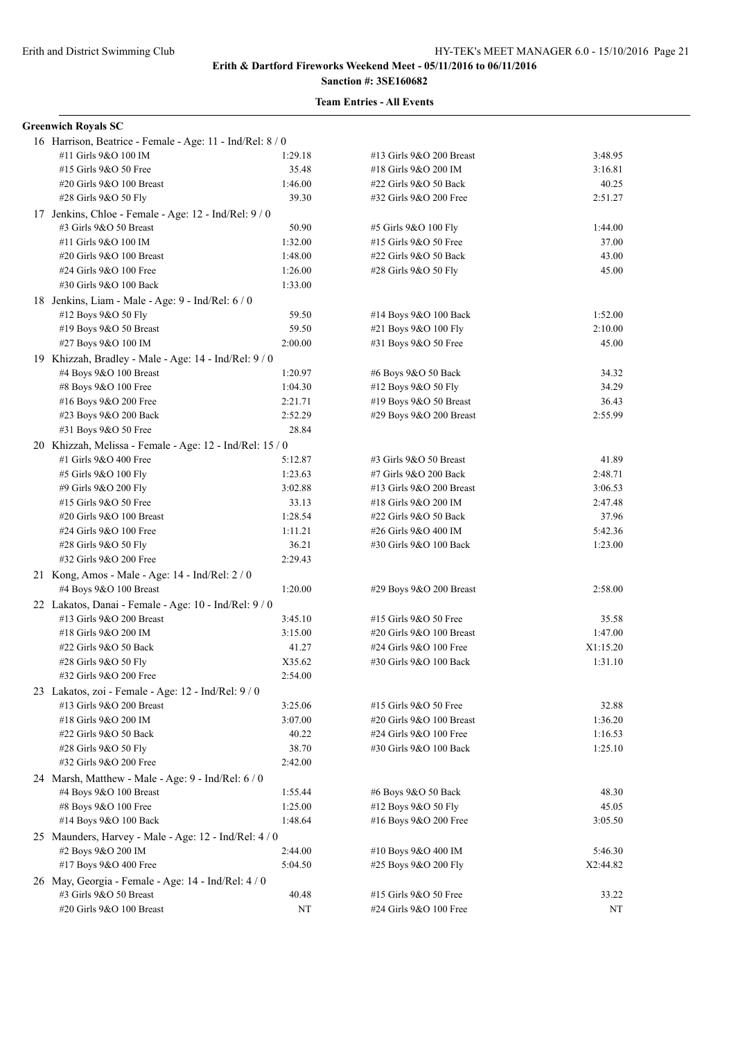**Erith & Dartford Fireworks Weekend Meet - 05/11/2016 to 06/11/2016**

**Sanction #: 3SE160682**

**Team Entries - All Events**

**Greenwich Royals SC**

16 Harrison, Beatrice - Female - Age: 11 - Ind/Rel: 8 / 0

| Event | Time | Event | Time |
|---|---|---|---|
| #11 Girls 9&O 100 IM | 1:29.18 | #13 Girls 9&O 200 Breast | 3:48.95 |
| #15 Girls 9&O 50 Free | 35.48 | #18 Girls 9&O 200 IM | 3:16.81 |
| #20 Girls 9&O 100 Breast | 1:46.00 | #22 Girls 9&O 50 Back | 40.25 |
| #28 Girls 9&O 50 Fly | 39.30 | #32 Girls 9&O 200 Free | 2:51.27 |

17 Jenkins, Chloe - Female - Age: 12 - Ind/Rel: 9 / 0

| Event | Time | Event | Time |
|---|---|---|---|
| #3 Girls 9&O 50 Breast | 50.90 | #5 Girls 9&O 100 Fly | 1:44.00 |
| #11 Girls 9&O 100 IM | 1:32.00 | #15 Girls 9&O 50 Free | 37.00 |
| #20 Girls 9&O 100 Breast | 1:48.00 | #22 Girls 9&O 50 Back | 43.00 |
| #24 Girls 9&O 100 Free | 1:26.00 | #28 Girls 9&O 50 Fly | 45.00 |
| #30 Girls 9&O 100 Back | 1:33.00 | | |

18 Jenkins, Liam - Male - Age: 9 - Ind/Rel: 6 / 0

| Event | Time | Event | Time |
|---|---|---|---|
| #12 Boys 9&O 50 Fly | 59.50 | #14 Boys 9&O 100 Back | 1:52.00 |
| #19 Boys 9&O 50 Breast | 59.50 | #21 Boys 9&O 100 Fly | 2:10.00 |
| #27 Boys 9&O 100 IM | 2:00.00 | #31 Boys 9&O 50 Free | 45.00 |

19 Khizzah, Bradley - Male - Age: 14 - Ind/Rel: 9 / 0

| Event | Time | Event | Time |
|---|---|---|---|
| #4 Boys 9&O 100 Breast | 1:20.97 | #6 Boys 9&O 50 Back | 34.32 |
| #8 Boys 9&O 100 Free | 1:04.30 | #12 Boys 9&O 50 Fly | 34.29 |
| #16 Boys 9&O 200 Free | 2:21.71 | #19 Boys 9&O 50 Breast | 36.43 |
| #23 Boys 9&O 200 Back | 2:52.29 | #29 Boys 9&O 200 Breast | 2:55.99 |
| #31 Boys 9&O 50 Free | 28.84 | | |

20 Khizzah, Melissa - Female - Age: 12 - Ind/Rel: 15 / 0

| Event | Time | Event | Time |
|---|---|---|---|
| #1 Girls 9&O 400 Free | 5:12.87 | #3 Girls 9&O 50 Breast | 41.89 |
| #5 Girls 9&O 100 Fly | 1:23.63 | #7 Girls 9&O 200 Back | 2:48.71 |
| #9 Girls 9&O 200 Fly | 3:02.88 | #13 Girls 9&O 200 Breast | 3:06.53 |
| #15 Girls 9&O 50 Free | 33.13 | #18 Girls 9&O 200 IM | 2:47.48 |
| #20 Girls 9&O 100 Breast | 1:28.54 | #22 Girls 9&O 50 Back | 37.96 |
| #24 Girls 9&O 100 Free | 1:11.21 | #26 Girls 9&O 400 IM | 5:42.36 |
| #28 Girls 9&O 50 Fly | 36.21 | #30 Girls 9&O 100 Back | 1:23.00 |
| #32 Girls 9&O 200 Free | 2:29.43 | | |

21 Kong, Amos - Male - Age: 14 - Ind/Rel: 2 / 0

| Event | Time | Event | Time |
|---|---|---|---|
| #4 Boys 9&O 100 Breast | 1:20.00 | #29 Boys 9&O 200 Breast | 2:58.00 |

22 Lakatos, Danai - Female - Age: 10 - Ind/Rel: 9 / 0

| Event | Time | Event | Time |
|---|---|---|---|
| #13 Girls 9&O 200 Breast | 3:45.10 | #15 Girls 9&O 50 Free | 35.58 |
| #18 Girls 9&O 200 IM | 3:15.00 | #20 Girls 9&O 100 Breast | 1:47.00 |
| #22 Girls 9&O 50 Back | 41.27 | #24 Girls 9&O 100 Free | X1:15.20 |
| #28 Girls 9&O 50 Fly | X35.62 | #30 Girls 9&O 100 Back | 1:31.10 |
| #32 Girls 9&O 200 Free | 2:54.00 | | |

23 Lakatos, zoi - Female - Age: 12 - Ind/Rel: 9 / 0

| Event | Time | Event | Time |
|---|---|---|---|
| #13 Girls 9&O 200 Breast | 3:25.06 | #15 Girls 9&O 50 Free | 32.88 |
| #18 Girls 9&O 200 IM | 3:07.00 | #20 Girls 9&O 100 Breast | 1:36.20 |
| #22 Girls 9&O 50 Back | 40.22 | #24 Girls 9&O 100 Free | 1:16.53 |
| #28 Girls 9&O 50 Fly | 38.70 | #30 Girls 9&O 100 Back | 1:25.10 |
| #32 Girls 9&O 200 Free | 2:42.00 | | |

24 Marsh, Matthew - Male - Age: 9 - Ind/Rel: 6 / 0

| Event | Time | Event | Time |
|---|---|---|---|
| #4 Boys 9&O 100 Breast | 1:55.44 | #6 Boys 9&O 50 Back | 48.30 |
| #8 Boys 9&O 100 Free | 1:25.00 | #12 Boys 9&O 50 Fly | 45.05 |
| #14 Boys 9&O 100 Back | 1:48.64 | #16 Boys 9&O 200 Free | 3:05.50 |

25 Maunders, Harvey - Male - Age: 12 - Ind/Rel: 4 / 0

| Event | Time | Event | Time |
|---|---|---|---|
| #2 Boys 9&O 200 IM | 2:44.00 | #10 Boys 9&O 400 IM | 5:46.30 |
| #17 Boys 9&O 400 Free | 5:04.50 | #25 Boys 9&O 200 Fly | X2:44.82 |

26 May, Georgia - Female - Age: 14 - Ind/Rel: 4 / 0

| Event | Time | Event | Time |
|---|---|---|---|
| #3 Girls 9&O 50 Breast | 40.48 | #15 Girls 9&O 50 Free | 33.22 |
| #20 Girls 9&O 100 Breast | NT | #24 Girls 9&O 100 Free | NT |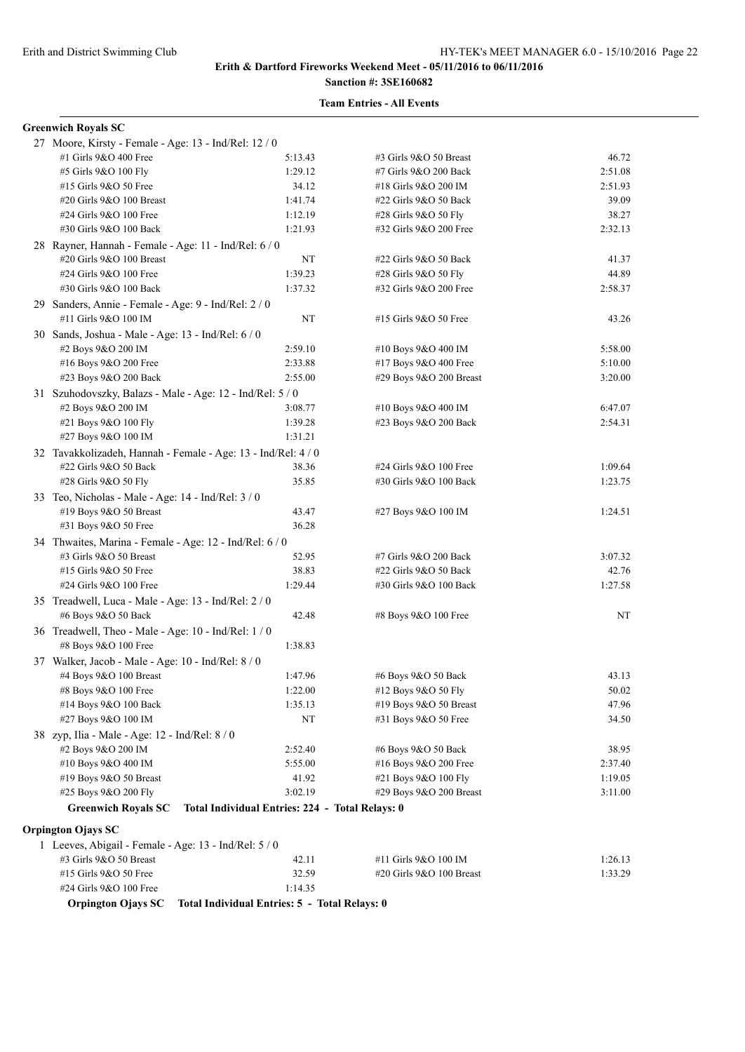**Erith & Dartford Fireworks Weekend Meet - 05/11/2016 to 06/11/2016**

**Sanction #: 3SE160682**

**Team Entries - All Events**

### Greenwich Royals SC

27 Moore, Kirsty - Female - Age: 13 - Ind/Rel: 12 / 0

| Event | Time | Event | Time |
|---|---|---|---|
| #1 Girls 9&O 400 Free | 5:13.43 | #3 Girls 9&O 50 Breast | 46.72 |
| #5 Girls 9&O 100 Fly | 1:29.12 | #7 Girls 9&O 200 Back | 2:51.08 |
| #15 Girls 9&O 50 Free | 34.12 | #18 Girls 9&O 200 IM | 2:51.93 |
| #20 Girls 9&O 100 Breast | 1:41.74 | #22 Girls 9&O 50 Back | 39.09 |
| #24 Girls 9&O 100 Free | 1:12.19 | #28 Girls 9&O 50 Fly | 38.27 |
| #30 Girls 9&O 100 Back | 1:21.93 | #32 Girls 9&O 200 Free | 2:32.13 |

28 Rayner, Hannah - Female - Age: 11 - Ind/Rel: 6 / 0

| Event | Time | Event | Time |
|---|---|---|---|
| #20 Girls 9&O 100 Breast | NT | #22 Girls 9&O 50 Back | 41.37 |
| #24 Girls 9&O 100 Free | 1:39.23 | #28 Girls 9&O 50 Fly | 44.89 |
| #30 Girls 9&O 100 Back | 1:37.32 | #32 Girls 9&O 200 Free | 2:58.37 |

29 Sanders, Annie - Female - Age: 9 - Ind/Rel: 2 / 0

| Event | Time | Event | Time |
|---|---|---|---|
| #11 Girls 9&O 100 IM | NT | #15 Girls 9&O 50 Free | 43.26 |

30 Sands, Joshua - Male - Age: 13 - Ind/Rel: 6 / 0

| Event | Time | Event | Time |
|---|---|---|---|
| #2 Boys 9&O 200 IM | 2:59.10 | #10 Boys 9&O 400 IM | 5:58.00 |
| #16 Boys 9&O 200 Free | 2:33.88 | #17 Boys 9&O 400 Free | 5:10.00 |
| #23 Boys 9&O 200 Back | 2:55.00 | #29 Boys 9&O 200 Breast | 3:20.00 |

31 Szuhodovszky, Balazs - Male - Age: 12 - Ind/Rel: 5 / 0

| Event | Time | Event | Time |
|---|---|---|---|
| #2 Boys 9&O 200 IM | 3:08.77 | #10 Boys 9&O 400 IM | 6:47.07 |
| #21 Boys 9&O 100 Fly | 1:39.28 | #23 Boys 9&O 200 Back | 2:54.31 |
| #27 Boys 9&O 100 IM | 1:31.21 | | |

32 Tavakkolizadeh, Hannah - Female - Age: 13 - Ind/Rel: 4 / 0

| Event | Time | Event | Time |
|---|---|---|---|
| #22 Girls 9&O 50 Back | 38.36 | #24 Girls 9&O 100 Free | 1:09.64 |
| #28 Girls 9&O 50 Fly | 35.85 | #30 Girls 9&O 100 Back | 1:23.75 |

33 Teo, Nicholas - Male - Age: 14 - Ind/Rel: 3 / 0

| Event | Time | Event | Time |
|---|---|---|---|
| #19 Boys 9&O 50 Breast | 43.47 | #27 Boys 9&O 100 IM | 1:24.51 |
| #31 Boys 9&O 50 Free | 36.28 | | |

34 Thwaites, Marina - Female - Age: 12 - Ind/Rel: 6 / 0

| Event | Time | Event | Time |
|---|---|---|---|
| #3 Girls 9&O 50 Breast | 52.95 | #7 Girls 9&O 200 Back | 3:07.32 |
| #15 Girls 9&O 50 Free | 38.83 | #22 Girls 9&O 50 Back | 42.76 |
| #24 Girls 9&O 100 Free | 1:29.44 | #30 Girls 9&O 100 Back | 1:27.58 |

35 Treadwell, Luca - Male - Age: 13 - Ind/Rel: 2 / 0

| Event | Time | Event | Time |
|---|---|---|---|
| #6 Boys 9&O 50 Back | 42.48 | #8 Boys 9&O 100 Free | NT |

36 Treadwell, Theo - Male - Age: 10 - Ind/Rel: 1 / 0

| Event | Time | Event | Time |
|---|---|---|---|
| #8 Boys 9&O 100 Free | 1:38.83 | | |

37 Walker, Jacob - Male - Age: 10 - Ind/Rel: 8 / 0

| Event | Time | Event | Time |
|---|---|---|---|
| #4 Boys 9&O 100 Breast | 1:47.96 | #6 Boys 9&O 50 Back | 43.13 |
| #8 Boys 9&O 100 Free | 1:22.00 | #12 Boys 9&O 50 Fly | 50.02 |
| #14 Boys 9&O 100 Back | 1:35.13 | #19 Boys 9&O 50 Breast | 47.96 |
| #27 Boys 9&O 100 IM | NT | #31 Boys 9&O 50 Free | 34.50 |

38 zyp, Ilia - Male - Age: 12 - Ind/Rel: 8 / 0

| Event | Time | Event | Time |
|---|---|---|---|
| #2 Boys 9&O 200 IM | 2:52.40 | #6 Boys 9&O 50 Back | 38.95 |
| #10 Boys 9&O 400 IM | 5:55.00 | #16 Boys 9&O 200 Free | 2:37.40 |
| #19 Boys 9&O 50 Breast | 41.92 | #21 Boys 9&O 100 Fly | 1:19.05 |
| #25 Boys 9&O 200 Fly | 3:02.19 | #29 Boys 9&O 200 Breast | 3:11.00 |

**Greenwich Royals SC Total Individual Entries: 224 - Total Relays: 0**

### Orpington Ojays SC

1 Leeves, Abigail - Female - Age: 13 - Ind/Rel: 5 / 0

| Event | Time | Event | Time |
|---|---|---|---|
| #3 Girls 9&O 50 Breast | 42.11 | #11 Girls 9&O 100 IM | 1:26.13 |
| #15 Girls 9&O 50 Free | 32.59 | #20 Girls 9&O 100 Breast | 1:33.29 |
| #24 Girls 9&O 100 Free | 1:14.35 | | |

**Orpington Ojays SC Total Individual Entries: 5 - Total Relays: 0**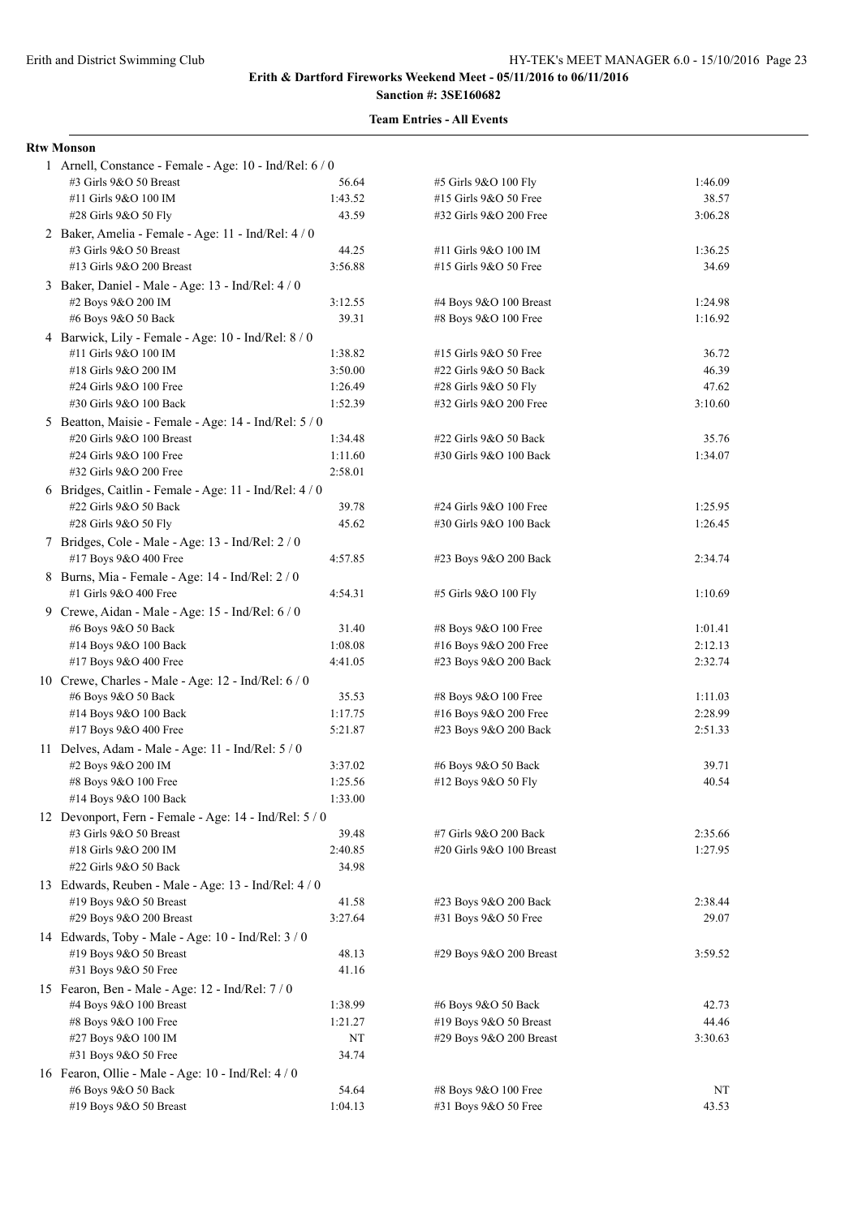**Erith & Dartford Fireworks Weekend Meet - 05/11/2016 to 06/11/2016**

**Sanction #: 3SE160682**

**Team Entries - All Events**

**Rtw Monson**

1 Arnell, Constance - Female - Age: 10 - Ind/Rel: 6 / 0

| | | | |
|---|---|---|---|
| #3 Girls 9&O 50 Breast | 56.64 | #5 Girls 9&O 100 Fly | 1:46.09 |
| #11 Girls 9&O 100 IM | 1:43.52 | #15 Girls 9&O 50 Free | 38.57 |
| #28 Girls 9&O 50 Fly | 43.59 | #32 Girls 9&O 200 Free | 3:06.28 |

2 Baker, Amelia - Female - Age: 11 - Ind/Rel: 4 / 0

| | | | |
|---|---|---|---|
| #3 Girls 9&O 50 Breast | 44.25 | #11 Girls 9&O 100 IM | 1:36.25 |
| #13 Girls 9&O 200 Breast | 3:56.88 | #15 Girls 9&O 50 Free | 34.69 |

3 Baker, Daniel - Male - Age: 13 - Ind/Rel: 4 / 0

| | | | |
|---|---|---|---|
| #2 Boys 9&O 200 IM | 3:12.55 | #4 Boys 9&O 100 Breast | 1:24.98 |
| #6 Boys 9&O 50 Back | 39.31 | #8 Boys 9&O 100 Free | 1:16.92 |

4 Barwick, Lily - Female - Age: 10 - Ind/Rel: 8 / 0

| | | | |
|---|---|---|---|
| #11 Girls 9&O 100 IM | 1:38.82 | #15 Girls 9&O 50 Free | 36.72 |
| #18 Girls 9&O 200 IM | 3:50.00 | #22 Girls 9&O 50 Back | 46.39 |
| #24 Girls 9&O 100 Free | 1:26.49 | #28 Girls 9&O 50 Fly | 47.62 |
| #30 Girls 9&O 100 Back | 1:52.39 | #32 Girls 9&O 200 Free | 3:10.60 |

5 Beatton, Maisie - Female - Age: 14 - Ind/Rel: 5 / 0

| | | | |
|---|---|---|---|
| #20 Girls 9&O 100 Breast | 1:34.48 | #22 Girls 9&O 50 Back | 35.76 |
| #24 Girls 9&O 100 Free | 1:11.60 | #30 Girls 9&O 100 Back | 1:34.07 |
| #32 Girls 9&O 200 Free | 2:58.01 | | |

6 Bridges, Caitlin - Female - Age: 11 - Ind/Rel: 4 / 0

| | | | |
|---|---|---|---|
| #22 Girls 9&O 50 Back | 39.78 | #24 Girls 9&O 100 Free | 1:25.95 |
| #28 Girls 9&O 50 Fly | 45.62 | #30 Girls 9&O 100 Back | 1:26.45 |

7 Bridges, Cole - Male - Age: 13 - Ind/Rel: 2 / 0

| | | | |
|---|---|---|---|
| #17 Boys 9&O 400 Free | 4:57.85 | #23 Boys 9&O 200 Back | 2:34.74 |

8 Burns, Mia - Female - Age: 14 - Ind/Rel: 2 / 0

| | | | |
|---|---|---|---|
| #1 Girls 9&O 400 Free | 4:54.31 | #5 Girls 9&O 100 Fly | 1:10.69 |

9 Crewe, Aidan - Male - Age: 15 - Ind/Rel: 6 / 0

| | | | |
|---|---|---|---|
| #6 Boys 9&O 50 Back | 31.40 | #8 Boys 9&O 100 Free | 1:01.41 |
| #14 Boys 9&O 100 Back | 1:08.08 | #16 Boys 9&O 200 Free | 2:12.13 |
| #17 Boys 9&O 400 Free | 4:41.05 | #23 Boys 9&O 200 Back | 2:32.74 |

10 Crewe, Charles - Male - Age: 12 - Ind/Rel: 6 / 0

| | | | |
|---|---|---|---|
| #6 Boys 9&O 50 Back | 35.53 | #8 Boys 9&O 100 Free | 1:11.03 |
| #14 Boys 9&O 100 Back | 1:17.75 | #16 Boys 9&O 200 Free | 2:28.99 |
| #17 Boys 9&O 400 Free | 5:21.87 | #23 Boys 9&O 200 Back | 2:51.33 |

11 Delves, Adam - Male - Age: 11 - Ind/Rel: 5 / 0

| | | | |
|---|---|---|---|
| #2 Boys 9&O 200 IM | 3:37.02 | #6 Boys 9&O 50 Back | 39.71 |
| #8 Boys 9&O 100 Free | 1:25.56 | #12 Boys 9&O 50 Fly | 40.54 |
| #14 Boys 9&O 100 Back | 1:33.00 | | |

12 Devonport, Fern - Female - Age: 14 - Ind/Rel: 5 / 0

| | | | |
|---|---|---|---|
| #3 Girls 9&O 50 Breast | 39.48 | #7 Girls 9&O 200 Back | 2:35.66 |
| #18 Girls 9&O 200 IM | 2:40.85 | #20 Girls 9&O 100 Breast | 1:27.95 |
| #22 Girls 9&O 50 Back | 34.98 | | |

13 Edwards, Reuben - Male - Age: 13 - Ind/Rel: 4 / 0

| | | | |
|---|---|---|---|
| #19 Boys 9&O 50 Breast | 41.58 | #23 Boys 9&O 200 Back | 2:38.44 |
| #29 Boys 9&O 200 Breast | 3:27.64 | #31 Boys 9&O 50 Free | 29.07 |

14 Edwards, Toby - Male - Age: 10 - Ind/Rel: 3 / 0

| | | | |
|---|---|---|---|
| #19 Boys 9&O 50 Breast | 48.13 | #29 Boys 9&O 200 Breast | 3:59.52 |
| #31 Boys 9&O 50 Free | 41.16 | | |

15 Fearon, Ben - Male - Age: 12 - Ind/Rel: 7 / 0

| | | | |
|---|---|---|---|
| #4 Boys 9&O 100 Breast | 1:38.99 | #6 Boys 9&O 50 Back | 42.73 |
| #8 Boys 9&O 100 Free | 1:21.27 | #19 Boys 9&O 50 Breast | 44.46 |
| #27 Boys 9&O 100 IM | NT | #29 Boys 9&O 200 Breast | 3:30.63 |
| #31 Boys 9&O 50 Free | 34.74 | | |

16 Fearon, Ollie - Male - Age: 10 - Ind/Rel: 4 / 0

| | | | |
|---|---|---|---|
| #6 Boys 9&O 50 Back | 54.64 | #8 Boys 9&O 100 Free | NT |
| #19 Boys 9&O 50 Breast | 1:04.13 | #31 Boys 9&O 50 Free | 43.53 |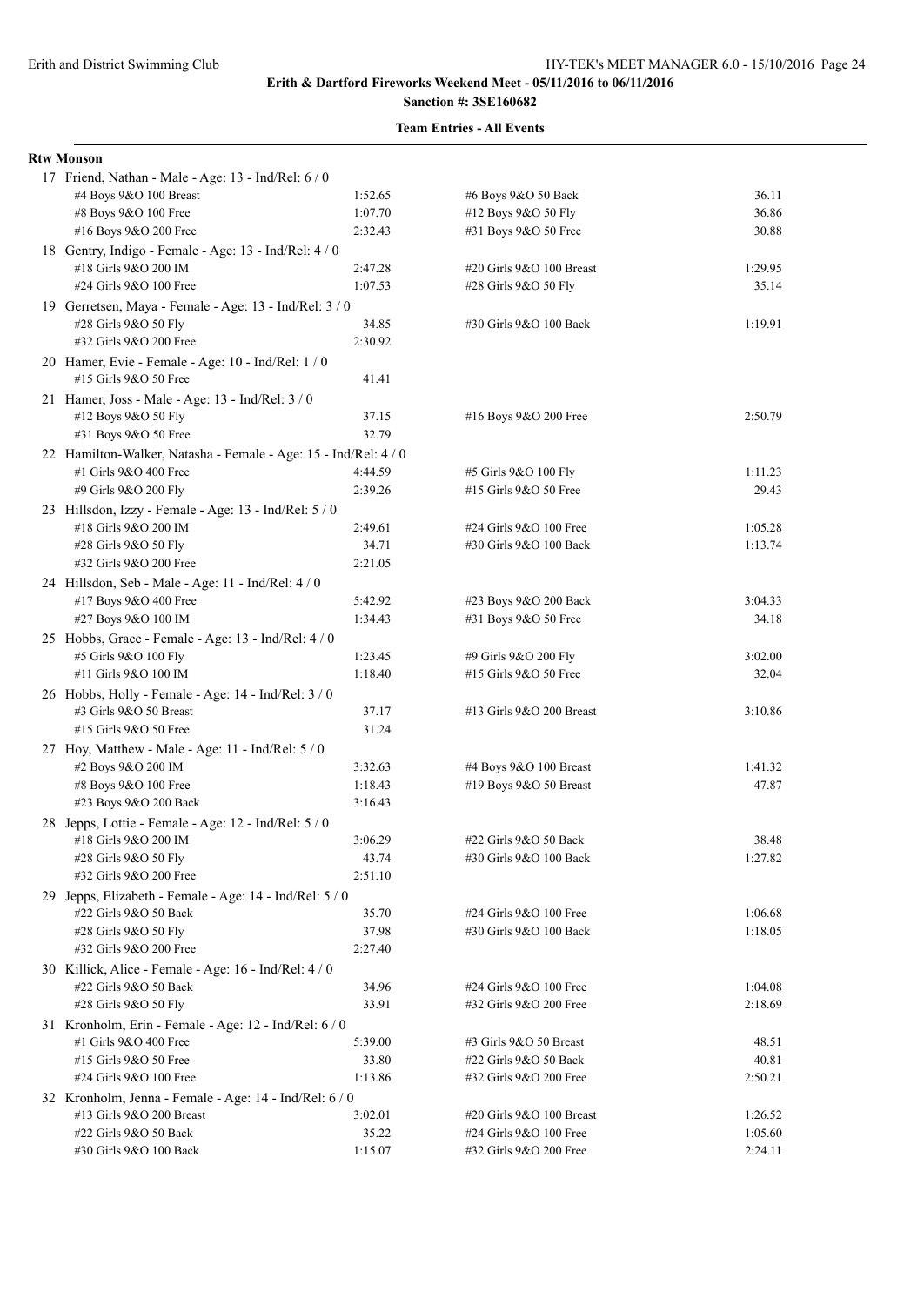# Erith & Dartford Fireworks Weekend Meet - 05/11/2016 to 06/11/2016

**Sanction #: 3SE160682**

**Team Entries - All Events**

**Rtw Monson**

17 Friend, Nathan - Male - Age: 13 - Ind/Rel: 6 / 0

| | | | |
|---|---|---|---|
| #4 Boys 9&O 100 Breast | 1:52.65 | #6 Boys 9&O 50 Back | 36.11 |
| #8 Boys 9&O 100 Free | 1:07.70 | #12 Boys 9&O 50 Fly | 36.86 |
| #16 Boys 9&O 200 Free | 2:32.43 | #31 Boys 9&O 50 Free | 30.88 |

18 Gentry, Indigo - Female - Age: 13 - Ind/Rel: 4 / 0

| | | | |
|---|---|---|---|
| #18 Girls 9&O 200 IM | 2:47.28 | #20 Girls 9&O 100 Breast | 1:29.95 |
| #24 Girls 9&O 100 Free | 1:07.53 | #28 Girls 9&O 50 Fly | 35.14 |

19 Gerretsen, Maya - Female - Age: 13 - Ind/Rel: 3 / 0

| | | | |
|---|---|---|---|
| #28 Girls 9&O 50 Fly | 34.85 | #30 Girls 9&O 100 Back | 1:19.91 |
| #32 Girls 9&O 200 Free | 2:30.92 | | |

20 Hamer, Evie - Female - Age: 10 - Ind/Rel: 1 / 0

| | | | |
|---|---|---|---|
| #15 Girls 9&O 50 Free | 41.41 | | |

21 Hamer, Joss - Male - Age: 13 - Ind/Rel: 3 / 0

| | | | |
|---|---|---|---|
| #12 Boys 9&O 50 Fly | 37.15 | #16 Boys 9&O 200 Free | 2:50.79 |
| #31 Boys 9&O 50 Free | 32.79 | | |

22 Hamilton-Walker, Natasha - Female - Age: 15 - Ind/Rel: 4 / 0

| | | | |
|---|---|---|---|
| #1 Girls 9&O 400 Free | 4:44.59 | #5 Girls 9&O 100 Fly | 1:11.23 |
| #9 Girls 9&O 200 Fly | 2:39.26 | #15 Girls 9&O 50 Free | 29.43 |

23 Hillsdon, Izzy - Female - Age: 13 - Ind/Rel: 5 / 0

| | | | |
|---|---|---|---|
| #18 Girls 9&O 200 IM | 2:49.61 | #24 Girls 9&O 100 Free | 1:05.28 |
| #28 Girls 9&O 50 Fly | 34.71 | #30 Girls 9&O 100 Back | 1:13.74 |
| #32 Girls 9&O 200 Free | 2:21.05 | | |

24 Hillsdon, Seb - Male - Age: 11 - Ind/Rel: 4 / 0

| | | | |
|---|---|---|---|
| #17 Boys 9&O 400 Free | 5:42.92 | #23 Boys 9&O 200 Back | 3:04.33 |
| #27 Boys 9&O 100 IM | 1:34.43 | #31 Boys 9&O 50 Free | 34.18 |

25 Hobbs, Grace - Female - Age: 13 - Ind/Rel: 4 / 0

| | | | |
|---|---|---|---|
| #5 Girls 9&O 100 Fly | 1:23.45 | #9 Girls 9&O 200 Fly | 3:02.00 |
| #11 Girls 9&O 100 IM | 1:18.40 | #15 Girls 9&O 50 Free | 32.04 |

26 Hobbs, Holly - Female - Age: 14 - Ind/Rel: 3 / 0

| | | | |
|---|---|---|---|
| #3 Girls 9&O 50 Breast | 37.17 | #13 Girls 9&O 200 Breast | 3:10.86 |
| #15 Girls 9&O 50 Free | 31.24 | | |

27 Hoy, Matthew - Male - Age: 11 - Ind/Rel: 5 / 0

| | | | |
|---|---|---|---|
| #2 Boys 9&O 200 IM | 3:32.63 | #4 Boys 9&O 100 Breast | 1:41.32 |
| #8 Boys 9&O 100 Free | 1:18.43 | #19 Boys 9&O 50 Breast | 47.87 |
| #23 Boys 9&O 200 Back | 3:16.43 | | |

28 Jepps, Lottie - Female - Age: 12 - Ind/Rel: 5 / 0

| | | | |
|---|---|---|---|
| #18 Girls 9&O 200 IM | 3:06.29 | #22 Girls 9&O 50 Back | 38.48 |
| #28 Girls 9&O 50 Fly | 43.74 | #30 Girls 9&O 100 Back | 1:27.82 |
| #32 Girls 9&O 200 Free | 2:51.10 | | |

29 Jepps, Elizabeth - Female - Age: 14 - Ind/Rel: 5 / 0

| | | | |
|---|---|---|---|
| #22 Girls 9&O 50 Back | 35.70 | #24 Girls 9&O 100 Free | 1:06.68 |
| #28 Girls 9&O 50 Fly | 37.98 | #30 Girls 9&O 100 Back | 1:18.05 |
| #32 Girls 9&O 200 Free | 2:27.40 | | |

30 Killick, Alice - Female - Age: 16 - Ind/Rel: 4 / 0

| | | | |
|---|---|---|---|
| #22 Girls 9&O 50 Back | 34.96 | #24 Girls 9&O 100 Free | 1:04.08 |
| #28 Girls 9&O 50 Fly | 33.91 | #32 Girls 9&O 200 Free | 2:18.69 |

31 Kronholm, Erin - Female - Age: 12 - Ind/Rel: 6 / 0

| | | | |
|---|---|---|---|
| #1 Girls 9&O 400 Free | 5:39.00 | #3 Girls 9&O 50 Breast | 48.51 |
| #15 Girls 9&O 50 Free | 33.80 | #22 Girls 9&O 50 Back | 40.81 |
| #24 Girls 9&O 100 Free | 1:13.86 | #32 Girls 9&O 200 Free | 2:50.21 |

32 Kronholm, Jenna - Female - Age: 14 - Ind/Rel: 6 / 0

| | | | |
|---|---|---|---|
| #13 Girls 9&O 200 Breast | 3:02.01 | #20 Girls 9&O 100 Breast | 1:26.52 |
| #22 Girls 9&O 50 Back | 35.22 | #24 Girls 9&O 100 Free | 1:05.60 |
| #30 Girls 9&O 100 Back | 1:15.07 | #32 Girls 9&O 200 Free | 2:24.11 |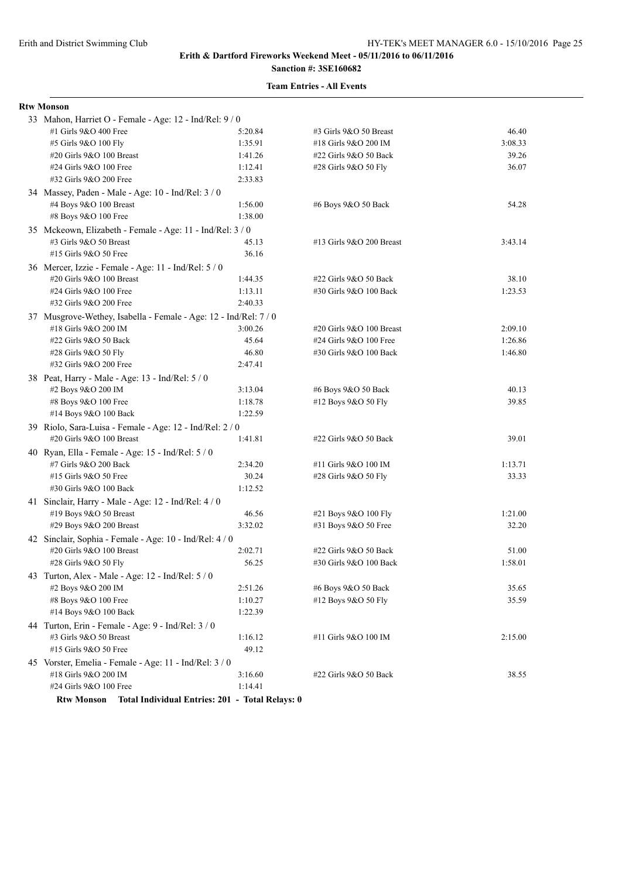**Erith & Dartford Fireworks Weekend Meet - 05/11/2016 to 06/11/2016**

**Sanction #: 3SE160682**

**Team Entries - All Events**

**Rtw Monson**

33 Mahon, Harriet O - Female - Age: 12 - Ind/Rel: 9 / 0

| Event | Time | Event | Time |
|---|---|---|---|
| #1 Girls 9&O 400 Free | 5:20.84 | #3 Girls 9&O 50 Breast | 46.40 |
| #5 Girls 9&O 100 Fly | 1:35.91 | #18 Girls 9&O 200 IM | 3:08.33 |
| #20 Girls 9&O 100 Breast | 1:41.26 | #22 Girls 9&O 50 Back | 39.26 |
| #24 Girls 9&O 100 Free | 1:12.41 | #28 Girls 9&O 50 Fly | 36.07 |
| #32 Girls 9&O 200 Free | 2:33.83 | | |

34 Massey, Paden - Male - Age: 10 - Ind/Rel: 3 / 0

| Event | Time | Event | Time |
|---|---|---|---|
| #4 Boys 9&O 100 Breast | 1:56.00 | #6 Boys 9&O 50 Back | 54.28 |
| #8 Boys 9&O 100 Free | 1:38.00 | | |

35 Mckeown, Elizabeth - Female - Age: 11 - Ind/Rel: 3 / 0

| Event | Time | Event | Time |
|---|---|---|---|
| #3 Girls 9&O 50 Breast | 45.13 | #13 Girls 9&O 200 Breast | 3:43.14 |
| #15 Girls 9&O 50 Free | 36.16 | | |

36 Mercer, Izzie - Female - Age: 11 - Ind/Rel: 5 / 0

| Event | Time | Event | Time |
|---|---|---|---|
| #20 Girls 9&O 100 Breast | 1:44.35 | #22 Girls 9&O 50 Back | 38.10 |
| #24 Girls 9&O 100 Free | 1:13.11 | #30 Girls 9&O 100 Back | 1:23.53 |
| #32 Girls 9&O 200 Free | 2:40.33 | | |

37 Musgrove-Wethey, Isabella - Female - Age: 12 - Ind/Rel: 7 / 0

| Event | Time | Event | Time |
|---|---|---|---|
| #18 Girls 9&O 200 IM | 3:00.26 | #20 Girls 9&O 100 Breast | 2:09.10 |
| #22 Girls 9&O 50 Back | 45.64 | #24 Girls 9&O 100 Free | 1:26.86 |
| #28 Girls 9&O 50 Fly | 46.80 | #30 Girls 9&O 100 Back | 1:46.80 |
| #32 Girls 9&O 200 Free | 2:47.41 | | |

38 Peat, Harry - Male - Age: 13 - Ind/Rel: 5 / 0

| Event | Time | Event | Time |
|---|---|---|---|
| #2 Boys 9&O 200 IM | 3:13.04 | #6 Boys 9&O 50 Back | 40.13 |
| #8 Boys 9&O 100 Free | 1:18.78 | #12 Boys 9&O 50 Fly | 39.85 |
| #14 Boys 9&O 100 Back | 1:22.59 | | |

39 Riolo, Sara-Luisa - Female - Age: 12 - Ind/Rel: 2 / 0

| Event | Time | Event | Time |
|---|---|---|---|
| #20 Girls 9&O 100 Breast | 1:41.81 | #22 Girls 9&O 50 Back | 39.01 |

40 Ryan, Ella - Female - Age: 15 - Ind/Rel: 5 / 0

| Event | Time | Event | Time |
|---|---|---|---|
| #7 Girls 9&O 200 Back | 2:34.20 | #11 Girls 9&O 100 IM | 1:13.71 |
| #15 Girls 9&O 50 Free | 30.24 | #28 Girls 9&O 50 Fly | 33.33 |
| #30 Girls 9&O 100 Back | 1:12.52 | | |

41 Sinclair, Harry - Male - Age: 12 - Ind/Rel: 4 / 0

| Event | Time | Event | Time |
|---|---|---|---|
| #19 Boys 9&O 50 Breast | 46.56 | #21 Boys 9&O 100 Fly | 1:21.00 |
| #29 Boys 9&O 200 Breast | 3:32.02 | #31 Boys 9&O 50 Free | 32.20 |

42 Sinclair, Sophia - Female - Age: 10 - Ind/Rel: 4 / 0

| Event | Time | Event | Time |
|---|---|---|---|
| #20 Girls 9&O 100 Breast | 2:02.71 | #22 Girls 9&O 50 Back | 51.00 |
| #28 Girls 9&O 50 Fly | 56.25 | #30 Girls 9&O 100 Back | 1:58.01 |

43 Turton, Alex - Male - Age: 12 - Ind/Rel: 5 / 0

| Event | Time | Event | Time |
|---|---|---|---|
| #2 Boys 9&O 200 IM | 2:51.26 | #6 Boys 9&O 50 Back | 35.65 |
| #8 Boys 9&O 100 Free | 1:10.27 | #12 Boys 9&O 50 Fly | 35.59 |
| #14 Boys 9&O 100 Back | 1:22.39 | | |

44 Turton, Erin - Female - Age: 9 - Ind/Rel: 3 / 0

| Event | Time | Event | Time |
|---|---|---|---|
| #3 Girls 9&O 50 Breast | 1:16.12 | #11 Girls 9&O 100 IM | 2:15.00 |
| #15 Girls 9&O 50 Free | 49.12 | | |

45 Vorster, Emelia - Female - Age: 11 - Ind/Rel: 3 / 0

| Event | Time | Event | Time |
|---|---|---|---|
| #18 Girls 9&O 200 IM | 3:16.60 | #22 Girls 9&O 50 Back | 38.55 |
| #24 Girls 9&O 100 Free | 1:14.41 | | |

**Rtw Monson Total Individual Entries: 201 - Total Relays: 0**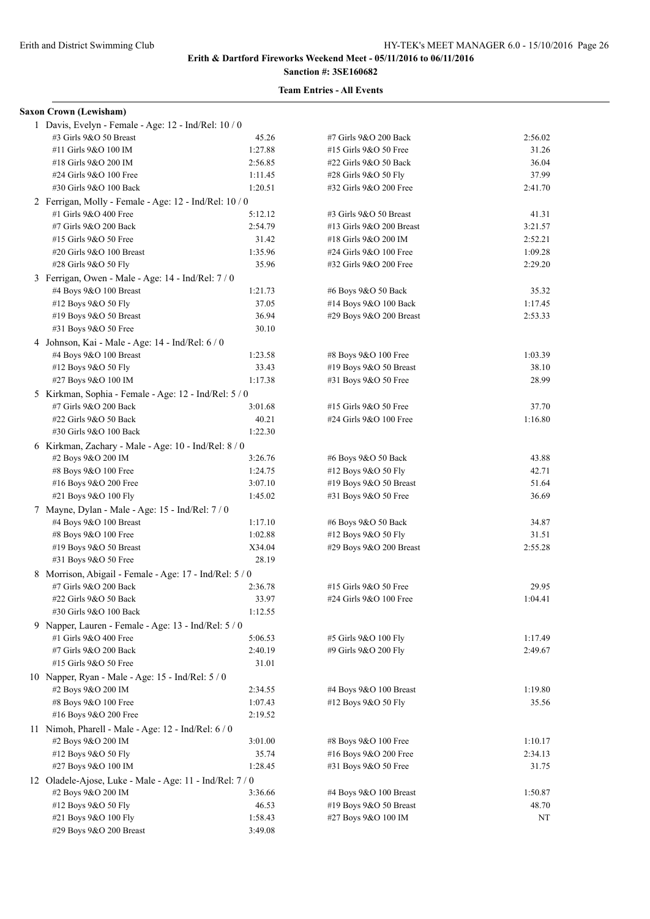Erith and District Swimming Club

**Erith & Dartford Fireworks Weekend Meet - 05/11/2016 to 06/11/2016**

**Sanction #: 3SE160682**

**Team Entries - All Events**

**Saxon Crown (Lewisham)**

1 Davis, Evelyn - Female - Age: 12 - Ind/Rel: 10 / 0

| | | | |
|---|---|---|---|
| #3 Girls 9&O 50 Breast | 45.26 | #7 Girls 9&O 200 Back | 2:56.02 |
| #11 Girls 9&O 100 IM | 1:27.88 | #15 Girls 9&O 50 Free | 31.26 |
| #18 Girls 9&O 200 IM | 2:56.85 | #22 Girls 9&O 50 Back | 36.04 |
| #24 Girls 9&O 100 Free | 1:11.45 | #28 Girls 9&O 50 Fly | 37.99 |
| #30 Girls 9&O 100 Back | 1:20.51 | #32 Girls 9&O 200 Free | 2:41.70 |

2 Ferrigan, Molly - Female - Age: 12 - Ind/Rel: 10 / 0

| | | | |
|---|---|---|---|
| #1 Girls 9&O 400 Free | 5:12.12 | #3 Girls 9&O 50 Breast | 41.31 |
| #7 Girls 9&O 200 Back | 2:54.79 | #13 Girls 9&O 200 Breast | 3:21.57 |
| #15 Girls 9&O 50 Free | 31.42 | #18 Girls 9&O 200 IM | 2:52.21 |
| #20 Girls 9&O 100 Breast | 1:35.96 | #24 Girls 9&O 100 Free | 1:09.28 |
| #28 Girls 9&O 50 Fly | 35.96 | #32 Girls 9&O 200 Free | 2:29.20 |

3 Ferrigan, Owen - Male - Age: 14 - Ind/Rel: 7 / 0

| | | | |
|---|---|---|---|
| #4 Boys 9&O 100 Breast | 1:21.73 | #6 Boys 9&O 50 Back | 35.32 |
| #12 Boys 9&O 50 Fly | 37.05 | #14 Boys 9&O 100 Back | 1:17.45 |
| #19 Boys 9&O 50 Breast | 36.94 | #29 Boys 9&O 200 Breast | 2:53.33 |
| #31 Boys 9&O 50 Free | 30.10 | | |

4 Johnson, Kai - Male - Age: 14 - Ind/Rel: 6 / 0

| | | | |
|---|---|---|---|
| #4 Boys 9&O 100 Breast | 1:23.58 | #8 Boys 9&O 100 Free | 1:03.39 |
| #12 Boys 9&O 50 Fly | 33.43 | #19 Boys 9&O 50 Breast | 38.10 |
| #27 Boys 9&O 100 IM | 1:17.38 | #31 Boys 9&O 50 Free | 28.99 |

5 Kirkman, Sophia - Female - Age: 12 - Ind/Rel: 5 / 0

| | | | |
|---|---|---|---|
| #7 Girls 9&O 200 Back | 3:01.68 | #15 Girls 9&O 50 Free | 37.70 |
| #22 Girls 9&O 50 Back | 40.21 | #24 Girls 9&O 100 Free | 1:16.80 |
| #30 Girls 9&O 100 Back | 1:22.30 | | |

6 Kirkman, Zachary - Male - Age: 10 - Ind/Rel: 8 / 0

| | | | |
|---|---|---|---|
| #2 Boys 9&O 200 IM | 3:26.76 | #6 Boys 9&O 50 Back | 43.88 |
| #8 Boys 9&O 100 Free | 1:24.75 | #12 Boys 9&O 50 Fly | 42.71 |
| #16 Boys 9&O 200 Free | 3:07.10 | #19 Boys 9&O 50 Breast | 51.64 |
| #21 Boys 9&O 100 Fly | 1:45.02 | #31 Boys 9&O 50 Free | 36.69 |

7 Mayne, Dylan - Male - Age: 15 - Ind/Rel: 7 / 0

| | | | |
|---|---|---|---|
| #4 Boys 9&O 100 Breast | 1:17.10 | #6 Boys 9&O 50 Back | 34.87 |
| #8 Boys 9&O 100 Free | 1:02.88 | #12 Boys 9&O 50 Fly | 31.51 |
| #19 Boys 9&O 50 Breast | X34.04 | #29 Boys 9&O 200 Breast | 2:55.28 |
| #31 Boys 9&O 50 Free | 28.19 | | |

8 Morrison, Abigail - Female - Age: 17 - Ind/Rel: 5 / 0

| | | | |
|---|---|---|---|
| #7 Girls 9&O 200 Back | 2:36.78 | #15 Girls 9&O 50 Free | 29.95 |
| #22 Girls 9&O 50 Back | 33.97 | #24 Girls 9&O 100 Free | 1:04.41 |
| #30 Girls 9&O 100 Back | 1:12.55 | | |

9 Napper, Lauren - Female - Age: 13 - Ind/Rel: 5 / 0

| | | | |
|---|---|---|---|
| #1 Girls 9&O 400 Free | 5:06.53 | #5 Girls 9&O 100 Fly | 1:17.49 |
| #7 Girls 9&O 200 Back | 2:40.19 | #9 Girls 9&O 200 Fly | 2:49.67 |
| #15 Girls 9&O 50 Free | 31.01 | | |

10 Napper, Ryan - Male - Age: 15 - Ind/Rel: 5 / 0

| | | | |
|---|---|---|---|
| #2 Boys 9&O 200 IM | 2:34.55 | #4 Boys 9&O 100 Breast | 1:19.80 |
| #8 Boys 9&O 100 Free | 1:07.43 | #12 Boys 9&O 50 Fly | 35.56 |
| #16 Boys 9&O 200 Free | 2:19.52 | | |

11 Nimoh, Pharell - Male - Age: 12 - Ind/Rel: 6 / 0

| | | | |
|---|---|---|---|
| #2 Boys 9&O 200 IM | 3:01.00 | #8 Boys 9&O 100 Free | 1:10.17 |
| #12 Boys 9&O 50 Fly | 35.74 | #16 Boys 9&O 200 Free | 2:34.13 |
| #27 Boys 9&O 100 IM | 1:28.45 | #31 Boys 9&O 50 Free | 31.75 |

12 Oladele-Ajose, Luke - Male - Age: 11 - Ind/Rel: 7 / 0

| | | | |
|---|---|---|---|
| #2 Boys 9&O 200 IM | 3:36.66 | #4 Boys 9&O 100 Breast | 1:50.87 |
| #12 Boys 9&O 50 Fly | 46.53 | #19 Boys 9&O 50 Breast | 48.70 |
| #21 Boys 9&O 100 Fly | 1:58.43 | #27 Boys 9&O 100 IM | NT |
| #29 Boys 9&O 200 Breast | 3:49.08 | | |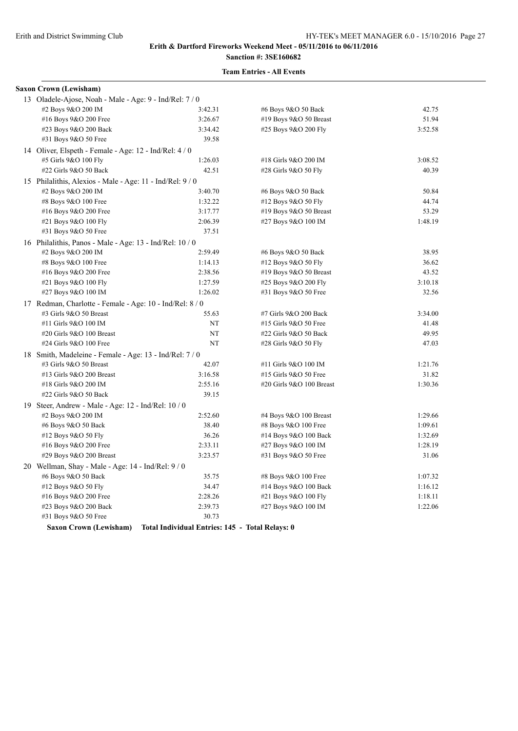**Erith & Dartford Fireworks Weekend Meet - 05/11/2016 to 06/11/2016**

**Sanction #: 3SE160682**

**Team Entries - All Events**

**Saxon Crown (Lewisham)**

13 Oladele-Ajose, Noah - Male - Age: 9 - Ind/Rel: 7 / 0

| Event | Time | Event | Time |
|---|---|---|---|
| #2 Boys 9&O 200 IM | 3:42.31 | #6 Boys 9&O 50 Back | 42.75 |
| #16 Boys 9&O 200 Free | 3:26.67 | #19 Boys 9&O 50 Breast | 51.94 |
| #23 Boys 9&O 200 Back | 3:34.42 | #25 Boys 9&O 200 Fly | 3:52.58 |
| #31 Boys 9&O 50 Free | 39.58 | | |

14 Oliver, Elspeth - Female - Age: 12 - Ind/Rel: 4 / 0

| Event | Time | Event | Time |
|---|---|---|---|
| #5 Girls 9&O 100 Fly | 1:26.03 | #18 Girls 9&O 200 IM | 3:08.52 |
| #22 Girls 9&O 50 Back | 42.51 | #28 Girls 9&O 50 Fly | 40.39 |

15 Philalithis, Alexios - Male - Age: 11 - Ind/Rel: 9 / 0

| Event | Time | Event | Time |
|---|---|---|---|
| #2 Boys 9&O 200 IM | 3:40.70 | #6 Boys 9&O 50 Back | 50.84 |
| #8 Boys 9&O 100 Free | 1:32.22 | #12 Boys 9&O 50 Fly | 44.74 |
| #16 Boys 9&O 200 Free | 3:17.77 | #19 Boys 9&O 50 Breast | 53.29 |
| #21 Boys 9&O 100 Fly | 2:06.39 | #27 Boys 9&O 100 IM | 1:48.19 |
| #31 Boys 9&O 50 Free | 37.51 | | |

16 Philalithis, Panos - Male - Age: 13 - Ind/Rel: 10 / 0

| Event | Time | Event | Time |
|---|---|---|---|
| #2 Boys 9&O 200 IM | 2:59.49 | #6 Boys 9&O 50 Back | 38.95 |
| #8 Boys 9&O 100 Free | 1:14.13 | #12 Boys 9&O 50 Fly | 36.62 |
| #16 Boys 9&O 200 Free | 2:38.56 | #19 Boys 9&O 50 Breast | 43.52 |
| #21 Boys 9&O 100 Fly | 1:27.59 | #25 Boys 9&O 200 Fly | 3:10.18 |
| #27 Boys 9&O 100 IM | 1:26.02 | #31 Boys 9&O 50 Free | 32.56 |

17 Redman, Charlotte - Female - Age: 10 - Ind/Rel: 8 / 0

| Event | Time | Event | Time |
|---|---|---|---|
| #3 Girls 9&O 50 Breast | 55.63 | #7 Girls 9&O 200 Back | 3:34.00 |
| #11 Girls 9&O 100 IM | NT | #15 Girls 9&O 50 Free | 41.48 |
| #20 Girls 9&O 100 Breast | NT | #22 Girls 9&O 50 Back | 49.95 |
| #24 Girls 9&O 100 Free | NT | #28 Girls 9&O 50 Fly | 47.03 |

18 Smith, Madeleine - Female - Age: 13 - Ind/Rel: 7 / 0

| Event | Time | Event | Time |
|---|---|---|---|
| #3 Girls 9&O 50 Breast | 42.07 | #11 Girls 9&O 100 IM | 1:21.76 |
| #13 Girls 9&O 200 Breast | 3:16.58 | #15 Girls 9&O 50 Free | 31.82 |
| #18 Girls 9&O 200 IM | 2:55.16 | #20 Girls 9&O 100 Breast | 1:30.36 |
| #22 Girls 9&O 50 Back | 39.15 | | |

19 Steer, Andrew - Male - Age: 12 - Ind/Rel: 10 / 0

| Event | Time | Event | Time |
|---|---|---|---|
| #2 Boys 9&O 200 IM | 2:52.60 | #4 Boys 9&O 100 Breast | 1:29.66 |
| #6 Boys 9&O 50 Back | 38.40 | #8 Boys 9&O 100 Free | 1:09.61 |
| #12 Boys 9&O 50 Fly | 36.26 | #14 Boys 9&O 100 Back | 1:32.69 |
| #16 Boys 9&O 200 Free | 2:33.11 | #27 Boys 9&O 100 IM | 1:28.19 |
| #29 Boys 9&O 200 Breast | 3:23.57 | #31 Boys 9&O 50 Free | 31.06 |

20 Wellman, Shay - Male - Age: 14 - Ind/Rel: 9 / 0

| Event | Time | Event | Time |
|---|---|---|---|
| #6 Boys 9&O 50 Back | 35.75 | #8 Boys 9&O 100 Free | 1:07.32 |
| #12 Boys 9&O 50 Fly | 34.47 | #14 Boys 9&O 100 Back | 1:16.12 |
| #16 Boys 9&O 200 Free | 2:28.26 | #21 Boys 9&O 100 Fly | 1:18.11 |
| #23 Boys 9&O 200 Back | 2:39.73 | #27 Boys 9&O 100 IM | 1:22.06 |
| #31 Boys 9&O 50 Free | 30.73 | | |

**Saxon Crown (Lewisham) Total Individual Entries: 145 - Total Relays: 0**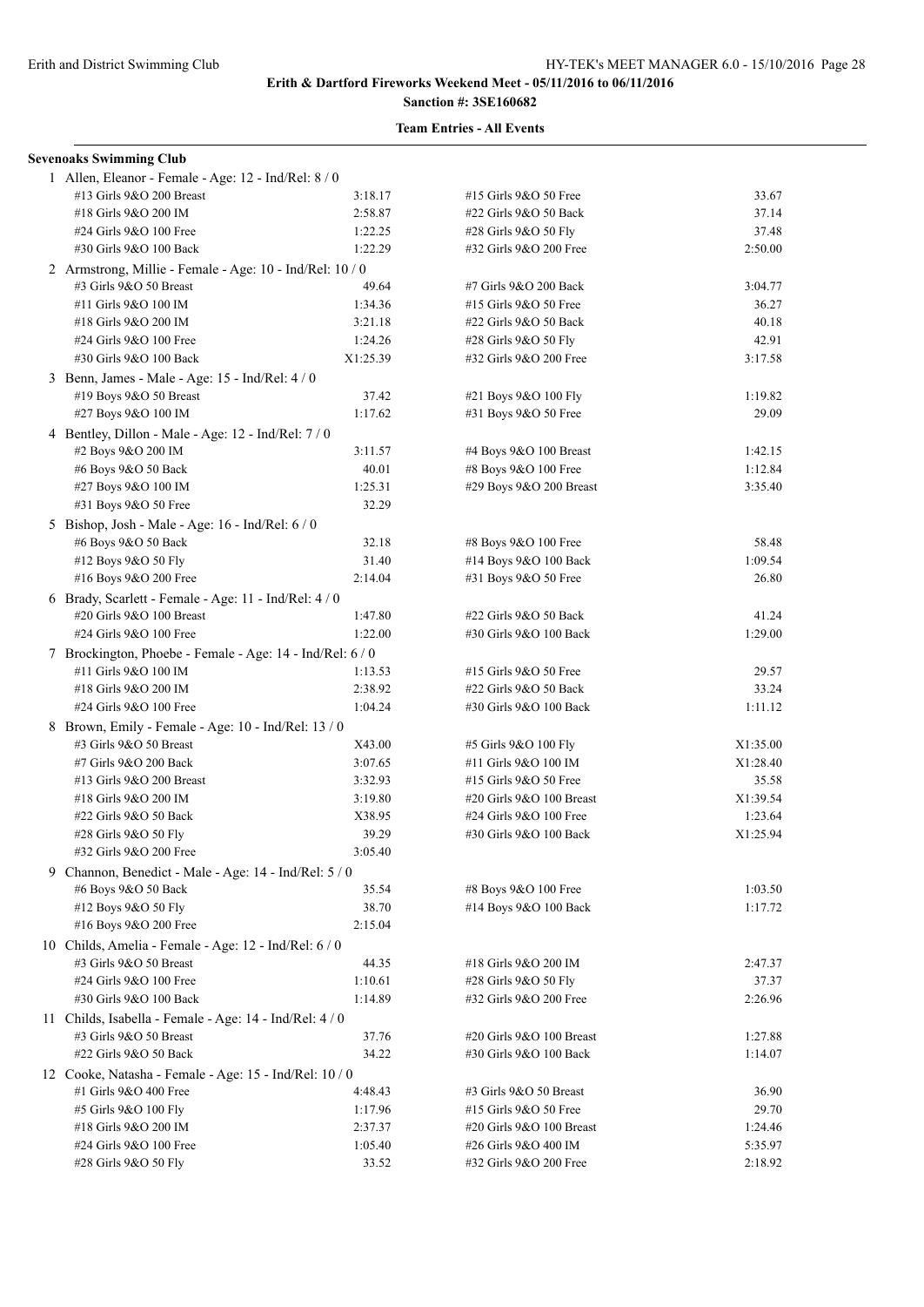**Erith & Dartford Fireworks Weekend Meet - 05/11/2016 to 06/11/2016**

**Sanction #: 3SE160682**

**Team Entries - All Events**

**Sevenoaks Swimming Club**

1 Allen, Eleanor - Female - Age: 12 - Ind/Rel: 8 / 0

| | | | |
|---|---|---|---|
| #13 Girls 9&O 200 Breast | 3:18.17 | #15 Girls 9&O 50 Free | 33.67 |
| #18 Girls 9&O 200 IM | 2:58.87 | #22 Girls 9&O 50 Back | 37.14 |
| #24 Girls 9&O 100 Free | 1:22.25 | #28 Girls 9&O 50 Fly | 37.48 |
| #30 Girls 9&O 100 Back | 1:22.29 | #32 Girls 9&O 200 Free | 2:50.00 |

2 Armstrong, Millie - Female - Age: 10 - Ind/Rel: 10 / 0

| | | | |
|---|---|---|---|
| #3 Girls 9&O 50 Breast | 49.64 | #7 Girls 9&O 200 Back | 3:04.77 |
| #11 Girls 9&O 100 IM | 1:34.36 | #15 Girls 9&O 50 Free | 36.27 |
| #18 Girls 9&O 200 IM | 3:21.18 | #22 Girls 9&O 50 Back | 40.18 |
| #24 Girls 9&O 100 Free | 1:24.26 | #28 Girls 9&O 50 Fly | 42.91 |
| #30 Girls 9&O 100 Back | X1:25.39 | #32 Girls 9&O 200 Free | 3:17.58 |

3 Benn, James - Male - Age: 15 - Ind/Rel: 4 / 0

| | | | |
|---|---|---|---|
| #19 Boys 9&O 50 Breast | 37.42 | #21 Boys 9&O 100 Fly | 1:19.82 |
| #27 Boys 9&O 100 IM | 1:17.62 | #31 Boys 9&O 50 Free | 29.09 |

4 Bentley, Dillon - Male - Age: 12 - Ind/Rel: 7 / 0

| | | | |
|---|---|---|---|
| #2 Boys 9&O 200 IM | 3:11.57 | #4 Boys 9&O 100 Breast | 1:42.15 |
| #6 Boys 9&O 50 Back | 40.01 | #8 Boys 9&O 100 Free | 1:12.84 |
| #27 Boys 9&O 100 IM | 1:25.31 | #29 Boys 9&O 200 Breast | 3:35.40 |
| #31 Boys 9&O 50 Free | 32.29 | | |

5 Bishop, Josh - Male - Age: 16 - Ind/Rel: 6 / 0

| | | | |
|---|---|---|---|
| #6 Boys 9&O 50 Back | 32.18 | #8 Boys 9&O 100 Free | 58.48 |
| #12 Boys 9&O 50 Fly | 31.40 | #14 Boys 9&O 100 Back | 1:09.54 |
| #16 Boys 9&O 200 Free | 2:14.04 | #31 Boys 9&O 50 Free | 26.80 |

6 Brady, Scarlett - Female - Age: 11 - Ind/Rel: 4 / 0

| | | | |
|---|---|---|---|
| #20 Girls 9&O 100 Breast | 1:47.80 | #22 Girls 9&O 50 Back | 41.24 |
| #24 Girls 9&O 100 Free | 1:22.00 | #30 Girls 9&O 100 Back | 1:29.00 |

7 Brockington, Phoebe - Female - Age: 14 - Ind/Rel: 6 / 0

| | | | |
|---|---|---|---|
| #11 Girls 9&O 100 IM | 1:13.53 | #15 Girls 9&O 50 Free | 29.57 |
| #18 Girls 9&O 200 IM | 2:38.92 | #22 Girls 9&O 50 Back | 33.24 |
| #24 Girls 9&O 100 Free | 1:04.24 | #30 Girls 9&O 100 Back | 1:11.12 |

8 Brown, Emily - Female - Age: 10 - Ind/Rel: 13 / 0

| | | | |
|---|---|---|---|
| #3 Girls 9&O 50 Breast | X43.00 | #5 Girls 9&O 100 Fly | X1:35.00 |
| #7 Girls 9&O 200 Back | 3:07.65 | #11 Girls 9&O 100 IM | X1:28.40 |
| #13 Girls 9&O 200 Breast | 3:32.93 | #15 Girls 9&O 50 Free | 35.58 |
| #18 Girls 9&O 200 IM | 3:19.80 | #20 Girls 9&O 100 Breast | X1:39.54 |
| #22 Girls 9&O 50 Back | X38.95 | #24 Girls 9&O 100 Free | 1:23.64 |
| #28 Girls 9&O 50 Fly | 39.29 | #30 Girls 9&O 100 Back | X1:25.94 |
| #32 Girls 9&O 200 Free | 3:05.40 | | |

9 Channon, Benedict - Male - Age: 14 - Ind/Rel: 5 / 0

| | | | |
|---|---|---|---|
| #6 Boys 9&O 50 Back | 35.54 | #8 Boys 9&O 100 Free | 1:03.50 |
| #12 Boys 9&O 50 Fly | 38.70 | #14 Boys 9&O 100 Back | 1:17.72 |
| #16 Boys 9&O 200 Free | 2:15.04 | | |

10 Childs, Amelia - Female - Age: 12 - Ind/Rel: 6 / 0

| | | | |
|---|---|---|---|
| #3 Girls 9&O 50 Breast | 44.35 | #18 Girls 9&O 200 IM | 2:47.37 |
| #24 Girls 9&O 100 Free | 1:10.61 | #28 Girls 9&O 50 Fly | 37.37 |
| #30 Girls 9&O 100 Back | 1:14.89 | #32 Girls 9&O 200 Free | 2:26.96 |

11 Childs, Isabella - Female - Age: 14 - Ind/Rel: 4 / 0

| | | | |
|---|---|---|---|
| #3 Girls 9&O 50 Breast | 37.76 | #20 Girls 9&O 100 Breast | 1:27.88 |
| #22 Girls 9&O 50 Back | 34.22 | #30 Girls 9&O 100 Back | 1:14.07 |

12 Cooke, Natasha - Female - Age: 15 - Ind/Rel: 10 / 0

| | | | |
|---|---|---|---|
| #1 Girls 9&O 400 Free | 4:48.43 | #3 Girls 9&O 50 Breast | 36.90 |
| #5 Girls 9&O 100 Fly | 1:17.96 | #15 Girls 9&O 50 Free | 29.70 |
| #18 Girls 9&O 200 IM | 2:37.37 | #20 Girls 9&O 100 Breast | 1:24.46 |
| #24 Girls 9&O 100 Free | 1:05.40 | #26 Girls 9&O 400 IM | 5:35.97 |
| #28 Girls 9&O 50 Fly | 33.52 | #32 Girls 9&O 200 Free | 2:18.92 |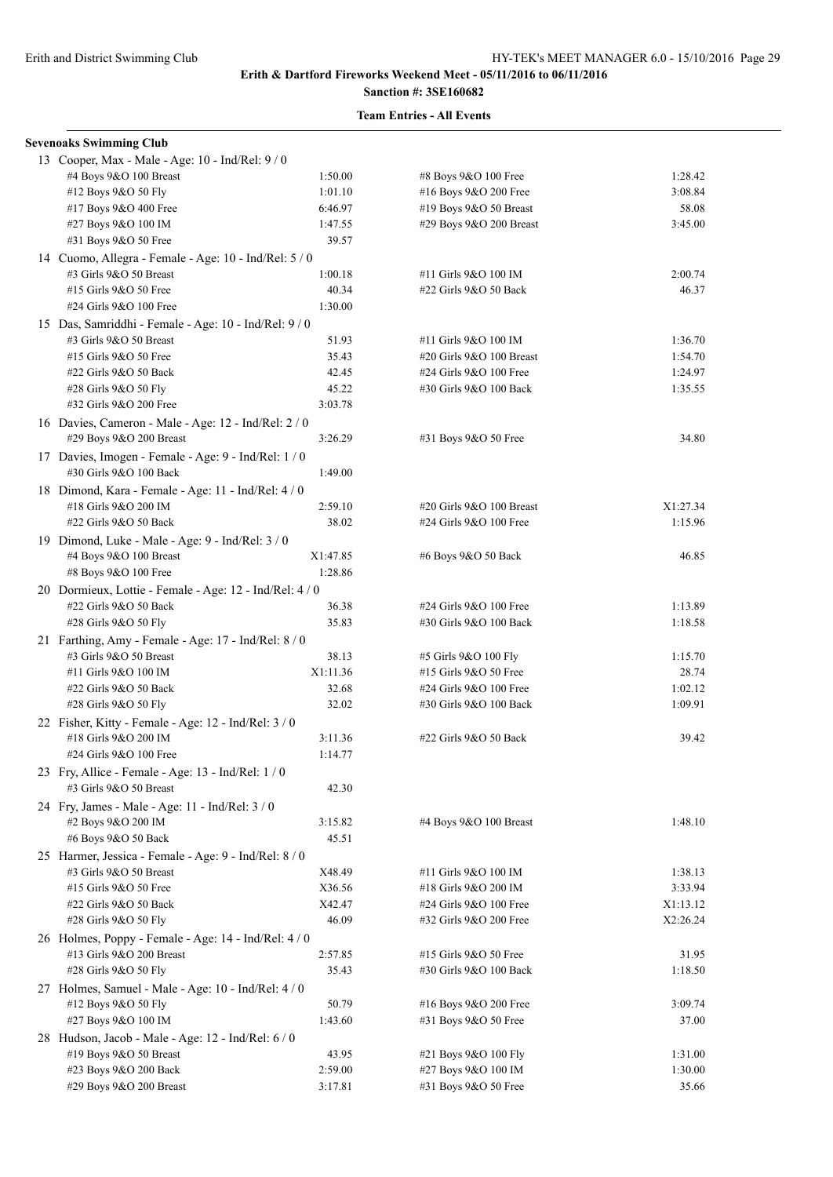**Erith & Dartford Fireworks Weekend Meet - 05/11/2016 to 06/11/2016**

**Sanction #: 3SE160682**

**Team Entries - All Events**

**Sevenoaks Swimming Club**

13 Cooper, Max - Male - Age: 10 - Ind/Rel: 9 / 0

| | | | |
|---|---|---|---|
| #4 Boys 9&O 100 Breast | 1:50.00 | #8 Boys 9&O 100 Free | 1:28.42 |
| #12 Boys 9&O 50 Fly | 1:01.10 | #16 Boys 9&O 200 Free | 3:08.84 |
| #17 Boys 9&O 400 Free | 6:46.97 | #19 Boys 9&O 50 Breast | 58.08 |
| #27 Boys 9&O 100 IM | 1:47.55 | #29 Boys 9&O 200 Breast | 3:45.00 |
| #31 Boys 9&O 50 Free | 39.57 | | |

14 Cuomo, Allegra - Female - Age: 10 - Ind/Rel: 5 / 0

| | | | |
|---|---|---|---|
| #3 Girls 9&O 50 Breast | 1:00.18 | #11 Girls 9&O 100 IM | 2:00.74 |
| #15 Girls 9&O 50 Free | 40.34 | #22 Girls 9&O 50 Back | 46.37 |
| #24 Girls 9&O 100 Free | 1:30.00 | | |

15 Das, Samriddhi - Female - Age: 10 - Ind/Rel: 9 / 0

| | | | |
|---|---|---|---|
| #3 Girls 9&O 50 Breast | 51.93 | #11 Girls 9&O 100 IM | 1:36.70 |
| #15 Girls 9&O 50 Free | 35.43 | #20 Girls 9&O 100 Breast | 1:54.70 |
| #22 Girls 9&O 50 Back | 42.45 | #24 Girls 9&O 100 Free | 1:24.97 |
| #28 Girls 9&O 50 Fly | 45.22 | #30 Girls 9&O 100 Back | 1:35.55 |
| #32 Girls 9&O 200 Free | 3:03.78 | | |

16 Davies, Cameron - Male - Age: 12 - Ind/Rel: 2 / 0

| | | | |
|---|---|---|---|
| #29 Boys 9&O 200 Breast | 3:26.29 | #31 Boys 9&O 50 Free | 34.80 |

17 Davies, Imogen - Female - Age: 9 - Ind/Rel: 1 / 0

| | | | |
|---|---|---|---|
| #30 Girls 9&O 100 Back | 1:49.00 | | |

18 Dimond, Kara - Female - Age: 11 - Ind/Rel: 4 / 0

| | | | |
|---|---|---|---|
| #18 Girls 9&O 200 IM | 2:59.10 | #20 Girls 9&O 100 Breast | X1:27.34 |
| #22 Girls 9&O 50 Back | 38.02 | #24 Girls 9&O 100 Free | 1:15.96 |

19 Dimond, Luke - Male - Age: 9 - Ind/Rel: 3 / 0

| | | | |
|---|---|---|---|
| #4 Boys 9&O 100 Breast | X1:47.85 | #6 Boys 9&O 50 Back | 46.85 |
| #8 Boys 9&O 100 Free | 1:28.86 | | |

20 Dormieux, Lottie - Female - Age: 12 - Ind/Rel: 4 / 0

| | | | |
|---|---|---|---|
| #22 Girls 9&O 50 Back | 36.38 | #24 Girls 9&O 100 Free | 1:13.89 |
| #28 Girls 9&O 50 Fly | 35.83 | #30 Girls 9&O 100 Back | 1:18.58 |

21 Farthing, Amy - Female - Age: 17 - Ind/Rel: 8 / 0

| | | | |
|---|---|---|---|
| #3 Girls 9&O 50 Breast | 38.13 | #5 Girls 9&O 100 Fly | 1:15.70 |
| #11 Girls 9&O 100 IM | X1:11.36 | #15 Girls 9&O 50 Free | 28.74 |
| #22 Girls 9&O 50 Back | 32.68 | #24 Girls 9&O 100 Free | 1:02.12 |
| #28 Girls 9&O 50 Fly | 32.02 | #30 Girls 9&O 100 Back | 1:09.91 |

22 Fisher, Kitty - Female - Age: 12 - Ind/Rel: 3 / 0

| | | | |
|---|---|---|---|
| #18 Girls 9&O 200 IM | 3:11.36 | #22 Girls 9&O 50 Back | 39.42 |
| #24 Girls 9&O 100 Free | 1:14.77 | | |

23 Fry, Allice - Female - Age: 13 - Ind/Rel: 1 / 0

| | | | |
|---|---|---|---|
| #3 Girls 9&O 50 Breast | 42.30 | | |

24 Fry, James - Male - Age: 11 - Ind/Rel: 3 / 0

| | | | |
|---|---|---|---|
| #2 Boys 9&O 200 IM | 3:15.82 | #4 Boys 9&O 100 Breast | 1:48.10 |
| #6 Boys 9&O 50 Back | 45.51 | | |

25 Harmer, Jessica - Female - Age: 9 - Ind/Rel: 8 / 0

| | | | |
|---|---|---|---|
| #3 Girls 9&O 50 Breast | X48.49 | #11 Girls 9&O 100 IM | 1:38.13 |
| #15 Girls 9&O 50 Free | X36.56 | #18 Girls 9&O 200 IM | 3:33.94 |
| #22 Girls 9&O 50 Back | X42.47 | #24 Girls 9&O 100 Free | X1:13.12 |
| #28 Girls 9&O 50 Fly | 46.09 | #32 Girls 9&O 200 Free | X2:26.24 |

26 Holmes, Poppy - Female - Age: 14 - Ind/Rel: 4 / 0

| | | | |
|---|---|---|---|
| #13 Girls 9&O 200 Breast | 2:57.85 | #15 Girls 9&O 50 Free | 31.95 |
| #28 Girls 9&O 50 Fly | 35.43 | #30 Girls 9&O 100 Back | 1:18.50 |

27 Holmes, Samuel - Male - Age: 10 - Ind/Rel: 4 / 0

| | | | |
|---|---|---|---|
| #12 Boys 9&O 50 Fly | 50.79 | #16 Boys 9&O 200 Free | 3:09.74 |
| #27 Boys 9&O 100 IM | 1:43.60 | #31 Boys 9&O 50 Free | 37.00 |

28 Hudson, Jacob - Male - Age: 12 - Ind/Rel: 6 / 0

| | | | |
|---|---|---|---|
| #19 Boys 9&O 50 Breast | 43.95 | #21 Boys 9&O 100 Fly | 1:31.00 |
| #23 Boys 9&O 200 Back | 2:59.00 | #27 Boys 9&O 100 IM | 1:30.00 |
| #29 Boys 9&O 200 Breast | 3:17.81 | #31 Boys 9&O 50 Free | 35.66 |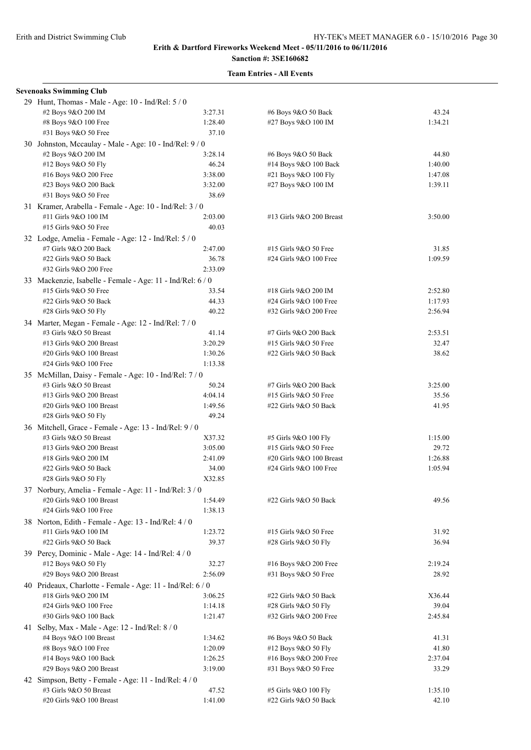**Erith & Dartford Fireworks Weekend Meet - 05/11/2016 to 06/11/2016**

**Sanction #: 3SE160682**

**Team Entries - All Events**

**Sevenoaks Swimming Club**

29 Hunt, Thomas - Male - Age: 10 - Ind/Rel: 5 / 0

| | | | |
|---|---|---|---|
| #2 Boys 9&O 200 IM | 3:27.31 | #6 Boys 9&O 50 Back | 43.24 |
| #8 Boys 9&O 100 Free | 1:28.40 | #27 Boys 9&O 100 IM | 1:34.21 |
| #31 Boys 9&O 50 Free | 37.10 | | |

30 Johnston, Mccaulay - Male - Age: 10 - Ind/Rel: 9 / 0

| | | | |
|---|---|---|---|
| #2 Boys 9&O 200 IM | 3:28.14 | #6 Boys 9&O 50 Back | 44.80 |
| #12 Boys 9&O 50 Fly | 46.24 | #14 Boys 9&O 100 Back | 1:40.00 |
| #16 Boys 9&O 200 Free | 3:38.00 | #21 Boys 9&O 100 Fly | 1:47.08 |
| #23 Boys 9&O 200 Back | 3:32.00 | #27 Boys 9&O 100 IM | 1:39.11 |
| #31 Boys 9&O 50 Free | 38.69 | | |

31 Kramer, Arabella - Female - Age: 10 - Ind/Rel: 3 / 0

| | | | |
|---|---|---|---|
| #11 Girls 9&O 100 IM | 2:03.00 | #13 Girls 9&O 200 Breast | 3:50.00 |
| #15 Girls 9&O 50 Free | 40.03 | | |

32 Lodge, Amelia - Female - Age: 12 - Ind/Rel: 5 / 0

| | | | |
|---|---|---|---|
| #7 Girls 9&O 200 Back | 2:47.00 | #15 Girls 9&O 50 Free | 31.85 |
| #22 Girls 9&O 50 Back | 36.78 | #24 Girls 9&O 100 Free | 1:09.59 |
| #32 Girls 9&O 200 Free | 2:33.09 | | |

33 Mackenzie, Isabelle - Female - Age: 11 - Ind/Rel: 6 / 0

| | | | |
|---|---|---|---|
| #15 Girls 9&O 50 Free | 33.54 | #18 Girls 9&O 200 IM | 2:52.80 |
| #22 Girls 9&O 50 Back | 44.33 | #24 Girls 9&O 100 Free | 1:17.93 |
| #28 Girls 9&O 50 Fly | 40.22 | #32 Girls 9&O 200 Free | 2:56.94 |

34 Marter, Megan - Female - Age: 12 - Ind/Rel: 7 / 0

| | | | |
|---|---|---|---|
| #3 Girls 9&O 50 Breast | 41.14 | #7 Girls 9&O 200 Back | 2:53.51 |
| #13 Girls 9&O 200 Breast | 3:20.29 | #15 Girls 9&O 50 Free | 32.47 |
| #20 Girls 9&O 100 Breast | 1:30.26 | #22 Girls 9&O 50 Back | 38.62 |
| #24 Girls 9&O 100 Free | 1:13.38 | | |

35 McMillan, Daisy - Female - Age: 10 - Ind/Rel: 7 / 0

| | | | |
|---|---|---|---|
| #3 Girls 9&O 50 Breast | 50.24 | #7 Girls 9&O 200 Back | 3:25.00 |
| #13 Girls 9&O 200 Breast | 4:04.14 | #15 Girls 9&O 50 Free | 35.56 |
| #20 Girls 9&O 100 Breast | 1:49.56 | #22 Girls 9&O 50 Back | 41.95 |
| #28 Girls 9&O 50 Fly | 49.24 | | |

36 Mitchell, Grace - Female - Age: 13 - Ind/Rel: 9 / 0

| | | | |
|---|---|---|---|
| #3 Girls 9&O 50 Breast | X37.32 | #5 Girls 9&O 100 Fly | 1:15.00 |
| #13 Girls 9&O 200 Breast | 3:05.00 | #15 Girls 9&O 50 Free | 29.72 |
| #18 Girls 9&O 200 IM | 2:41.09 | #20 Girls 9&O 100 Breast | 1:26.88 |
| #22 Girls 9&O 50 Back | 34.00 | #24 Girls 9&O 100 Free | 1:05.94 |
| #28 Girls 9&O 50 Fly | X32.85 | | |

37 Norbury, Amelia - Female - Age: 11 - Ind/Rel: 3 / 0

| | | | |
|---|---|---|---|
| #20 Girls 9&O 100 Breast | 1:54.49 | #22 Girls 9&O 50 Back | 49.56 |
| #24 Girls 9&O 100 Free | 1:38.13 | | |

38 Norton, Edith - Female - Age: 13 - Ind/Rel: 4 / 0

| | | | |
|---|---|---|---|
| #11 Girls 9&O 100 IM | 1:23.72 | #15 Girls 9&O 50 Free | 31.92 |
| #22 Girls 9&O 50 Back | 39.37 | #28 Girls 9&O 50 Fly | 36.94 |

39 Percy, Dominic - Male - Age: 14 - Ind/Rel: 4 / 0

| | | | |
|---|---|---|---|
| #12 Boys 9&O 50 Fly | 32.27 | #16 Boys 9&O 200 Free | 2:19.24 |
| #29 Boys 9&O 200 Breast | 2:56.09 | #31 Boys 9&O 50 Free | 28.92 |

40 Prideaux, Charlotte - Female - Age: 11 - Ind/Rel: 6 / 0

| | | | |
|---|---|---|---|
| #18 Girls 9&O 200 IM | 3:06.25 | #22 Girls 9&O 50 Back | X36.44 |
| #24 Girls 9&O 100 Free | 1:14.18 | #28 Girls 9&O 50 Fly | 39.04 |
| #30 Girls 9&O 100 Back | 1:21.47 | #32 Girls 9&O 200 Free | 2:45.84 |

41 Selby, Max - Male - Age: 12 - Ind/Rel: 8 / 0

| | | | |
|---|---|---|---|
| #4 Boys 9&O 100 Breast | 1:34.62 | #6 Boys 9&O 50 Back | 41.31 |
| #8 Boys 9&O 100 Free | 1:20.09 | #12 Boys 9&O 50 Fly | 41.80 |
| #14 Boys 9&O 100 Back | 1:26.25 | #16 Boys 9&O 200 Free | 2:37.04 |
| #29 Boys 9&O 200 Breast | 3:19.00 | #31 Boys 9&O 50 Free | 33.29 |

42 Simpson, Betty - Female - Age: 11 - Ind/Rel: 4 / 0

| | | | |
|---|---|---|---|
| #3 Girls 9&O 50 Breast | 47.52 | #5 Girls 9&O 100 Fly | 1:35.10 |
| #20 Girls 9&O 100 Breast | 1:41.00 | #22 Girls 9&O 50 Back | 42.10 |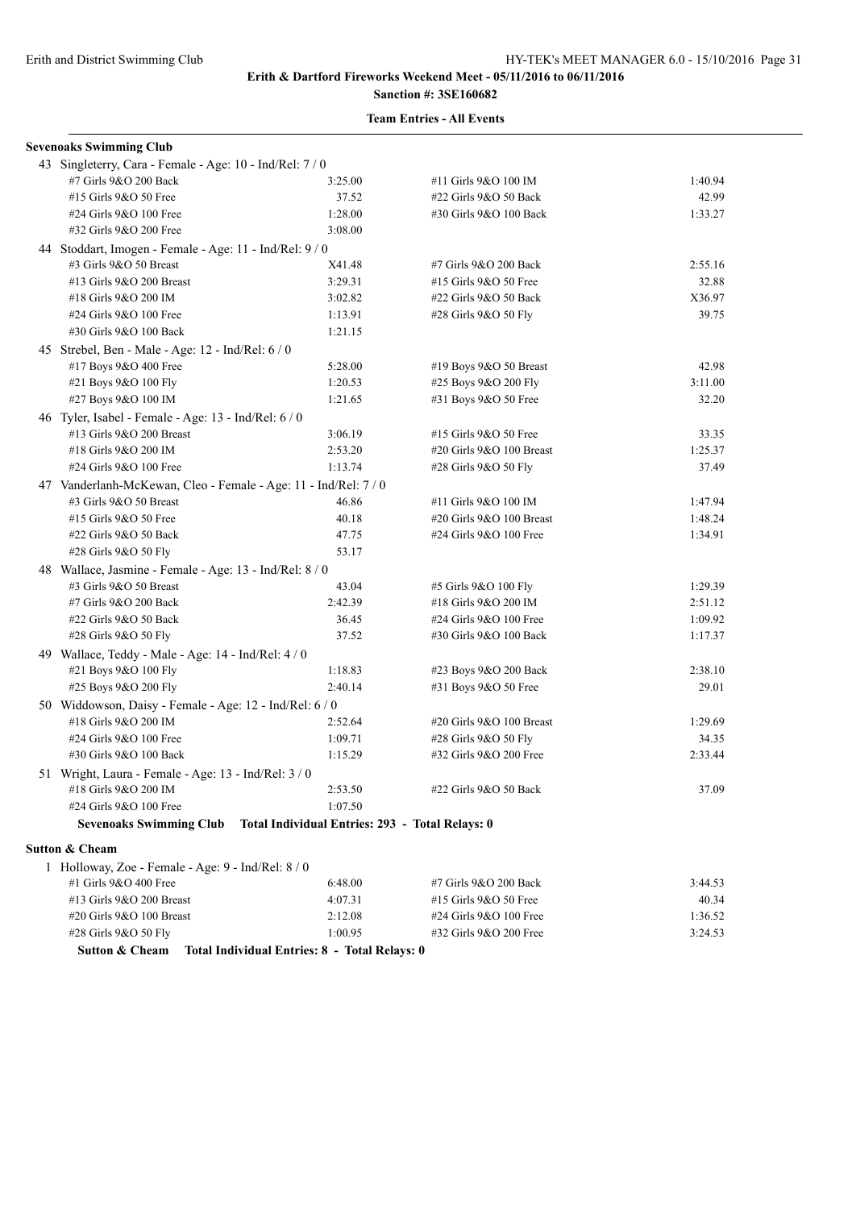**Erith & Dartford Fireworks Weekend Meet - 05/11/2016 to 06/11/2016**

**Sanction #: 3SE160682**

**Team Entries - All Events**

**Sevenoaks Swimming Club**

43 Singleterry, Cara - Female - Age: 10 - Ind/Rel: 7 / 0

| | | | |
|---|---|---|---|
| #7 Girls 9&O 200 Back | 3:25.00 | #11 Girls 9&O 100 IM | 1:40.94 |
| #15 Girls 9&O 50 Free | 37.52 | #22 Girls 9&O 50 Back | 42.99 |
| #24 Girls 9&O 100 Free | 1:28.00 | #30 Girls 9&O 100 Back | 1:33.27 |
| #32 Girls 9&O 200 Free | 3:08.00 | | |

44 Stoddart, Imogen - Female - Age: 11 - Ind/Rel: 9 / 0

| | | | |
|---|---|---|---|
| #3 Girls 9&O 50 Breast | X41.48 | #7 Girls 9&O 200 Back | 2:55.16 |
| #13 Girls 9&O 200 Breast | 3:29.31 | #15 Girls 9&O 50 Free | 32.88 |
| #18 Girls 9&O 200 IM | 3:02.82 | #22 Girls 9&O 50 Back | X36.97 |
| #24 Girls 9&O 100 Free | 1:13.91 | #28 Girls 9&O 50 Fly | 39.75 |
| #30 Girls 9&O 100 Back | 1:21.15 | | |

45 Strebel, Ben - Male - Age: 12 - Ind/Rel: 6 / 0

| | | | |
|---|---|---|---|
| #17 Boys 9&O 400 Free | 5:28.00 | #19 Boys 9&O 50 Breast | 42.98 |
| #21 Boys 9&O 100 Fly | 1:20.53 | #25 Boys 9&O 200 Fly | 3:11.00 |
| #27 Boys 9&O 100 IM | 1:21.65 | #31 Boys 9&O 50 Free | 32.20 |

46 Tyler, Isabel - Female - Age: 13 - Ind/Rel: 6 / 0

| | | | |
|---|---|---|---|
| #13 Girls 9&O 200 Breast | 3:06.19 | #15 Girls 9&O 50 Free | 33.35 |
| #18 Girls 9&O 200 IM | 2:53.20 | #20 Girls 9&O 100 Breast | 1:25.37 |
| #24 Girls 9&O 100 Free | 1:13.74 | #28 Girls 9&O 50 Fly | 37.49 |

47 Vanderlanh-McKewan, Cleo - Female - Age: 11 - Ind/Rel: 7 / 0

| | | | |
|---|---|---|---|
| #3 Girls 9&O 50 Breast | 46.86 | #11 Girls 9&O 100 IM | 1:47.94 |
| #15 Girls 9&O 50 Free | 40.18 | #20 Girls 9&O 100 Breast | 1:48.24 |
| #22 Girls 9&O 50 Back | 47.75 | #24 Girls 9&O 100 Free | 1:34.91 |
| #28 Girls 9&O 50 Fly | 53.17 | | |

48 Wallace, Jasmine - Female - Age: 13 - Ind/Rel: 8 / 0

| | | | |
|---|---|---|---|
| #3 Girls 9&O 50 Breast | 43.04 | #5 Girls 9&O 100 Fly | 1:29.39 |
| #7 Girls 9&O 200 Back | 2:42.39 | #18 Girls 9&O 200 IM | 2:51.12 |
| #22 Girls 9&O 50 Back | 36.45 | #24 Girls 9&O 100 Free | 1:09.92 |
| #28 Girls 9&O 50 Fly | 37.52 | #30 Girls 9&O 100 Back | 1:17.37 |

49 Wallace, Teddy - Male - Age: 14 - Ind/Rel: 4 / 0

| | | | |
|---|---|---|---|
| #21 Boys 9&O 100 Fly | 1:18.83 | #23 Boys 9&O 200 Back | 2:38.10 |
| #25 Boys 9&O 200 Fly | 2:40.14 | #31 Boys 9&O 50 Free | 29.01 |

50 Widdowson, Daisy - Female - Age: 12 - Ind/Rel: 6 / 0

| | | | |
|---|---|---|---|
| #18 Girls 9&O 200 IM | 2:52.64 | #20 Girls 9&O 100 Breast | 1:29.69 |
| #24 Girls 9&O 100 Free | 1:09.71 | #28 Girls 9&O 50 Fly | 34.35 |
| #30 Girls 9&O 100 Back | 1:15.29 | #32 Girls 9&O 200 Free | 2:33.44 |

51 Wright, Laura - Female - Age: 13 - Ind/Rel: 3 / 0

| | | | |
|---|---|---|---|
| #18 Girls 9&O 200 IM | 2:53.50 | #22 Girls 9&O 50 Back | 37.09 |
| #24 Girls 9&O 100 Free | 1:07.50 | | |

**Sevenoaks Swimming Club Total Individual Entries: 293 - Total Relays: 0**

**Sutton & Cheam**

1 Holloway, Zoe - Female - Age: 9 - Ind/Rel: 8 / 0

| | | | |
|---|---|---|---|
| #1 Girls 9&O 400 Free | 6:48.00 | #7 Girls 9&O 200 Back | 3:44.53 |
| #13 Girls 9&O 200 Breast | 4:07.31 | #15 Girls 9&O 50 Free | 40.34 |
| #20 Girls 9&O 100 Breast | 2:12.08 | #24 Girls 9&O 100 Free | 1:36.52 |
| #28 Girls 9&O 50 Fly | 1:00.95 | #32 Girls 9&O 200 Free | 3:24.53 |

**Sutton & Cheam Total Individual Entries: 8 - Total Relays: 0**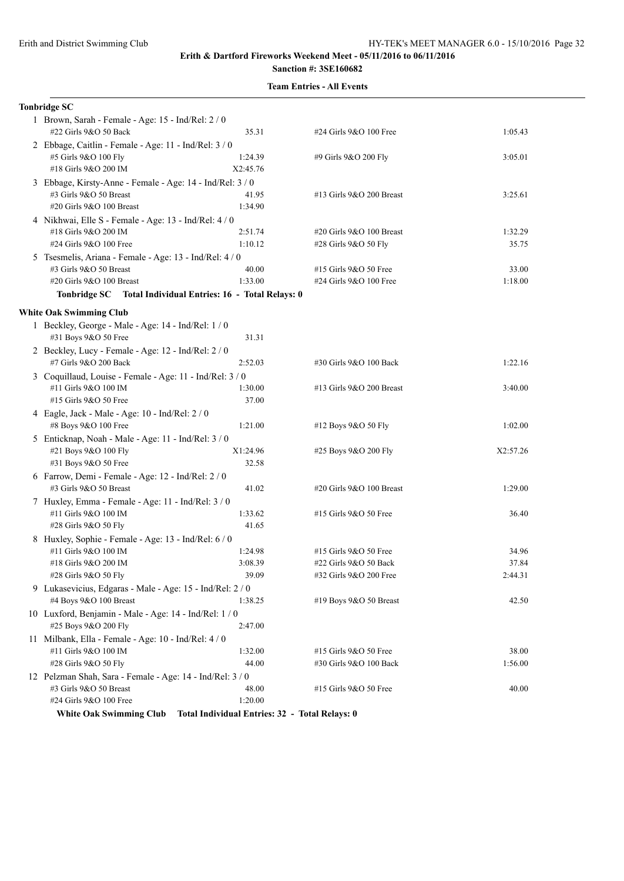**Erith & Dartford Fireworks Weekend Meet - 05/11/2016 to 06/11/2016**

**Sanction #: 3SE160682**

**Team Entries - All Events**

**Tonbridge SC**

1 Brown, Sarah - Female - Age: 15 - Ind/Rel: 2 / 0

| | | | |
|---|---|---|---|
| #22 Girls 9&O 50 Back | 35.31 | #24 Girls 9&O 100 Free | 1:05.43 |

2 Ebbage, Caitlin - Female - Age: 11 - Ind/Rel: 3 / 0

| | | | |
|---|---|---|---|
| #5 Girls 9&O 100 Fly | 1:24.39 | #9 Girls 9&O 200 Fly | 3:05.01 |
| #18 Girls 9&O 200 IM | X2:45.76 | | |

3 Ebbage, Kirsty-Anne - Female - Age: 14 - Ind/Rel: 3 / 0

| | | | |
|---|---|---|---|
| #3 Girls 9&O 50 Breast | 41.95 | #13 Girls 9&O 200 Breast | 3:25.61 |
| #20 Girls 9&O 100 Breast | 1:34.90 | | |

4 Nikhwai, Elle S - Female - Age: 13 - Ind/Rel: 4 / 0

| | | | |
|---|---|---|---|
| #18 Girls 9&O 200 IM | 2:51.74 | #20 Girls 9&O 100 Breast | 1:32.29 |
| #24 Girls 9&O 100 Free | 1:10.12 | #28 Girls 9&O 50 Fly | 35.75 |

5 Tsesmelis, Ariana - Female - Age: 13 - Ind/Rel: 4 / 0

| | | | |
|---|---|---|---|
| #3 Girls 9&O 50 Breast | 40.00 | #15 Girls 9&O 50 Free | 33.00 |
| #20 Girls 9&O 100 Breast | 1:33.00 | #24 Girls 9&O 100 Free | 1:18.00 |

**Tonbridge SC Total Individual Entries: 16 - Total Relays: 0**

**White Oak Swimming Club**

1 Beckley, George - Male - Age: 14 - Ind/Rel: 1 / 0

| | | | |
|---|---|---|---|
| #31 Boys 9&O 50 Free | 31.31 | | |

2 Beckley, Lucy - Female - Age: 12 - Ind/Rel: 2 / 0

| | | | |
|---|---|---|---|
| #7 Girls 9&O 200 Back | 2:52.03 | #30 Girls 9&O 100 Back | 1:22.16 |

3 Coquillaud, Louise - Female - Age: 11 - Ind/Rel: 3 / 0

| | | | |
|---|---|---|---|
| #11 Girls 9&O 100 IM | 1:30.00 | #13 Girls 9&O 200 Breast | 3:40.00 |
| #15 Girls 9&O 50 Free | 37.00 | | |

4 Eagle, Jack - Male - Age: 10 - Ind/Rel: 2 / 0

| | | | |
|---|---|---|---|
| #8 Boys 9&O 100 Free | 1:21.00 | #12 Boys 9&O 50 Fly | 1:02.00 |

5 Enticknap, Noah - Male - Age: 11 - Ind/Rel: 3 / 0

| | | | |
|---|---|---|---|
| #21 Boys 9&O 100 Fly | X1:24.96 | #25 Boys 9&O 200 Fly | X2:57.26 |
| #31 Boys 9&O 50 Free | 32.58 | | |

6 Farrow, Demi - Female - Age: 12 - Ind/Rel: 2 / 0

| | | | |
|---|---|---|---|
| #3 Girls 9&O 50 Breast | 41.02 | #20 Girls 9&O 100 Breast | 1:29.00 |

7 Huxley, Emma - Female - Age: 11 - Ind/Rel: 3 / 0

| | | | |
|---|---|---|---|
| #11 Girls 9&O 100 IM | 1:33.62 | #15 Girls 9&O 50 Free | 36.40 |
| #28 Girls 9&O 50 Fly | 41.65 | | |

8 Huxley, Sophie - Female - Age: 13 - Ind/Rel: 6 / 0

| | | | |
|---|---|---|---|
| #11 Girls 9&O 100 IM | 1:24.98 | #15 Girls 9&O 50 Free | 34.96 |
| #18 Girls 9&O 200 IM | 3:08.39 | #22 Girls 9&O 50 Back | 37.84 |
| #28 Girls 9&O 50 Fly | 39.09 | #32 Girls 9&O 200 Free | 2:44.31 |

9 Lukasevicius, Edgaras - Male - Age: 15 - Ind/Rel: 2 / 0

| | | | |
|---|---|---|---|
| #4 Boys 9&O 100 Breast | 1:38.25 | #19 Boys 9&O 50 Breast | 42.50 |

10 Luxford, Benjamin - Male - Age: 14 - Ind/Rel: 1 / 0

| | | | |
|---|---|---|---|
| #25 Boys 9&O 200 Fly | 2:47.00 | | |

11 Milbank, Ella - Female - Age: 10 - Ind/Rel: 4 / 0

| | | | |
|---|---|---|---|
| #11 Girls 9&O 100 IM | 1:32.00 | #15 Girls 9&O 50 Free | 38.00 |
| #28 Girls 9&O 50 Fly | 44.00 | #30 Girls 9&O 100 Back | 1:56.00 |

12 Pelzman Shah, Sara - Female - Age: 14 - Ind/Rel: 3 / 0

| | | | |
|---|---|---|---|
| #3 Girls 9&O 50 Breast | 48.00 | #15 Girls 9&O 50 Free | 40.00 |
| #24 Girls 9&O 100 Free | 1:20.00 | | |

**White Oak Swimming Club Total Individual Entries: 32 - Total Relays: 0**